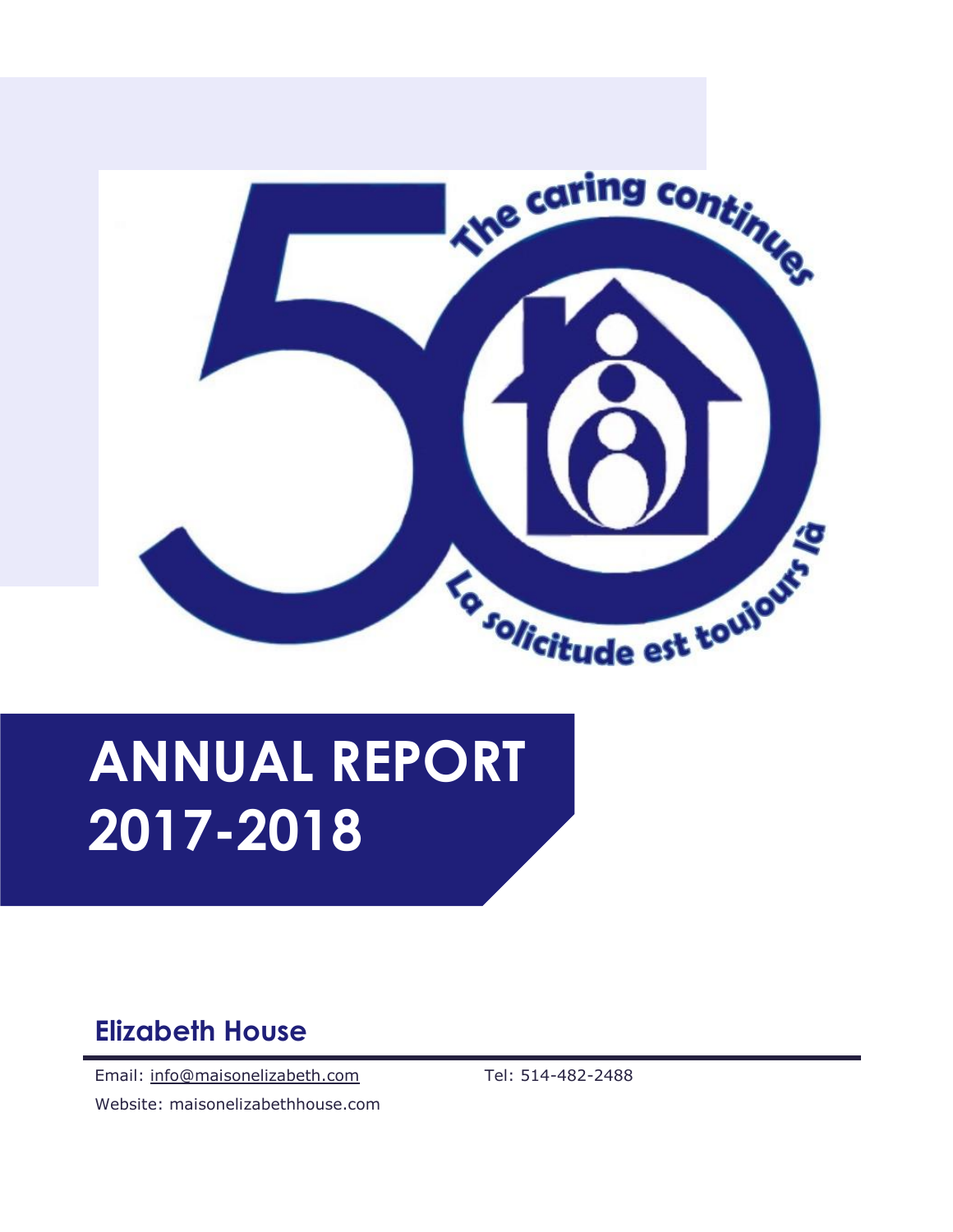The caring continues

La solicitude est toujours là

# ANNUAL REPORT 2017-2018

## Elizabeth House

Email: info@maisonelizabeth.com

Tel: 514-482-2488

Website: maisonelizabethhouse.com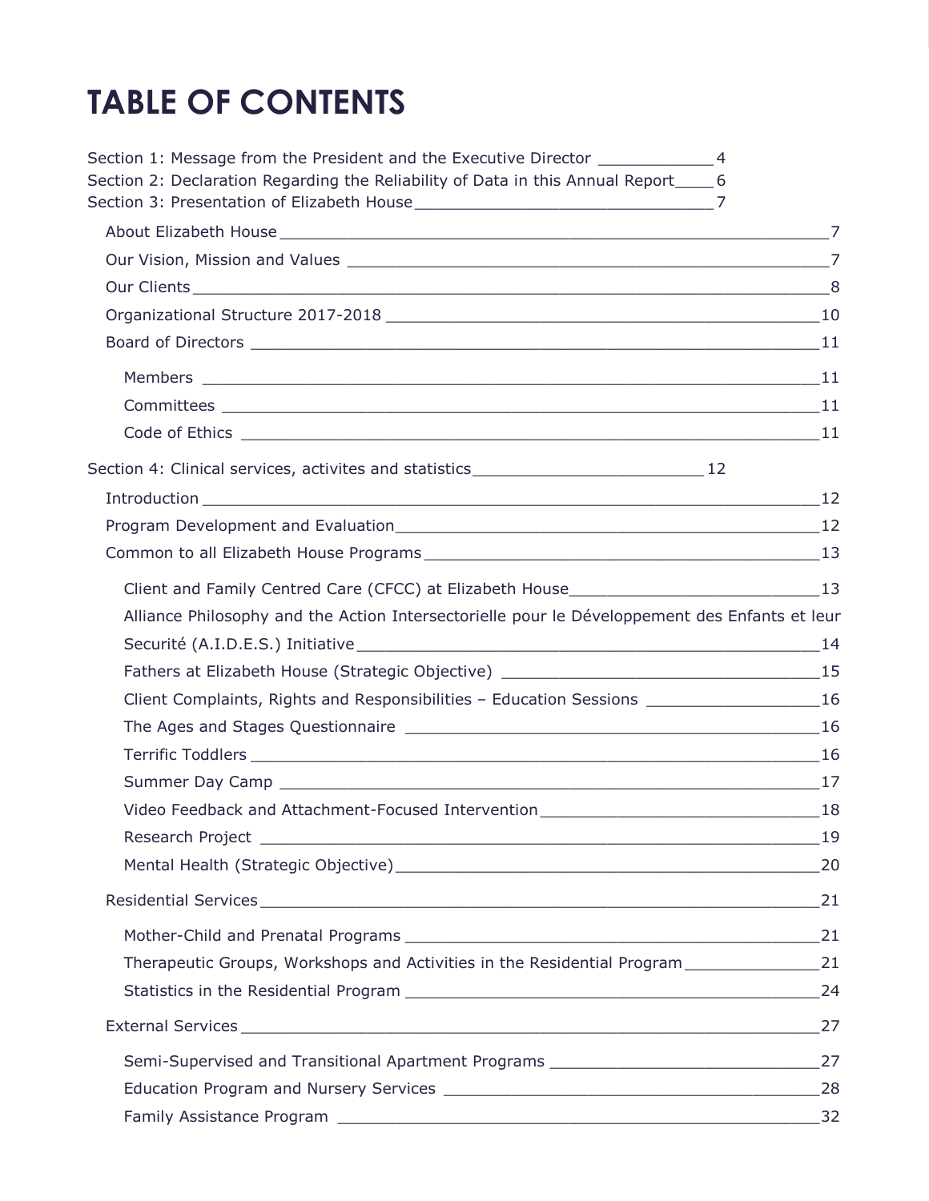# TABLE OF CONTENTS

Section 1: Message from the President and the Executive Director ____________ 4
Section 2: Declaration Regarding the Reliability of Data in this Annual Report ____ 6
Section 3: Presentation of Elizabeth House ______________________________ 7

- About Elizabeth House ______________________________ 7
- Our Vision, Mission and Values ______________________________ 7
- Our Clients ______________________________ 8
- Organizational Structure 2017-2018 ______________________________ 10
- Board of Directors ______________________________ 11
  - Members ______________________________ 11
  - Committees ______________________________ 11
  - Code of Ethics ______________________________ 11

Section 4: Clinical services, activites and statistics ________________________ 12

- Introduction ______________________________ 12
- Program Development and Evaluation ______________________________ 12
- Common to all Elizabeth House Programs ______________________________ 13
  - Client and Family Centred Care (CFCC) at Elizabeth House ______________________________ 13
  - Alliance Philosophy and the Action Intersectorielle pour le Développement des Enfants et leur Securité (A.I.D.E.S.) Initiative ______________________________ 14
  - Fathers at Elizabeth House (Strategic Objective) ______________________________ 15
  - Client Complaints, Rights and Responsibilities – Education Sessions ______________________________ 16
  - The Ages and Stages Questionnaire ______________________________ 16
  - Terrific Toddlers ______________________________ 16
  - Summer Day Camp ______________________________ 17
  - Video Feedback and Attachment-Focused Intervention ______________________________ 18
  - Research Project ______________________________ 19
  - Mental Health (Strategic Objective) ______________________________ 20
- Residential Services ______________________________ 21
  - Mother-Child and Prenatal Programs ______________________________ 21
  - Therapeutic Groups, Workshops and Activities in the Residential Program ______________________________ 21
  - Statistics in the Residential Program ______________________________ 24
- External Services ______________________________ 27
  - Semi-Supervised and Transitional Apartment Programs ______________________________ 27
  - Education Program and Nursery Services ______________________________ 28
  - Family Assistance Program ______________________________ 32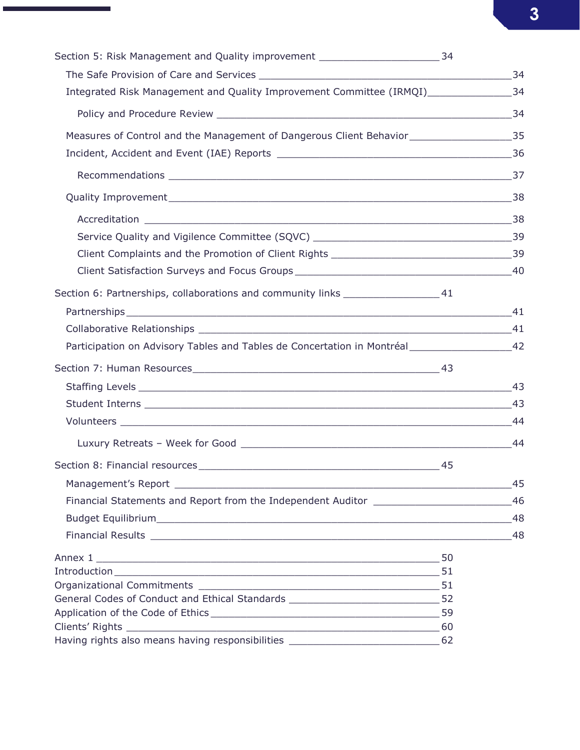Section 5: Risk Management and Quality improvement — 34

- The Safe Provision of Care and Services — 34
- Integrated Risk Management and Quality Improvement Committee (IRMQI) — 34
  - Policy and Procedure Review — 34
- Measures of Control and the Management of Dangerous Client Behavior — 35
- Incident, Accident and Event (IAE) Reports — 36
  - Recommendations — 37
- Quality Improvement — 38
  - Accreditation — 38
  - Service Quality and Vigilence Committee (SQVC) — 39
  - Client Complaints and the Promotion of Client Rights — 39
  - Client Satisfaction Surveys and Focus Groups — 40

Section 6: Partnerships, collaborations and community links — 41

- Partnerships — 41
- Collaborative Relationships — 41
- Participation on Advisory Tables and Tables de Concertation in Montréal — 42

Section 7: Human Resources — 43

- Staffing Levels — 43
- Student Interns — 43
- Volunteers — 44
  - Luxury Retreats – Week for Good — 44

Section 8: Financial resources — 45

- Management's Report — 45
- Financial Statements and Report from the Independent Auditor — 46
- Budget Equilibrium — 48
- Financial Results — 48

Annex 1 — 50
Introduction — 51
Organizational Commitments — 51
General Codes of Conduct and Ethical Standards — 52
Application of the Code of Ethics — 59
Clients' Rights — 60
Having rights also means having responsibilities — 62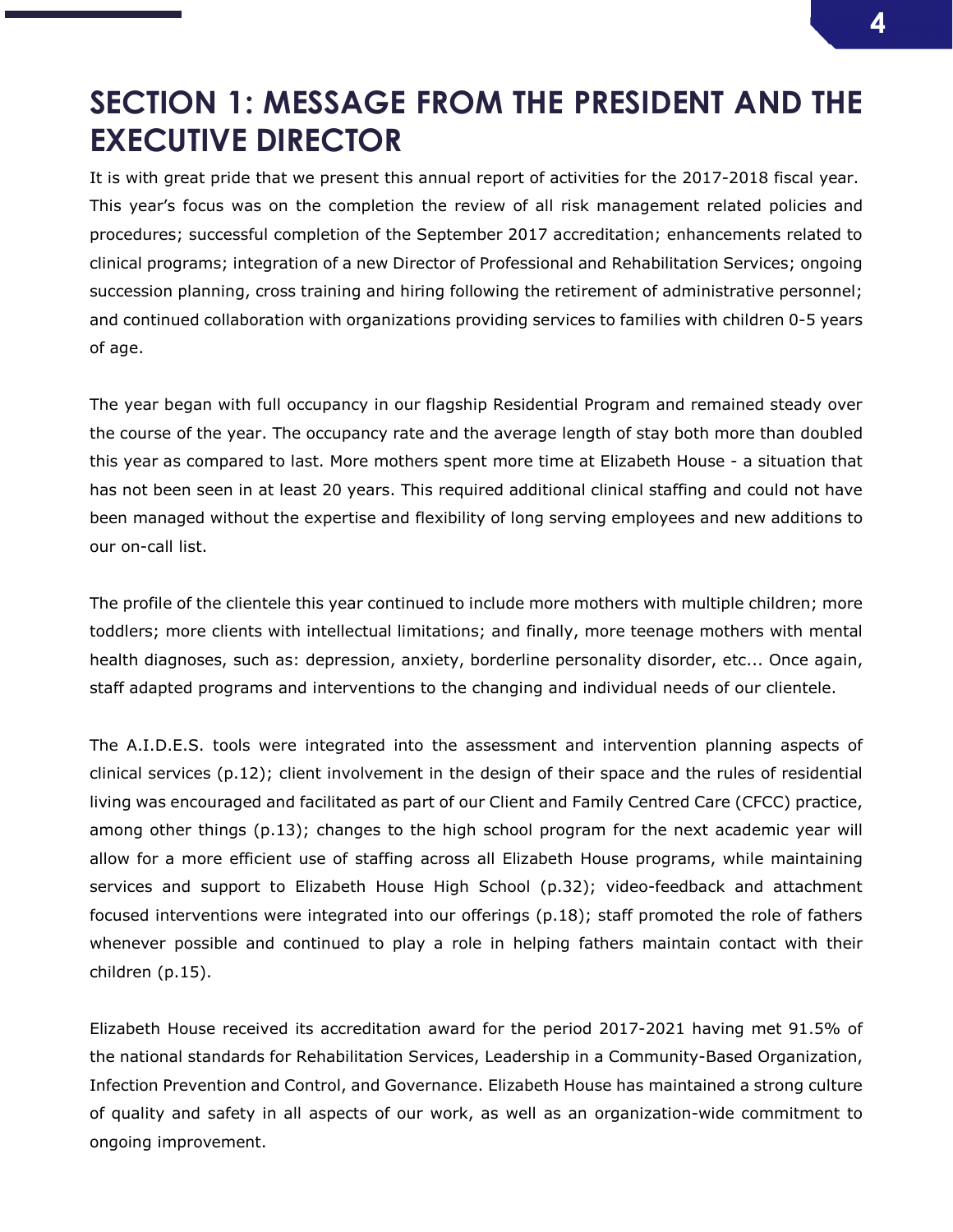# SECTION 1: MESSAGE FROM THE PRESIDENT AND THE EXECUTIVE DIRECTOR

It is with great pride that we present this annual report of activities for the 2017-2018 fiscal year. This year's focus was on the completion the review of all risk management related policies and procedures; successful completion of the September 2017 accreditation; enhancements related to clinical programs; integration of a new Director of Professional and Rehabilitation Services; ongoing succession planning, cross training and hiring following the retirement of administrative personnel; and continued collaboration with organizations providing services to families with children 0-5 years of age.

The year began with full occupancy in our flagship Residential Program and remained steady over the course of the year. The occupancy rate and the average length of stay both more than doubled this year as compared to last. More mothers spent more time at Elizabeth House - a situation that has not been seen in at least 20 years. This required additional clinical staffing and could not have been managed without the expertise and flexibility of long serving employees and new additions to our on-call list.

The profile of the clientele this year continued to include more mothers with multiple children; more toddlers; more clients with intellectual limitations; and finally, more teenage mothers with mental health diagnoses, such as: depression, anxiety, borderline personality disorder, etc... Once again, staff adapted programs and interventions to the changing and individual needs of our clientele.

The A.I.D.E.S. tools were integrated into the assessment and intervention planning aspects of clinical services (p.12); client involvement in the design of their space and the rules of residential living was encouraged and facilitated as part of our Client and Family Centred Care (CFCC) practice, among other things (p.13); changes to the high school program for the next academic year will allow for a more efficient use of staffing across all Elizabeth House programs, while maintaining services and support to Elizabeth House High School (p.32); video-feedback and attachment focused interventions were integrated into our offerings (p.18); staff promoted the role of fathers whenever possible and continued to play a role in helping fathers maintain contact with their children (p.15).

Elizabeth House received its accreditation award for the period 2017-2021 having met 91.5% of the national standards for Rehabilitation Services, Leadership in a Community-Based Organization, Infection Prevention and Control, and Governance. Elizabeth House has maintained a strong culture of quality and safety in all aspects of our work, as well as an organization-wide commitment to ongoing improvement.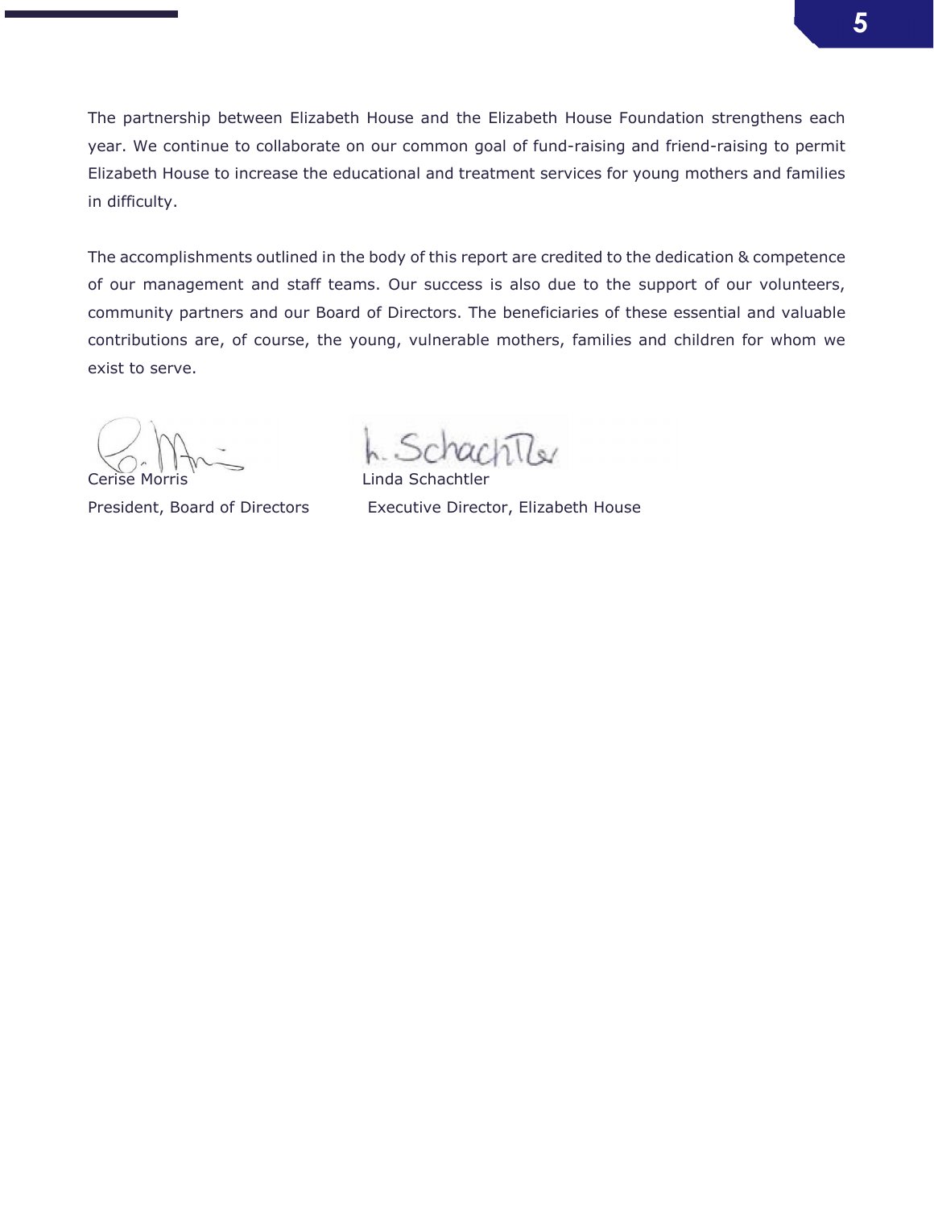The partnership between Elizabeth House and the Elizabeth House Foundation strengthens each year. We continue to collaborate on our common goal of fund-raising and friend-raising to permit Elizabeth House to increase the educational and treatment services for young mothers and families in difficulty.

The accomplishments outlined in the body of this report are credited to the dedication & competence of our management and staff teams. Our success is also due to the support of our volunteers, community partners and our Board of Directors. The beneficiaries of these essential and valuable contributions are, of course, the young, vulnerable mothers, families and children for whom we exist to serve.

| | |
|---|---|
| Cerise Morris | Linda Schachtler |
| President, Board of Directors | Executive Director, Elizabeth House |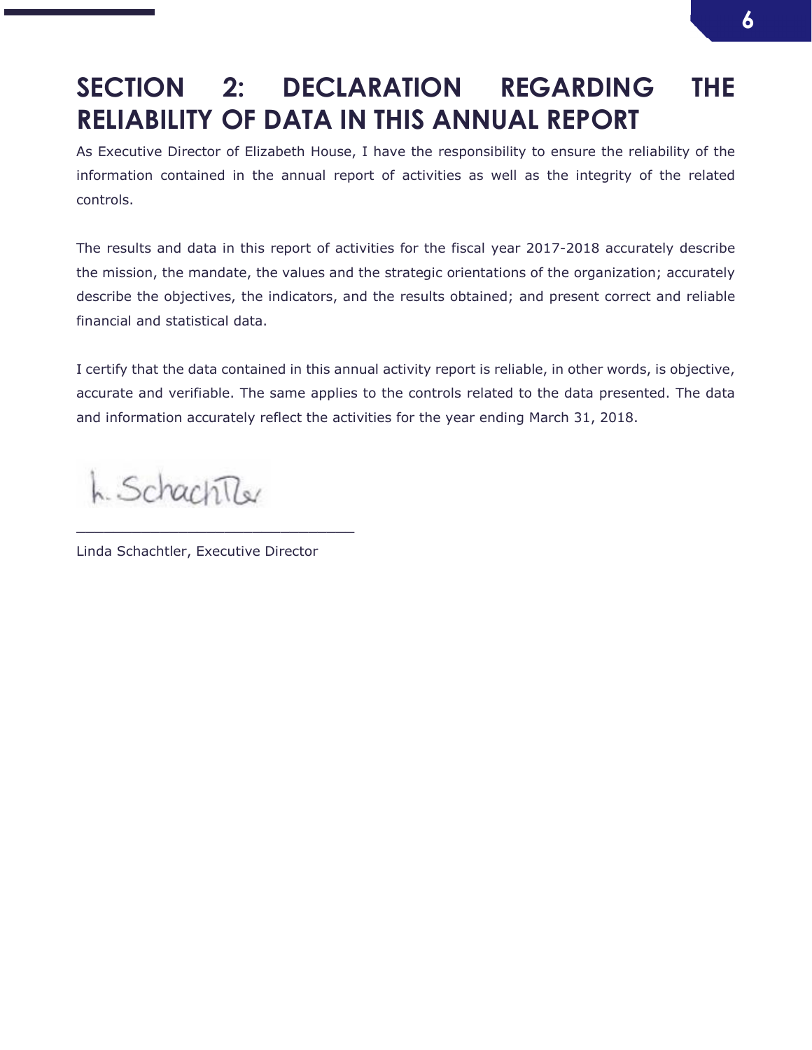# SECTION 2: DECLARATION REGARDING THE RELIABILITY OF DATA IN THIS ANNUAL REPORT

As Executive Director of Elizabeth House, I have the responsibility to ensure the reliability of the information contained in the annual report of activities as well as the integrity of the related controls.

The results and data in this report of activities for the fiscal year 2017-2018 accurately describe the mission, the mandate, the values and the strategic orientations of the organization; accurately describe the objectives, the indicators, and the results obtained; and present correct and reliable financial and statistical data.

I certify that the data contained in this annual activity report is reliable, in other words, is objective, accurate and verifiable. The same applies to the controls related to the data presented. The data and information accurately reflect the activities for the year ending March 31, 2018.

L. Schachtler

________________________________

Linda Schachtler, Executive Director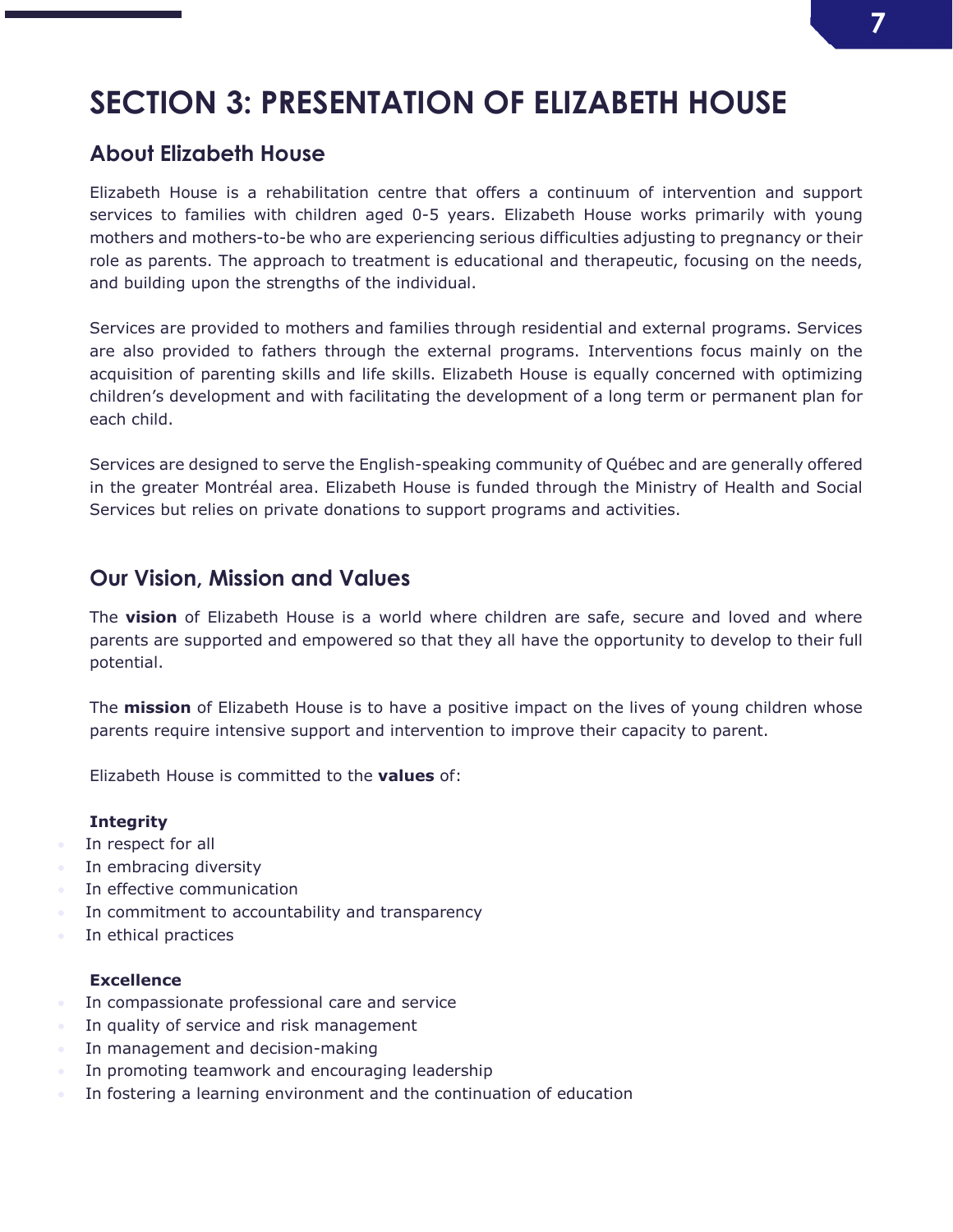# SECTION 3: PRESENTATION OF ELIZABETH HOUSE

## About Elizabeth House

Elizabeth House is a rehabilitation centre that offers a continuum of intervention and support services to families with children aged 0-5 years. Elizabeth House works primarily with young mothers and mothers-to-be who are experiencing serious difficulties adjusting to pregnancy or their role as parents. The approach to treatment is educational and therapeutic, focusing on the needs, and building upon the strengths of the individual.

Services are provided to mothers and families through residential and external programs. Services are also provided to fathers through the external programs. Interventions focus mainly on the acquisition of parenting skills and life skills. Elizabeth House is equally concerned with optimizing children's development and with facilitating the development of a long term or permanent plan for each child.

Services are designed to serve the English-speaking community of Québec and are generally offered in the greater Montréal area. Elizabeth House is funded through the Ministry of Health and Social Services but relies on private donations to support programs and activities.

## Our Vision, Mission and Values

The **vision** of Elizabeth House is a world where children are safe, secure and loved and where parents are supported and empowered so that they all have the opportunity to develop to their full potential.

The **mission** of Elizabeth House is to have a positive impact on the lives of young children whose parents require intensive support and intervention to improve their capacity to parent.

Elizabeth House is committed to the **values** of:

**Integrity**

- In respect for all
- In embracing diversity
- In effective communication
- In commitment to accountability and transparency
- In ethical practices

**Excellence**

- In compassionate professional care and service
- In quality of service and risk management
- In management and decision-making
- In promoting teamwork and encouraging leadership
- In fostering a learning environment and the continuation of education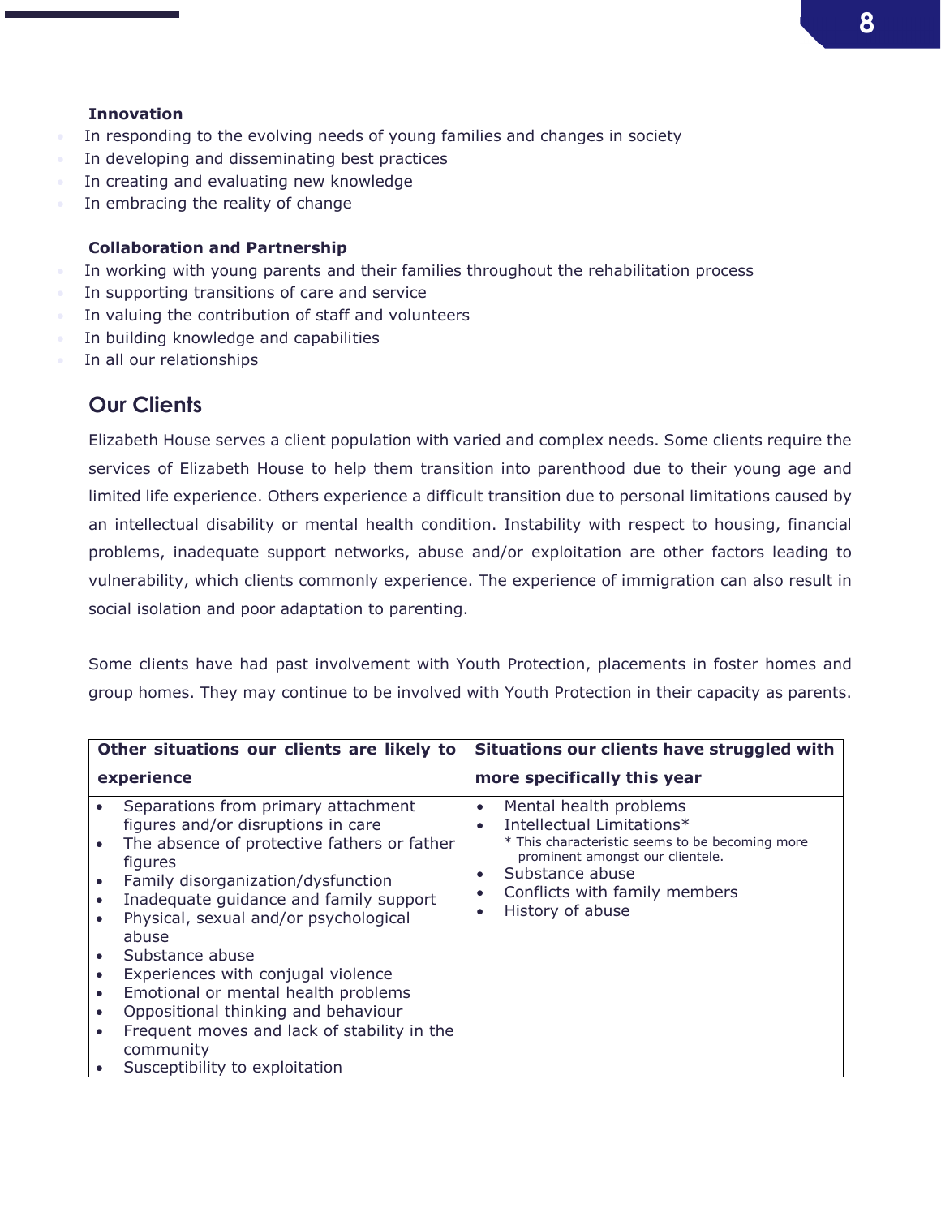**Innovation**

- In responding to the evolving needs of young families and changes in society
- In developing and disseminating best practices
- In creating and evaluating new knowledge
- In embracing the reality of change

**Collaboration and Partnership**

- In working with young parents and their families throughout the rehabilitation process
- In supporting transitions of care and service
- In valuing the contribution of staff and volunteers
- In building knowledge and capabilities
- In all our relationships

## Our Clients

Elizabeth House serves a client population with varied and complex needs. Some clients require the services of Elizabeth House to help them transition into parenthood due to their young age and limited life experience. Others experience a difficult transition due to personal limitations caused by an intellectual disability or mental health condition. Instability with respect to housing, financial problems, inadequate support networks, abuse and/or exploitation are other factors leading to vulnerability, which clients commonly experience. The experience of immigration can also result in social isolation and poor adaptation to parenting.

Some clients have had past involvement with Youth Protection, placements in foster homes and group homes. They may continue to be involved with Youth Protection in their capacity as parents.

| **Other situations our clients are likely to experience** | **Situations our clients have struggled with more specifically this year** |
|---|---|
| • Separations from primary attachment figures and/or disruptions in care<br>• The absence of protective fathers or father figures<br>• Family disorganization/dysfunction<br>• Inadequate guidance and family support<br>• Physical, sexual and/or psychological abuse<br>• Substance abuse<br>• Experiences with conjugal violence<br>• Emotional or mental health problems<br>• Oppositional thinking and behaviour<br>• Frequent moves and lack of stability in the community<br>• Susceptibility to exploitation | • Mental health problems<br>• Intellectual Limitations*<br>* This characteristic seems to be becoming more prominent amongst our clientele.<br>• Substance abuse<br>• Conflicts with family members<br>• History of abuse |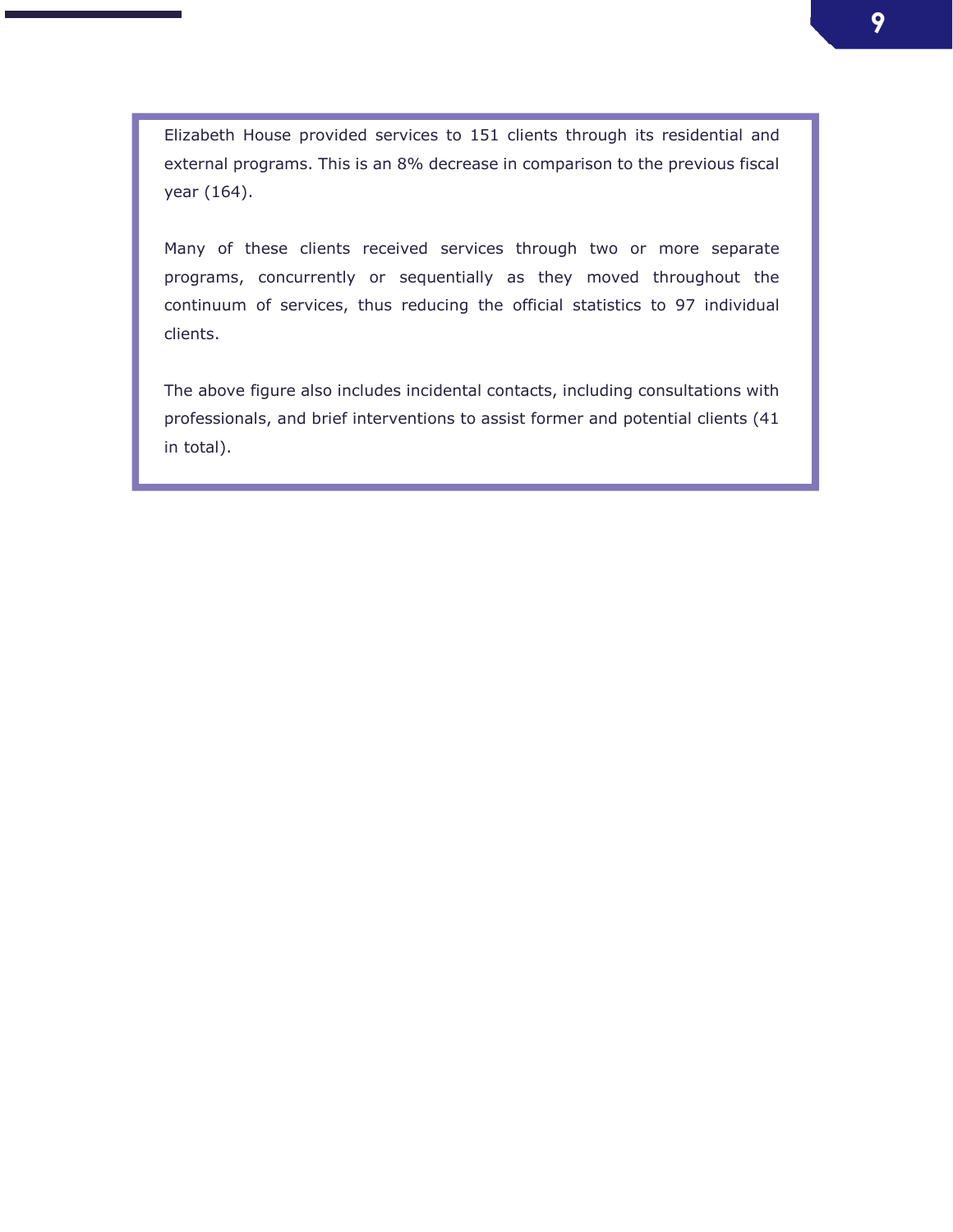Elizabeth House provided services to 151 clients through its residential and external programs. This is an 8% decrease in comparison to the previous fiscal year (164).

Many of these clients received services through two or more separate programs, concurrently or sequentially as they moved throughout the continuum of services, thus reducing the official statistics to 97 individual clients.

The above figure also includes incidental contacts, including consultations with professionals, and brief interventions to assist former and potential clients (41 in total).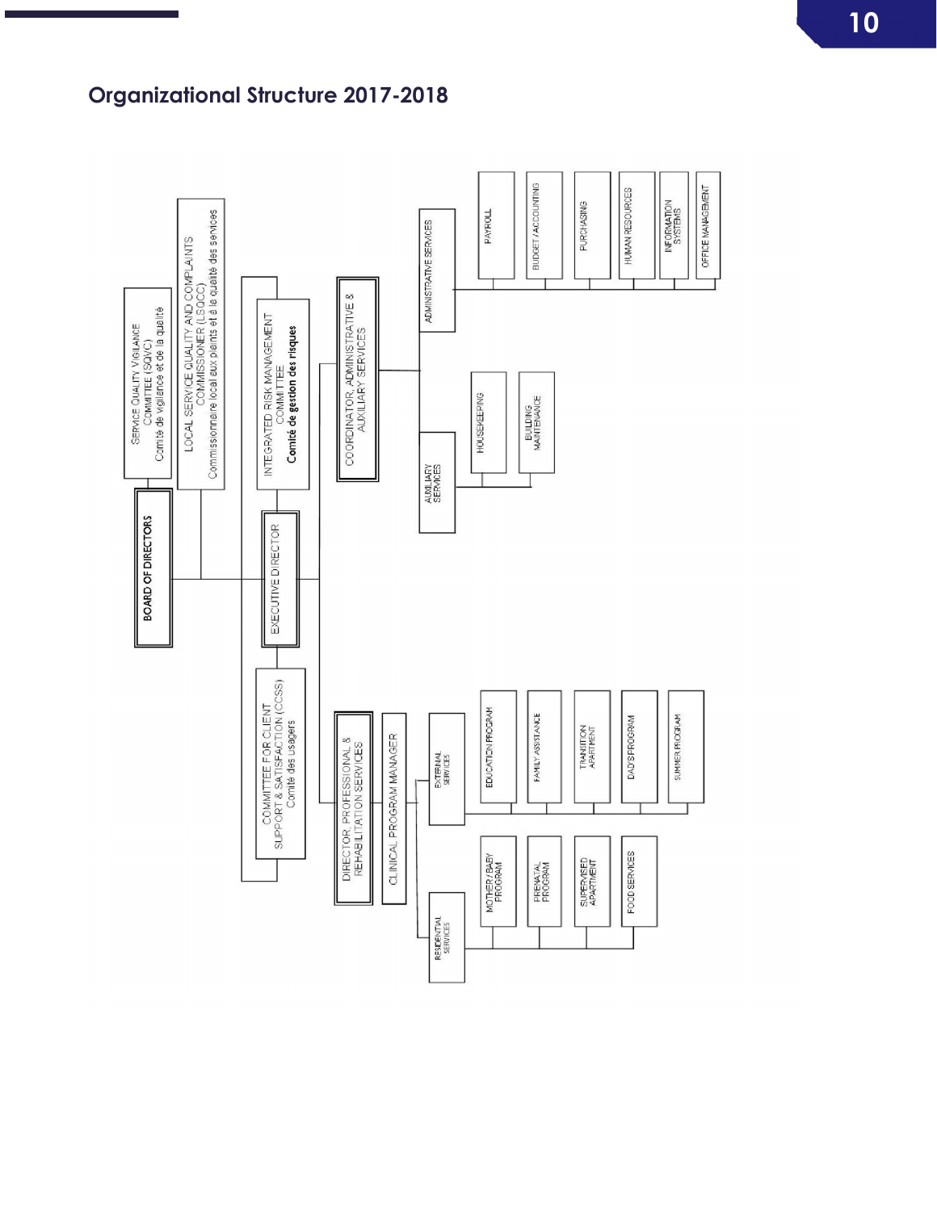## Organizational Structure 2017-2018

- **BOARD OF DIRECTORS**
  - SERVICE QUALITY VIGILANCE COMMITTEE (SQVC) / Comité de vigilance et de la qualité
  - LOCAL SERVICE QUALITY AND COMPLAINTS COMMISSIONER (LSQCC) / Commissionnaire local aux plaints et à la qualité des services
  - INTEGRATED RISK MANAGEMENT COMMITTEE / **Comité de gestion des risques**
  - COMMITTEE FOR CLIENT SUPPORT & SATISFACTION (CCSS) / Comité des usagers
  - **EXECUTIVE DIRECTOR**
    - **COORDINATOR, ADMINISTRATIVE & AUXILIARY SERVICES**
      - AUXILIARY SERVICES
        - HOUSEKEEPING
        - BUILDING MAINTENANCE
      - ADMINISTRATIVE SERVICES
        - PAYROLL
        - BUDGET / ACCOUNTING
        - PURCHASING
        - HUMAN RESOURCES
        - INFORMATION SYSTEMS
        - OFFICE MANAGEMENT
    - **DIRECTOR, PROFESSIONAL & REHABILITATION SERVICES**
      - CLINICAL PROGRAM MANAGER
        - EXTERNAL SERVICES
          - EDUCATION PROGRAM
          - FAMILY ASSISTANCE
          - TRANSITION APARTMENT
          - DAD'S PROGRAM
          - SUMMER PROGRAM
        - RESIDENTIAL SERVICES
          - MOTHER / BABY PROGRAM
          - PRENATAL PROGRAM
          - SUPERVISED APARTMENT
          - FOOD SERVICES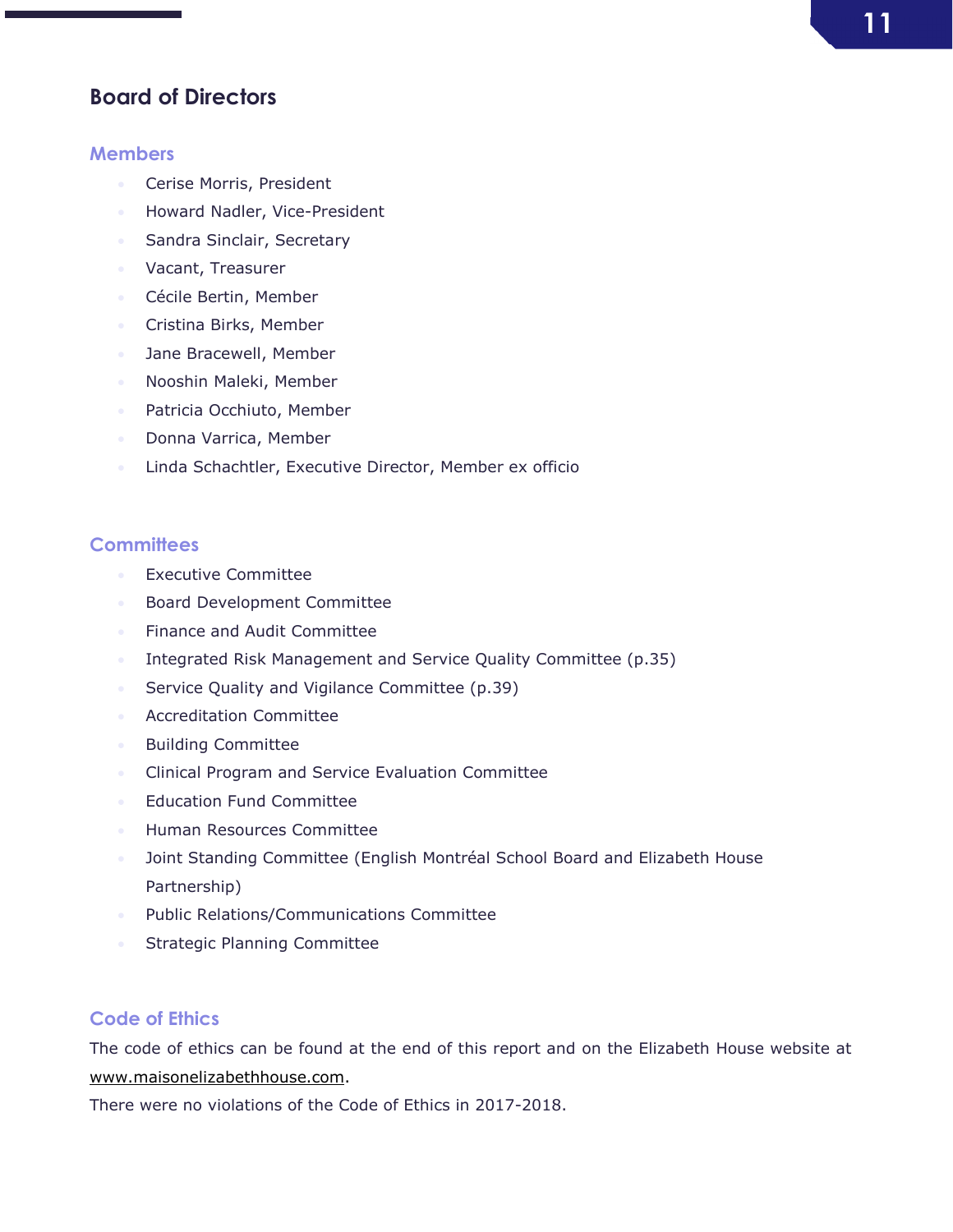## Board of Directors

### Members

- Cerise Morris, President
- Howard Nadler, Vice-President
- Sandra Sinclair, Secretary
- Vacant, Treasurer
- Cécile Bertin, Member
- Cristina Birks, Member
- Jane Bracewell, Member
- Nooshin Maleki, Member
- Patricia Occhiuto, Member
- Donna Varrica, Member
- Linda Schachtler, Executive Director, Member ex officio

### Committees

- Executive Committee
- Board Development Committee
- Finance and Audit Committee
- Integrated Risk Management and Service Quality Committee (p.35)
- Service Quality and Vigilance Committee (p.39)
- Accreditation Committee
- Building Committee
- Clinical Program and Service Evaluation Committee
- Education Fund Committee
- Human Resources Committee
- Joint Standing Committee (English Montréal School Board and Elizabeth House Partnership)
- Public Relations/Communications Committee
- Strategic Planning Committee

### Code of Ethics

The code of ethics can be found at the end of this report and on the Elizabeth House website at www.maisonelizabethhouse.com.

There were no violations of the Code of Ethics in 2017-2018.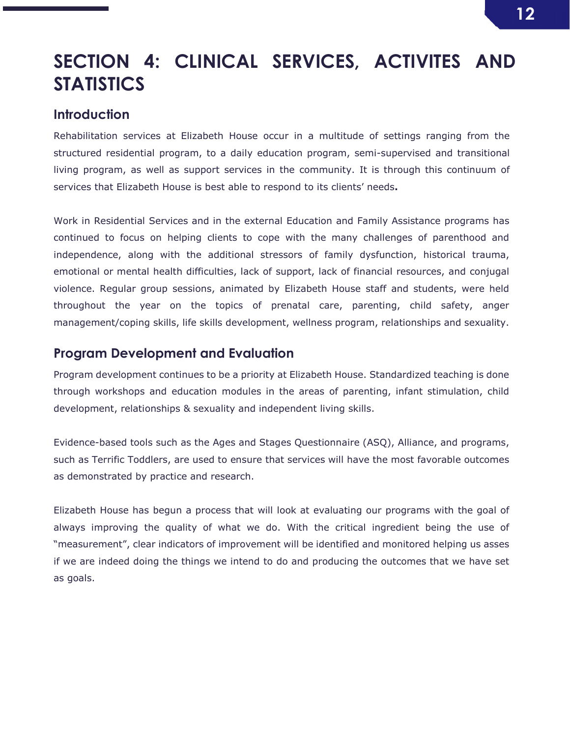# SECTION 4: CLINICAL SERVICES, ACTIVITES AND STATISTICS

## Introduction

Rehabilitation services at Elizabeth House occur in a multitude of settings ranging from the structured residential program, to a daily education program, semi-supervised and transitional living program, as well as support services in the community. It is through this continuum of services that Elizabeth House is best able to respond to its clients' needs**.**

Work in Residential Services and in the external Education and Family Assistance programs has continued to focus on helping clients to cope with the many challenges of parenthood and independence, along with the additional stressors of family dysfunction, historical trauma, emotional or mental health difficulties, lack of support, lack of financial resources, and conjugal violence. Regular group sessions, animated by Elizabeth House staff and students, were held throughout the year on the topics of prenatal care, parenting, child safety, anger management/coping skills, life skills development, wellness program, relationships and sexuality.

## Program Development and Evaluation

Program development continues to be a priority at Elizabeth House. Standardized teaching is done through workshops and education modules in the areas of parenting, infant stimulation, child development, relationships & sexuality and independent living skills.

Evidence-based tools such as the Ages and Stages Questionnaire (ASQ), Alliance, and programs, such as Terrific Toddlers, are used to ensure that services will have the most favorable outcomes as demonstrated by practice and research.

Elizabeth House has begun a process that will look at evaluating our programs with the goal of always improving the quality of what we do. With the critical ingredient being the use of "measurement", clear indicators of improvement will be identified and monitored helping us asses if we are indeed doing the things we intend to do and producing the outcomes that we have set as goals.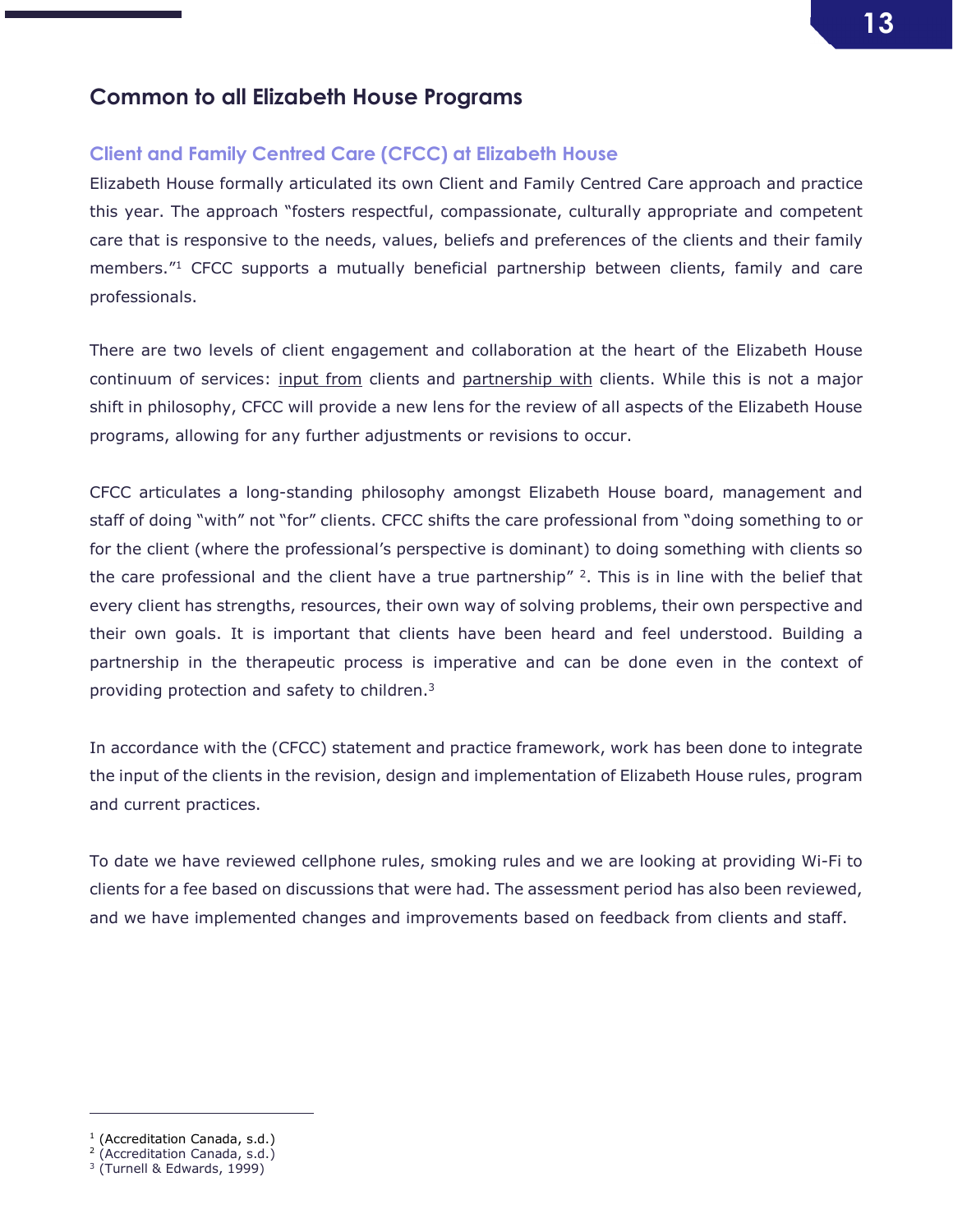## Common to all Elizabeth House Programs

### Client and Family Centred Care (CFCC) at Elizabeth House

Elizabeth House formally articulated its own Client and Family Centred Care approach and practice this year. The approach "fosters respectful, compassionate, culturally appropriate and competent care that is responsive to the needs, values, beliefs and preferences of the clients and their family members."[1] CFCC supports a mutually beneficial partnership between clients, family and care professionals.

There are two levels of client engagement and collaboration at the heart of the Elizabeth House continuum of services: input from clients and partnership with clients. While this is not a major shift in philosophy, CFCC will provide a new lens for the review of all aspects of the Elizabeth House programs, allowing for any further adjustments or revisions to occur.

CFCC articulates a long-standing philosophy amongst Elizabeth House board, management and staff of doing "with" not "for" clients. CFCC shifts the care professional from "doing something to or for the client (where the professional's perspective is dominant) to doing something with clients so the care professional and the client have a true partnership" [2]. This is in line with the belief that every client has strengths, resources, their own way of solving problems, their own perspective and their own goals. It is important that clients have been heard and feel understood. Building a partnership in the therapeutic process is imperative and can be done even in the context of providing protection and safety to children.[3]

In accordance with the (CFCC) statement and practice framework, work has been done to integrate the input of the clients in the revision, design and implementation of Elizabeth House rules, program and current practices.

To date we have reviewed cellphone rules, smoking rules and we are looking at providing Wi-Fi to clients for a fee based on discussions that were had. The assessment period has also been reviewed, and we have implemented changes and improvements based on feedback from clients and staff.

---

[1] (Accreditation Canada, s.d.)
[2] (Accreditation Canada, s.d.)
[3] (Turnell & Edwards, 1999)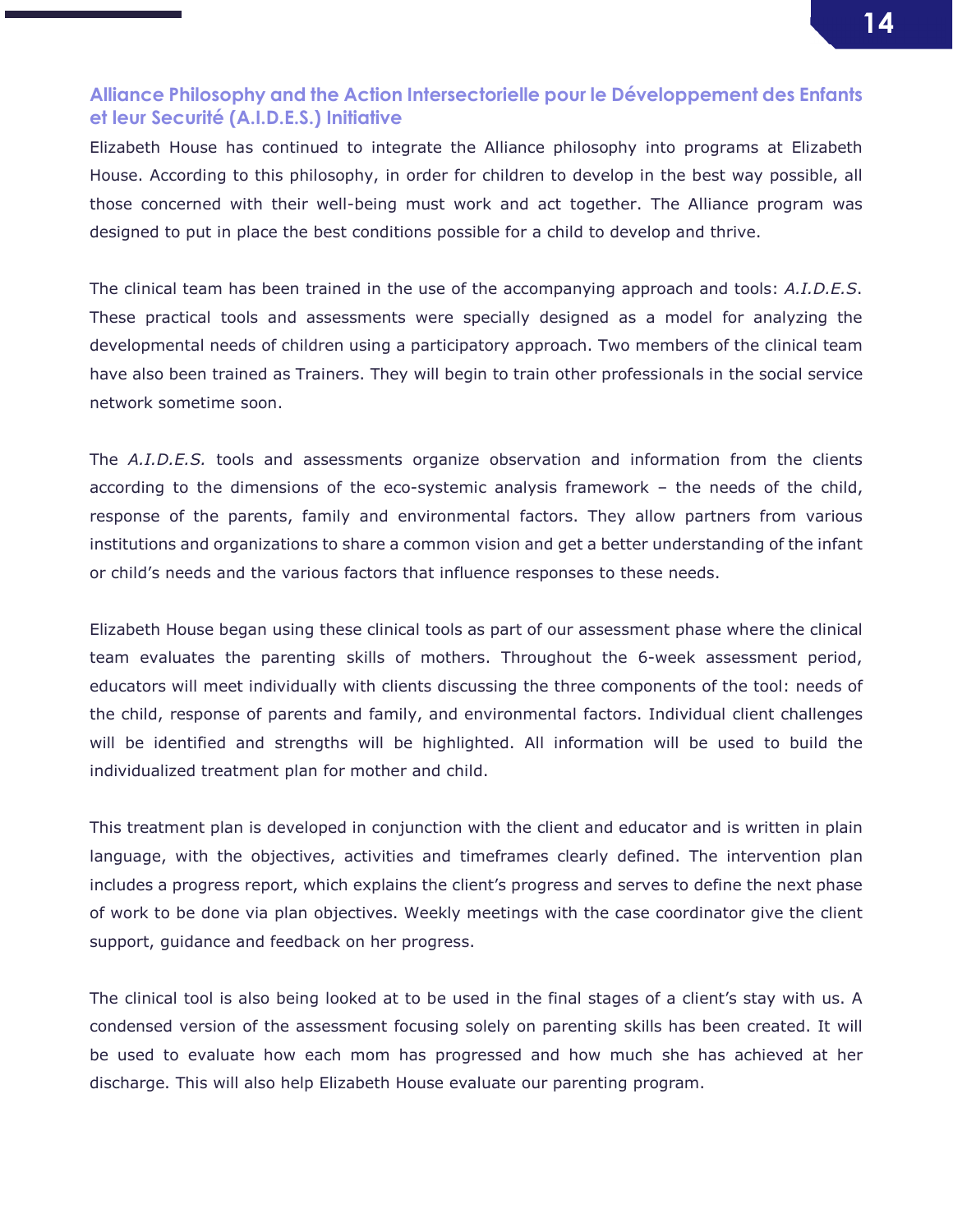## Alliance Philosophy and the Action Intersectorielle pour le Développement des Enfants et leur Securité (A.I.D.E.S.) Initiative

Elizabeth House has continued to integrate the Alliance philosophy into programs at Elizabeth House. According to this philosophy, in order for children to develop in the best way possible, all those concerned with their well-being must work and act together. The Alliance program was designed to put in place the best conditions possible for a child to develop and thrive.

The clinical team has been trained in the use of the accompanying approach and tools: *A.I.D.E.S.* These practical tools and assessments were specially designed as a model for analyzing the developmental needs of children using a participatory approach. Two members of the clinical team have also been trained as Trainers. They will begin to train other professionals in the social service network sometime soon.

The *A.I.D.E.S.* tools and assessments organize observation and information from the clients according to the dimensions of the eco-systemic analysis framework – the needs of the child, response of the parents, family and environmental factors. They allow partners from various institutions and organizations to share a common vision and get a better understanding of the infant or child's needs and the various factors that influence responses to these needs.

Elizabeth House began using these clinical tools as part of our assessment phase where the clinical team evaluates the parenting skills of mothers. Throughout the 6-week assessment period, educators will meet individually with clients discussing the three components of the tool: needs of the child, response of parents and family, and environmental factors. Individual client challenges will be identified and strengths will be highlighted. All information will be used to build the individualized treatment plan for mother and child.

This treatment plan is developed in conjunction with the client and educator and is written in plain language, with the objectives, activities and timeframes clearly defined. The intervention plan includes a progress report, which explains the client's progress and serves to define the next phase of work to be done via plan objectives. Weekly meetings with the case coordinator give the client support, guidance and feedback on her progress.

The clinical tool is also being looked at to be used in the final stages of a client's stay with us. A condensed version of the assessment focusing solely on parenting skills has been created. It will be used to evaluate how each mom has progressed and how much she has achieved at her discharge. This will also help Elizabeth House evaluate our parenting program.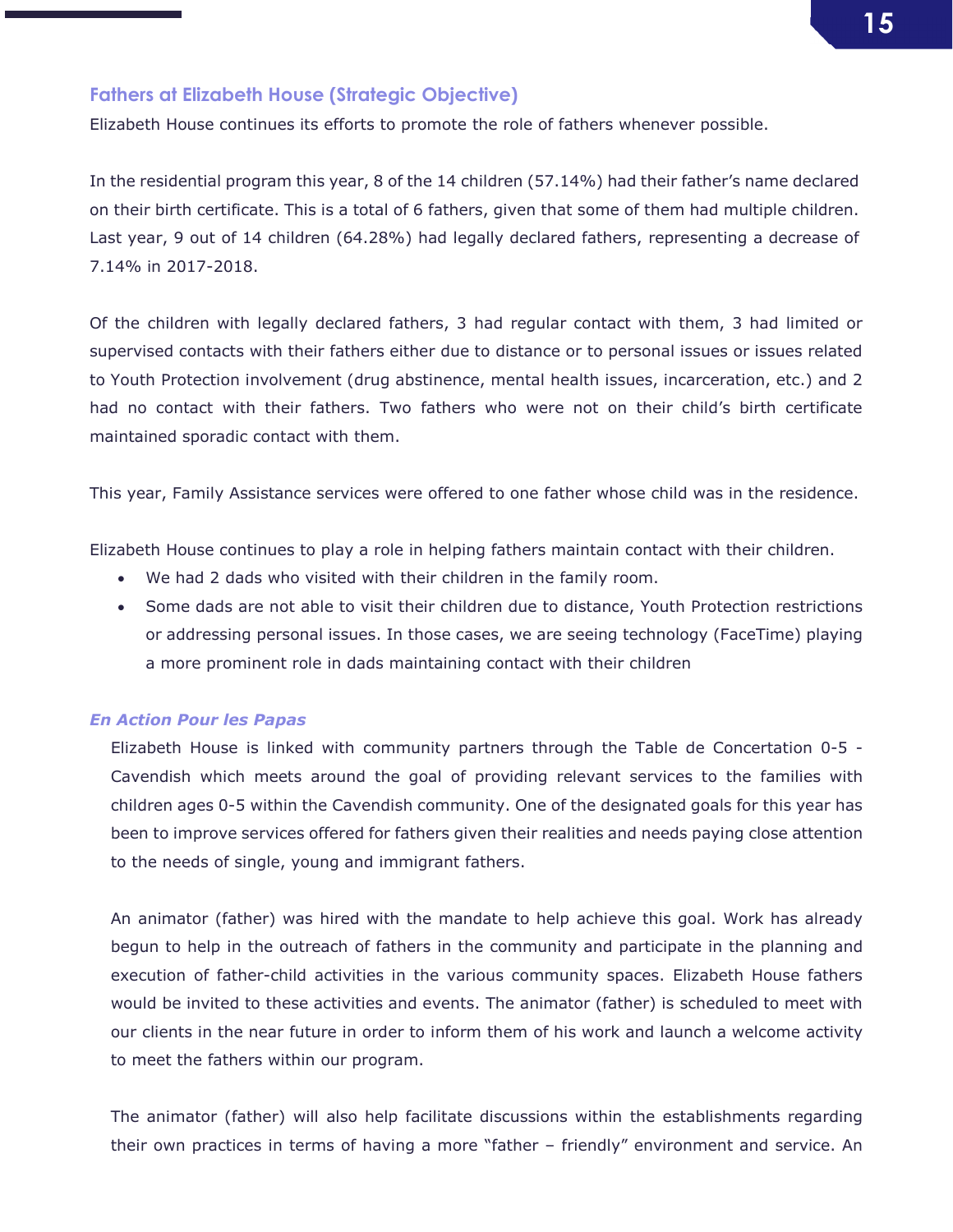## Fathers at Elizabeth House (Strategic Objective)

Elizabeth House continues its efforts to promote the role of fathers whenever possible.

In the residential program this year, 8 of the 14 children (57.14%) had their father's name declared on their birth certificate. This is a total of 6 fathers, given that some of them had multiple children. Last year, 9 out of 14 children (64.28%) had legally declared fathers, representing a decrease of 7.14% in 2017-2018.

Of the children with legally declared fathers, 3 had regular contact with them, 3 had limited or supervised contacts with their fathers either due to distance or to personal issues or issues related to Youth Protection involvement (drug abstinence, mental health issues, incarceration, etc.) and 2 had no contact with their fathers. Two fathers who were not on their child's birth certificate maintained sporadic contact with them.

This year, Family Assistance services were offered to one father whose child was in the residence.

Elizabeth House continues to play a role in helping fathers maintain contact with their children.

- We had 2 dads who visited with their children in the family room.
- Some dads are not able to visit their children due to distance, Youth Protection restrictions or addressing personal issues. In those cases, we are seeing technology (FaceTime) playing a more prominent role in dads maintaining contact with their children

### *En Action Pour les Papas*

Elizabeth House is linked with community partners through the Table de Concertation 0-5 - Cavendish which meets around the goal of providing relevant services to the families with children ages 0-5 within the Cavendish community. One of the designated goals for this year has been to improve services offered for fathers given their realities and needs paying close attention to the needs of single, young and immigrant fathers.

An animator (father) was hired with the mandate to help achieve this goal. Work has already begun to help in the outreach of fathers in the community and participate in the planning and execution of father-child activities in the various community spaces. Elizabeth House fathers would be invited to these activities and events. The animator (father) is scheduled to meet with our clients in the near future in order to inform them of his work and launch a welcome activity to meet the fathers within our program.

The animator (father) will also help facilitate discussions within the establishments regarding their own practices in terms of having a more "father – friendly" environment and service. An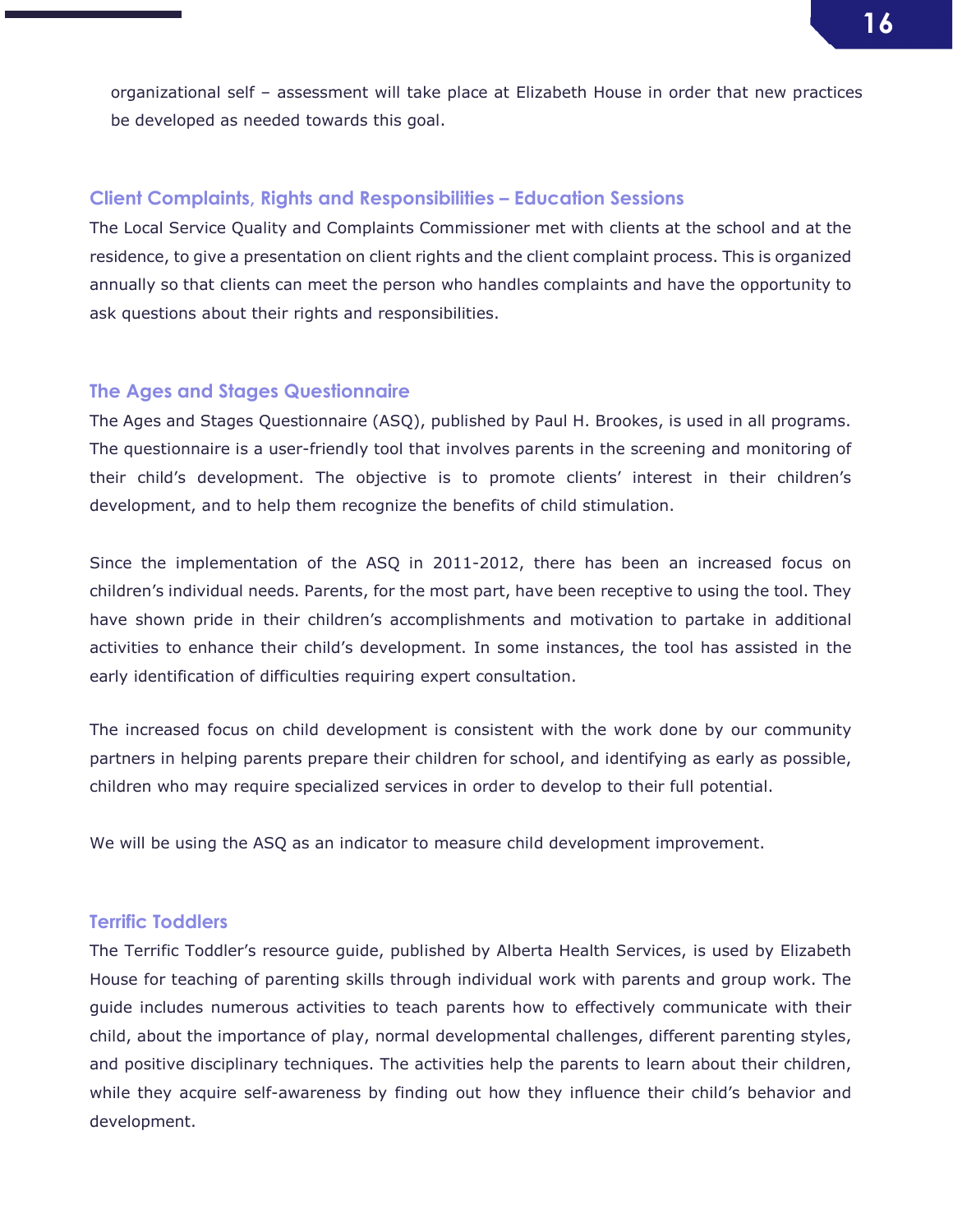organizational self – assessment will take place at Elizabeth House in order that new practices be developed as needed towards this goal.

### Client Complaints, Rights and Responsibilities – Education Sessions

The Local Service Quality and Complaints Commissioner met with clients at the school and at the residence, to give a presentation on client rights and the client complaint process. This is organized annually so that clients can meet the person who handles complaints and have the opportunity to ask questions about their rights and responsibilities.

### The Ages and Stages Questionnaire

The Ages and Stages Questionnaire (ASQ), published by Paul H. Brookes, is used in all programs. The questionnaire is a user-friendly tool that involves parents in the screening and monitoring of their child's development. The objective is to promote clients' interest in their children's development, and to help them recognize the benefits of child stimulation.

Since the implementation of the ASQ in 2011-2012, there has been an increased focus on children's individual needs. Parents, for the most part, have been receptive to using the tool. They have shown pride in their children's accomplishments and motivation to partake in additional activities to enhance their child's development. In some instances, the tool has assisted in the early identification of difficulties requiring expert consultation.

The increased focus on child development is consistent with the work done by our community partners in helping parents prepare their children for school, and identifying as early as possible, children who may require specialized services in order to develop to their full potential.

We will be using the ASQ as an indicator to measure child development improvement.

### Terrific Toddlers

The Terrific Toddler's resource guide, published by Alberta Health Services, is used by Elizabeth House for teaching of parenting skills through individual work with parents and group work. The guide includes numerous activities to teach parents how to effectively communicate with their child, about the importance of play, normal developmental challenges, different parenting styles, and positive disciplinary techniques. The activities help the parents to learn about their children, while they acquire self-awareness by finding out how they influence their child's behavior and development.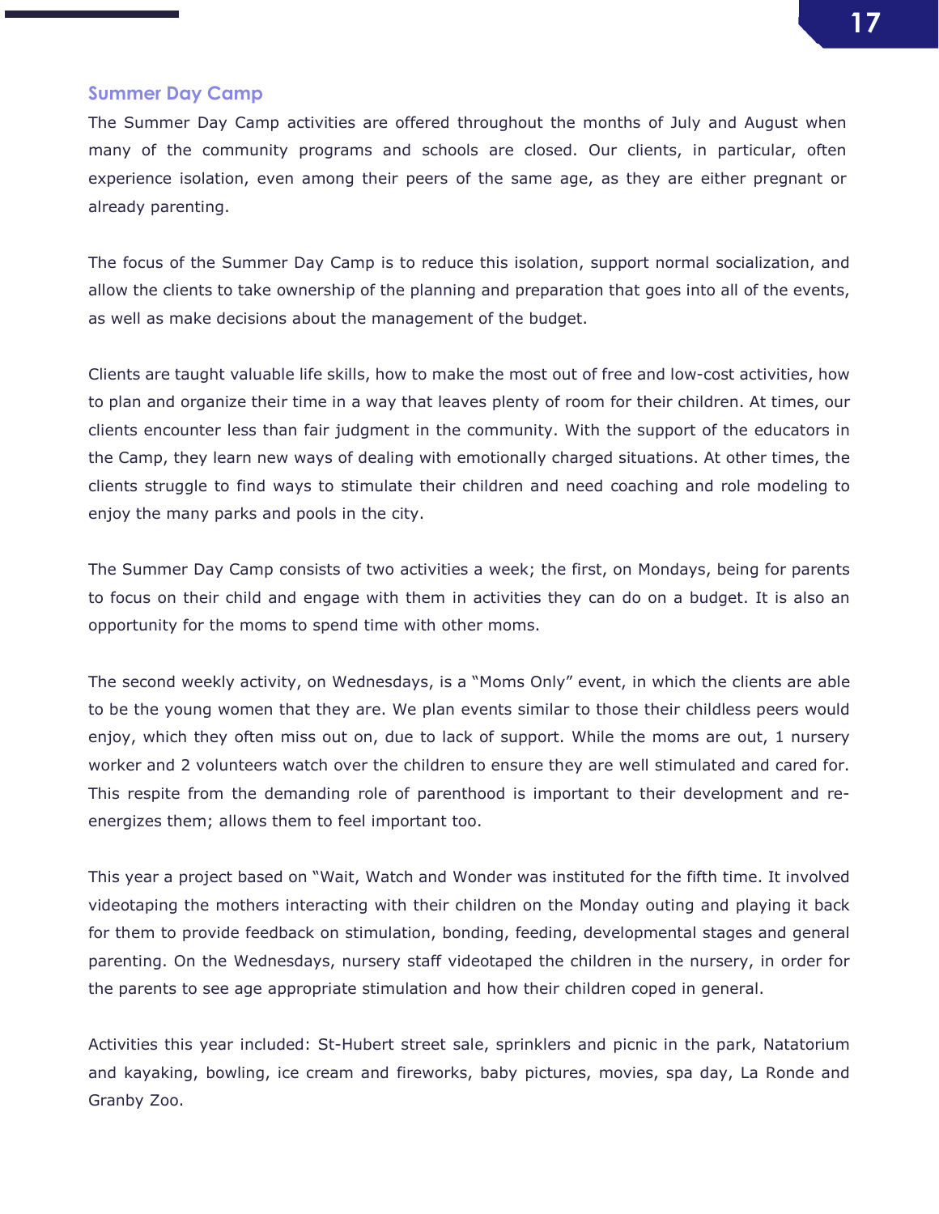## Summer Day Camp

The Summer Day Camp activities are offered throughout the months of July and August when many of the community programs and schools are closed. Our clients, in particular, often experience isolation, even among their peers of the same age, as they are either pregnant or already parenting.

The focus of the Summer Day Camp is to reduce this isolation, support normal socialization, and allow the clients to take ownership of the planning and preparation that goes into all of the events, as well as make decisions about the management of the budget.

Clients are taught valuable life skills, how to make the most out of free and low-cost activities, how to plan and organize their time in a way that leaves plenty of room for their children. At times, our clients encounter less than fair judgment in the community. With the support of the educators in the Camp, they learn new ways of dealing with emotionally charged situations. At other times, the clients struggle to find ways to stimulate their children and need coaching and role modeling to enjoy the many parks and pools in the city.

The Summer Day Camp consists of two activities a week; the first, on Mondays, being for parents to focus on their child and engage with them in activities they can do on a budget. It is also an opportunity for the moms to spend time with other moms.

The second weekly activity, on Wednesdays, is a "Moms Only" event, in which the clients are able to be the young women that they are. We plan events similar to those their childless peers would enjoy, which they often miss out on, due to lack of support. While the moms are out, 1 nursery worker and 2 volunteers watch over the children to ensure they are well stimulated and cared for. This respite from the demanding role of parenthood is important to their development and re-energizes them; allows them to feel important too.

This year a project based on "Wait, Watch and Wonder was instituted for the fifth time. It involved videotaping the mothers interacting with their children on the Monday outing and playing it back for them to provide feedback on stimulation, bonding, feeding, developmental stages and general parenting. On the Wednesdays, nursery staff videotaped the children in the nursery, in order for the parents to see age appropriate stimulation and how their children coped in general.

Activities this year included: St-Hubert street sale, sprinklers and picnic in the park, Natatorium and kayaking, bowling, ice cream and fireworks, baby pictures, movies, spa day, La Ronde and Granby Zoo.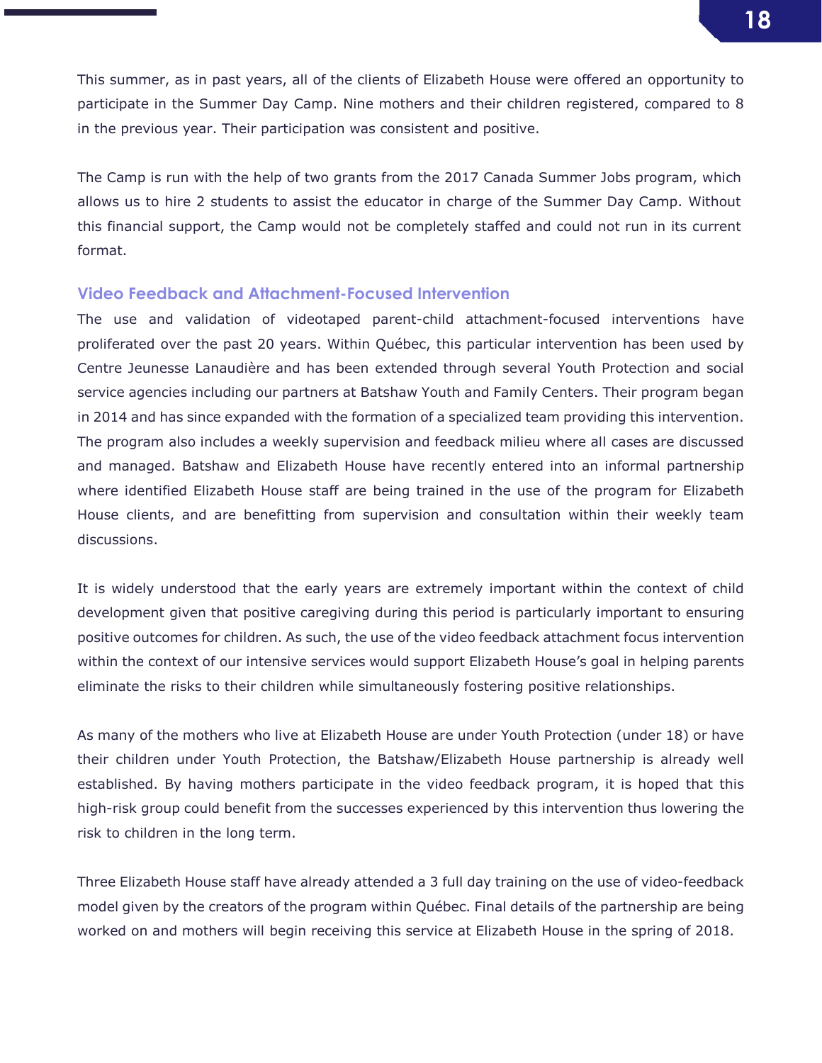This summer, as in past years, all of the clients of Elizabeth House were offered an opportunity to participate in the Summer Day Camp. Nine mothers and their children registered, compared to 8 in the previous year. Their participation was consistent and positive.

The Camp is run with the help of two grants from the 2017 Canada Summer Jobs program, which allows us to hire 2 students to assist the educator in charge of the Summer Day Camp. Without this financial support, the Camp would not be completely staffed and could not run in its current format.

### Video Feedback and Attachment-Focused Intervention

The use and validation of videotaped parent-child attachment-focused interventions have proliferated over the past 20 years. Within Québec, this particular intervention has been used by Centre Jeunesse Lanaudière and has been extended through several Youth Protection and social service agencies including our partners at Batshaw Youth and Family Centers. Their program began in 2014 and has since expanded with the formation of a specialized team providing this intervention. The program also includes a weekly supervision and feedback milieu where all cases are discussed and managed. Batshaw and Elizabeth House have recently entered into an informal partnership where identified Elizabeth House staff are being trained in the use of the program for Elizabeth House clients, and are benefitting from supervision and consultation within their weekly team discussions.

It is widely understood that the early years are extremely important within the context of child development given that positive caregiving during this period is particularly important to ensuring positive outcomes for children. As such, the use of the video feedback attachment focus intervention within the context of our intensive services would support Elizabeth House's goal in helping parents eliminate the risks to their children while simultaneously fostering positive relationships.

As many of the mothers who live at Elizabeth House are under Youth Protection (under 18) or have their children under Youth Protection, the Batshaw/Elizabeth House partnership is already well established. By having mothers participate in the video feedback program, it is hoped that this high-risk group could benefit from the successes experienced by this intervention thus lowering the risk to children in the long term.

Three Elizabeth House staff have already attended a 3 full day training on the use of video-feedback model given by the creators of the program within Québec. Final details of the partnership are being worked on and mothers will begin receiving this service at Elizabeth House in the spring of 2018.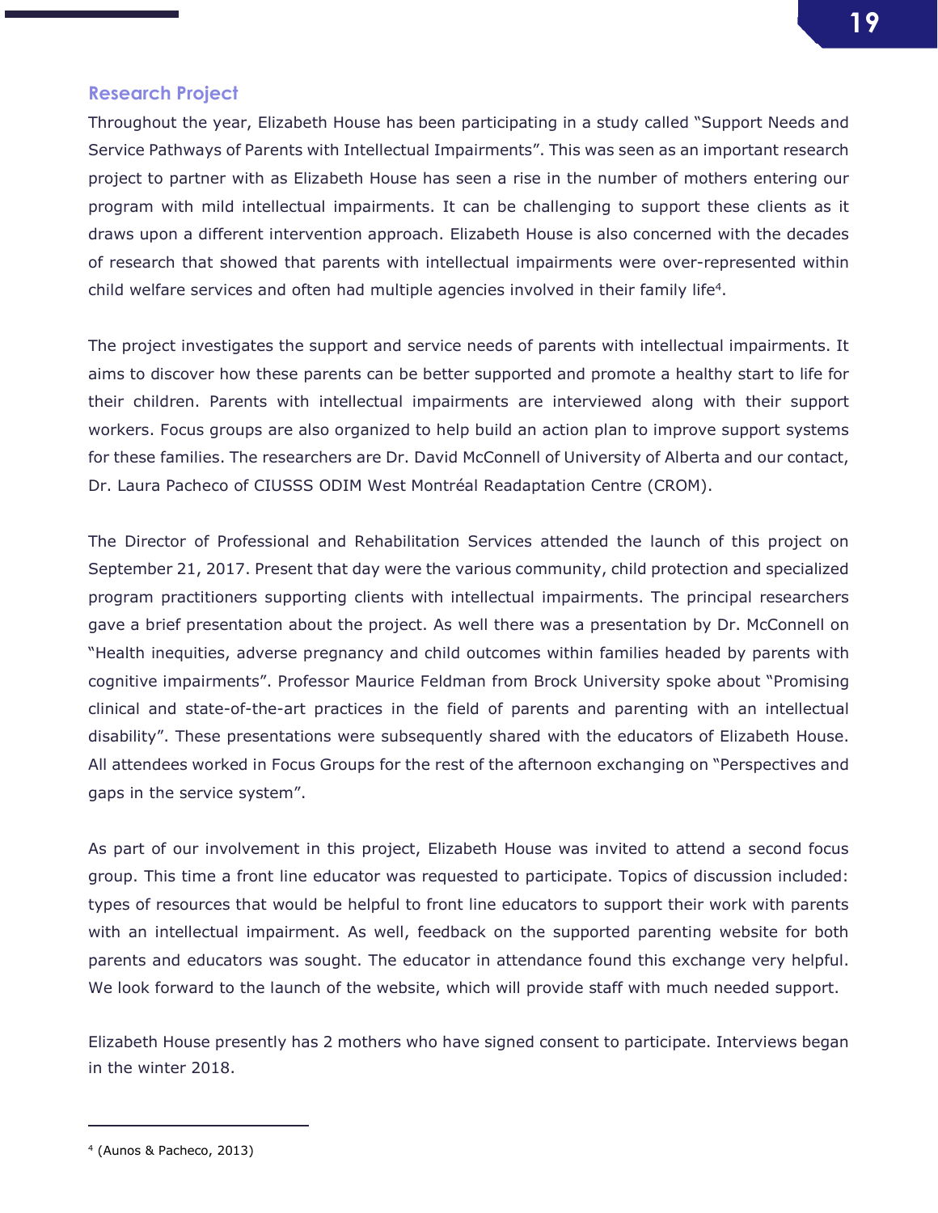## Research Project

Throughout the year, Elizabeth House has been participating in a study called "Support Needs and Service Pathways of Parents with Intellectual Impairments". This was seen as an important research project to partner with as Elizabeth House has seen a rise in the number of mothers entering our program with mild intellectual impairments. It can be challenging to support these clients as it draws upon a different intervention approach. Elizabeth House is also concerned with the decades of research that showed that parents with intellectual impairments were over-represented within child welfare services and often had multiple agencies involved in their family life[4].

The project investigates the support and service needs of parents with intellectual impairments. It aims to discover how these parents can be better supported and promote a healthy start to life for their children. Parents with intellectual impairments are interviewed along with their support workers. Focus groups are also organized to help build an action plan to improve support systems for these families. The researchers are Dr. David McConnell of University of Alberta and our contact, Dr. Laura Pacheco of CIUSSS ODIM West Montréal Readaptation Centre (CROM).

The Director of Professional and Rehabilitation Services attended the launch of this project on September 21, 2017. Present that day were the various community, child protection and specialized program practitioners supporting clients with intellectual impairments. The principal researchers gave a brief presentation about the project. As well there was a presentation by Dr. McConnell on "Health inequities, adverse pregnancy and child outcomes within families headed by parents with cognitive impairments". Professor Maurice Feldman from Brock University spoke about "Promising clinical and state-of-the-art practices in the field of parents and parenting with an intellectual disability". These presentations were subsequently shared with the educators of Elizabeth House. All attendees worked in Focus Groups for the rest of the afternoon exchanging on "Perspectives and gaps in the service system".

As part of our involvement in this project, Elizabeth House was invited to attend a second focus group. This time a front line educator was requested to participate. Topics of discussion included: types of resources that would be helpful to front line educators to support their work with parents with an intellectual impairment. As well, feedback on the supported parenting website for both parents and educators was sought. The educator in attendance found this exchange very helpful. We look forward to the launch of the website, which will provide staff with much needed support.

Elizabeth House presently has 2 mothers who have signed consent to participate. Interviews began in the winter 2018.

---

[4] (Aunos & Pacheco, 2013)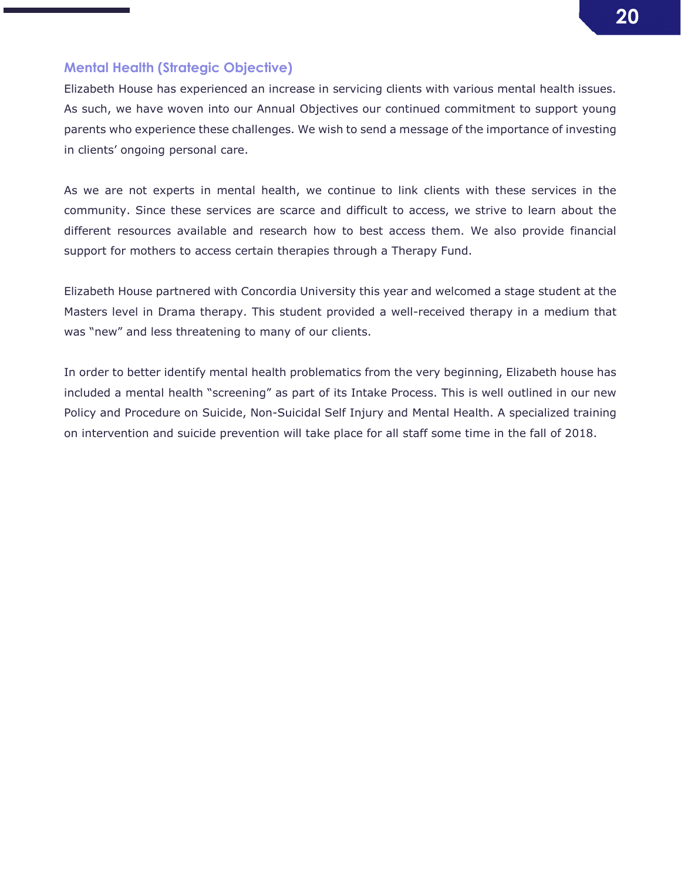## Mental Health (Strategic Objective)

Elizabeth House has experienced an increase in servicing clients with various mental health issues. As such, we have woven into our Annual Objectives our continued commitment to support young parents who experience these challenges. We wish to send a message of the importance of investing in clients' ongoing personal care.

As we are not experts in mental health, we continue to link clients with these services in the community. Since these services are scarce and difficult to access, we strive to learn about the different resources available and research how to best access them. We also provide financial support for mothers to access certain therapies through a Therapy Fund.

Elizabeth House partnered with Concordia University this year and welcomed a stage student at the Masters level in Drama therapy. This student provided a well-received therapy in a medium that was "new" and less threatening to many of our clients.

In order to better identify mental health problematics from the very beginning, Elizabeth house has included a mental health "screening" as part of its Intake Process. This is well outlined in our new Policy and Procedure on Suicide, Non-Suicidal Self Injury and Mental Health. A specialized training on intervention and suicide prevention will take place for all staff some time in the fall of 2018.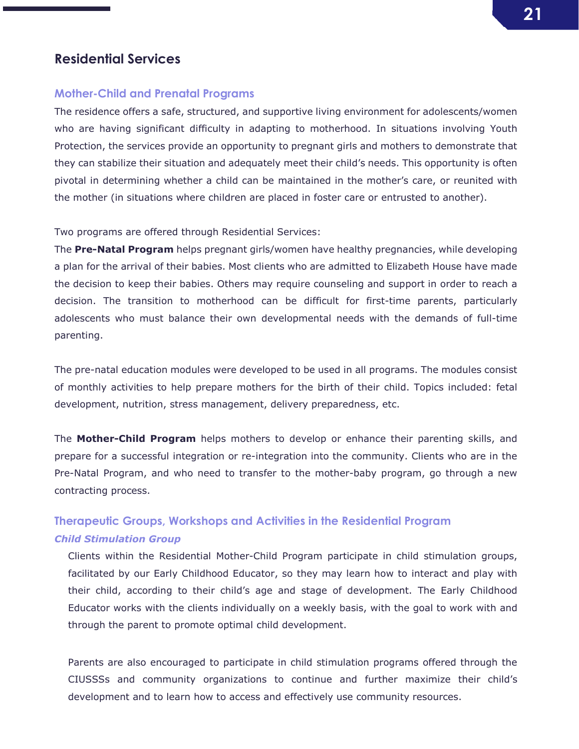## Residential Services

### Mother-Child and Prenatal Programs

The residence offers a safe, structured, and supportive living environment for adolescents/women who are having significant difficulty in adapting to motherhood. In situations involving Youth Protection, the services provide an opportunity to pregnant girls and mothers to demonstrate that they can stabilize their situation and adequately meet their child's needs. This opportunity is often pivotal in determining whether a child can be maintained in the mother's care, or reunited with the mother (in situations where children are placed in foster care or entrusted to another).

Two programs are offered through Residential Services:
The **Pre-Natal Program** helps pregnant girls/women have healthy pregnancies, while developing a plan for the arrival of their babies. Most clients who are admitted to Elizabeth House have made the decision to keep their babies. Others may require counseling and support in order to reach a decision. The transition to motherhood can be difficult for first-time parents, particularly adolescents who must balance their own developmental needs with the demands of full-time parenting.

The pre-natal education modules were developed to be used in all programs. The modules consist of monthly activities to help prepare mothers for the birth of their child. Topics included: fetal development, nutrition, stress management, delivery preparedness, etc.

The **Mother-Child Program** helps mothers to develop or enhance their parenting skills, and prepare for a successful integration or re-integration into the community. Clients who are in the Pre-Natal Program, and who need to transfer to the mother-baby program, go through a new contracting process.

### Therapeutic Groups, Workshops and Activities in the Residential Program

#### *Child Stimulation Group*

Clients within the Residential Mother-Child Program participate in child stimulation groups, facilitated by our Early Childhood Educator, so they may learn how to interact and play with their child, according to their child's age and stage of development. The Early Childhood Educator works with the clients individually on a weekly basis, with the goal to work with and through the parent to promote optimal child development.

Parents are also encouraged to participate in child stimulation programs offered through the CIUSSSs and community organizations to continue and further maximize their child's development and to learn how to access and effectively use community resources.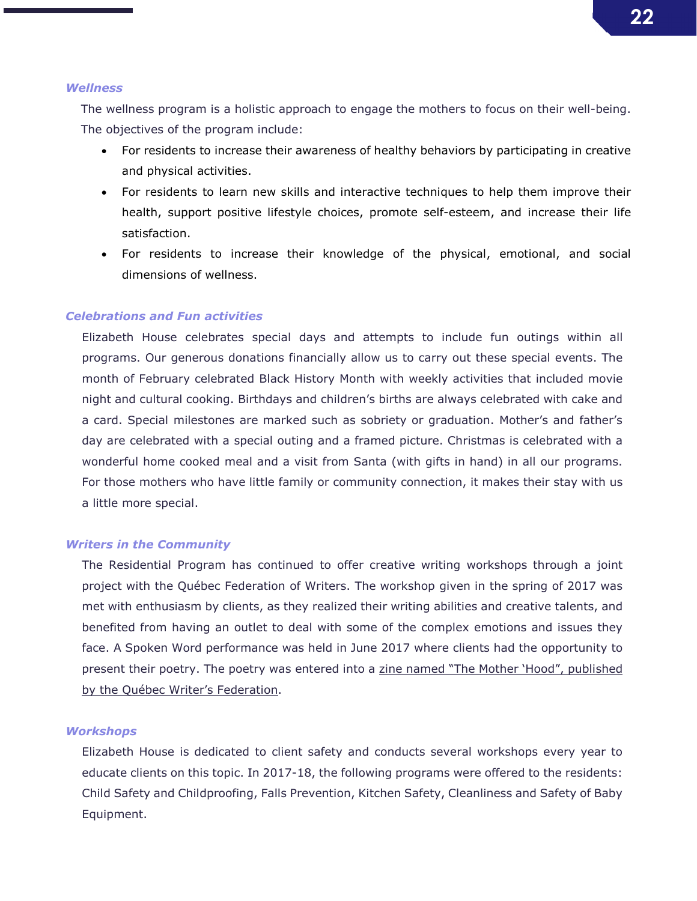### *Wellness*

The wellness program is a holistic approach to engage the mothers to focus on their well-being. The objectives of the program include:

- For residents to increase their awareness of healthy behaviors by participating in creative and physical activities.
- For residents to learn new skills and interactive techniques to help them improve their health, support positive lifestyle choices, promote self-esteem, and increase their life satisfaction.
- For residents to increase their knowledge of the physical, emotional, and social dimensions of wellness.

### *Celebrations and Fun activities*

Elizabeth House celebrates special days and attempts to include fun outings within all programs. Our generous donations financially allow us to carry out these special events. The month of February celebrated Black History Month with weekly activities that included movie night and cultural cooking. Birthdays and children's births are always celebrated with cake and a card. Special milestones are marked such as sobriety or graduation. Mother's and father's day are celebrated with a special outing and a framed picture. Christmas is celebrated with a wonderful home cooked meal and a visit from Santa (with gifts in hand) in all our programs. For those mothers who have little family or community connection, it makes their stay with us a little more special.

### *Writers in the Community*

The Residential Program has continued to offer creative writing workshops through a joint project with the Québec Federation of Writers. The workshop given in the spring of 2017 was met with enthusiasm by clients, as they realized their writing abilities and creative talents, and benefited from having an outlet to deal with some of the complex emotions and issues they face. A Spoken Word performance was held in June 2017 where clients had the opportunity to present their poetry. The poetry was entered into a zine named "The Mother 'Hood", published by the Québec Writer's Federation.

### *Workshops*

Elizabeth House is dedicated to client safety and conducts several workshops every year to educate clients on this topic. In 2017-18, the following programs were offered to the residents: Child Safety and Childproofing, Falls Prevention, Kitchen Safety, Cleanliness and Safety of Baby Equipment.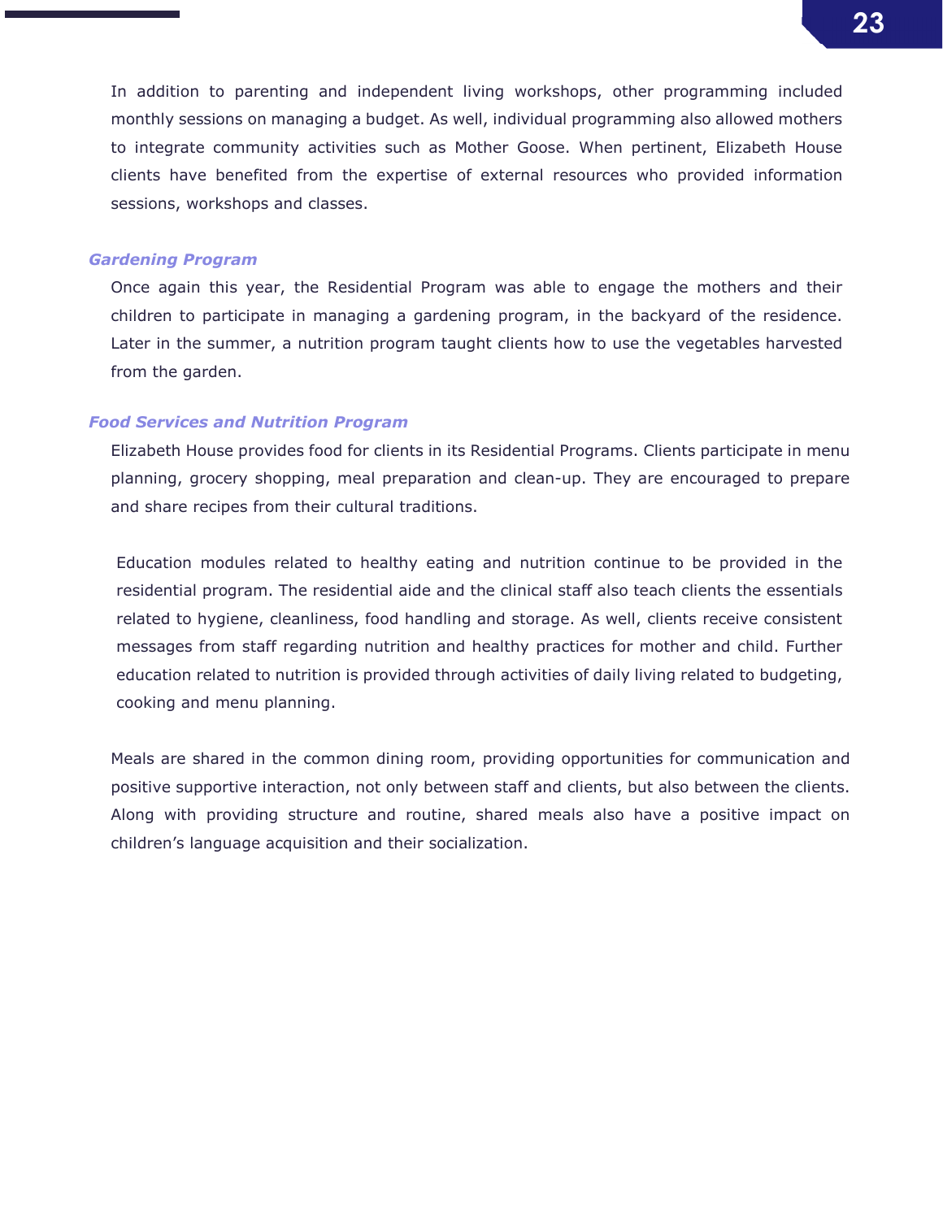In addition to parenting and independent living workshops, other programming included monthly sessions on managing a budget. As well, individual programming also allowed mothers to integrate community activities such as Mother Goose. When pertinent, Elizabeth House clients have benefited from the expertise of external resources who provided information sessions, workshops and classes.

### *Gardening Program*

Once again this year, the Residential Program was able to engage the mothers and their children to participate in managing a gardening program, in the backyard of the residence. Later in the summer, a nutrition program taught clients how to use the vegetables harvested from the garden.

### *Food Services and Nutrition Program*

Elizabeth House provides food for clients in its Residential Programs. Clients participate in menu planning, grocery shopping, meal preparation and clean-up. They are encouraged to prepare and share recipes from their cultural traditions.

Education modules related to healthy eating and nutrition continue to be provided in the residential program. The residential aide and the clinical staff also teach clients the essentials related to hygiene, cleanliness, food handling and storage. As well, clients receive consistent messages from staff regarding nutrition and healthy practices for mother and child. Further education related to nutrition is provided through activities of daily living related to budgeting, cooking and menu planning.

Meals are shared in the common dining room, providing opportunities for communication and positive supportive interaction, not only between staff and clients, but also between the clients. Along with providing structure and routine, shared meals also have a positive impact on children's language acquisition and their socialization.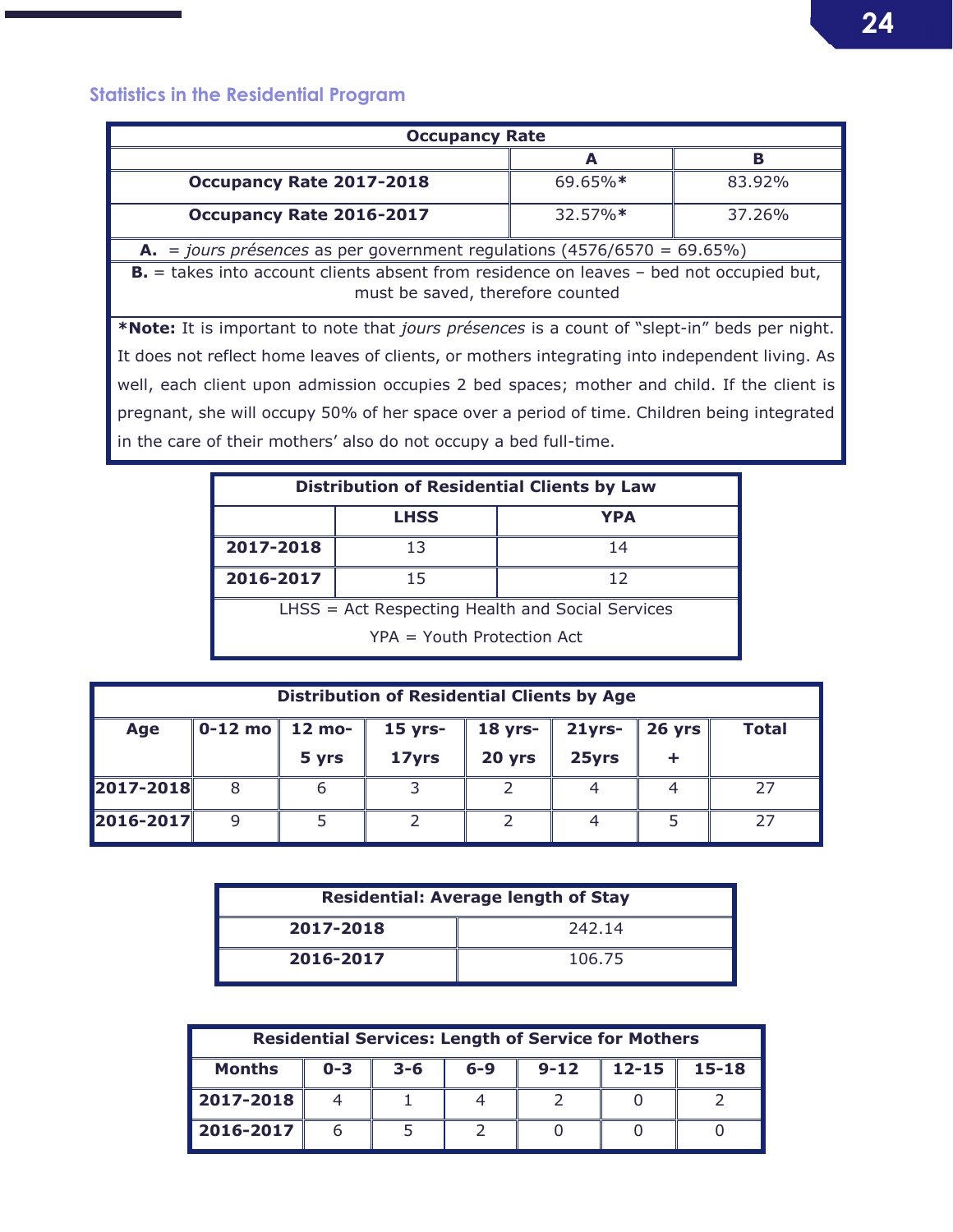## Statistics in the Residential Program

| Occupancy Rate | | |
|---|---|---|
| | **A** | **B** |
| **Occupancy Rate 2017-2018** | 69.65%* | 83.92% |
| **Occupancy Rate 2016-2017** | 32.57%* | 37.26% |

**A.** = *jours présences* as per government regulations (4576/6570 = 69.65%)

**B.** = takes into account clients absent from residence on leaves – bed not occupied but, must be saved, therefore counted

***Note:** It is important to note that *jours présences* is a count of "slept-in" beds per night. It does not reflect home leaves of clients, or mothers integrating into independent living. As well, each client upon admission occupies 2 bed spaces; mother and child. If the client is pregnant, she will occupy 50% of her space over a period of time. Children being integrated in the care of their mothers' also do not occupy a bed full-time.

| Distribution of Residential Clients by Law | | |
|---|---|---|
| | **LHSS** | **YPA** |
| **2017-2018** | 13 | 14 |
| **2016-2017** | 15 | 12 |

LHSS = Act Respecting Health and Social Services

YPA = Youth Protection Act

**Distribution of Residential Clients by Age**

| Age | 0-12 mo | 12 mo-5 yrs | 15 yrs-17yrs | 18 yrs-20 yrs | 21yrs-25yrs | 26 yrs + | Total |
|---|---|---|---|---|---|---|---|
| **2017-2018** | 8 | 6 | 3 | 2 | 4 | 4 | 27 |
| **2016-2017** | 9 | 5 | 2 | 2 | 4 | 5 | 27 |

| Residential: Average length of Stay | |
|---|---|
| **2017-2018** | 242.14 |
| **2016-2017** | 106.75 |

**Residential Services: Length of Service for Mothers**

| Months | 0-3 | 3-6 | 6-9 | 9-12 | 12-15 | 15-18 |
|---|---|---|---|---|---|---|
| **2017-2018** | 4 | 1 | 4 | 2 | 0 | 2 |
| **2016-2017** | 6 | 5 | 2 | 0 | 0 | 0 |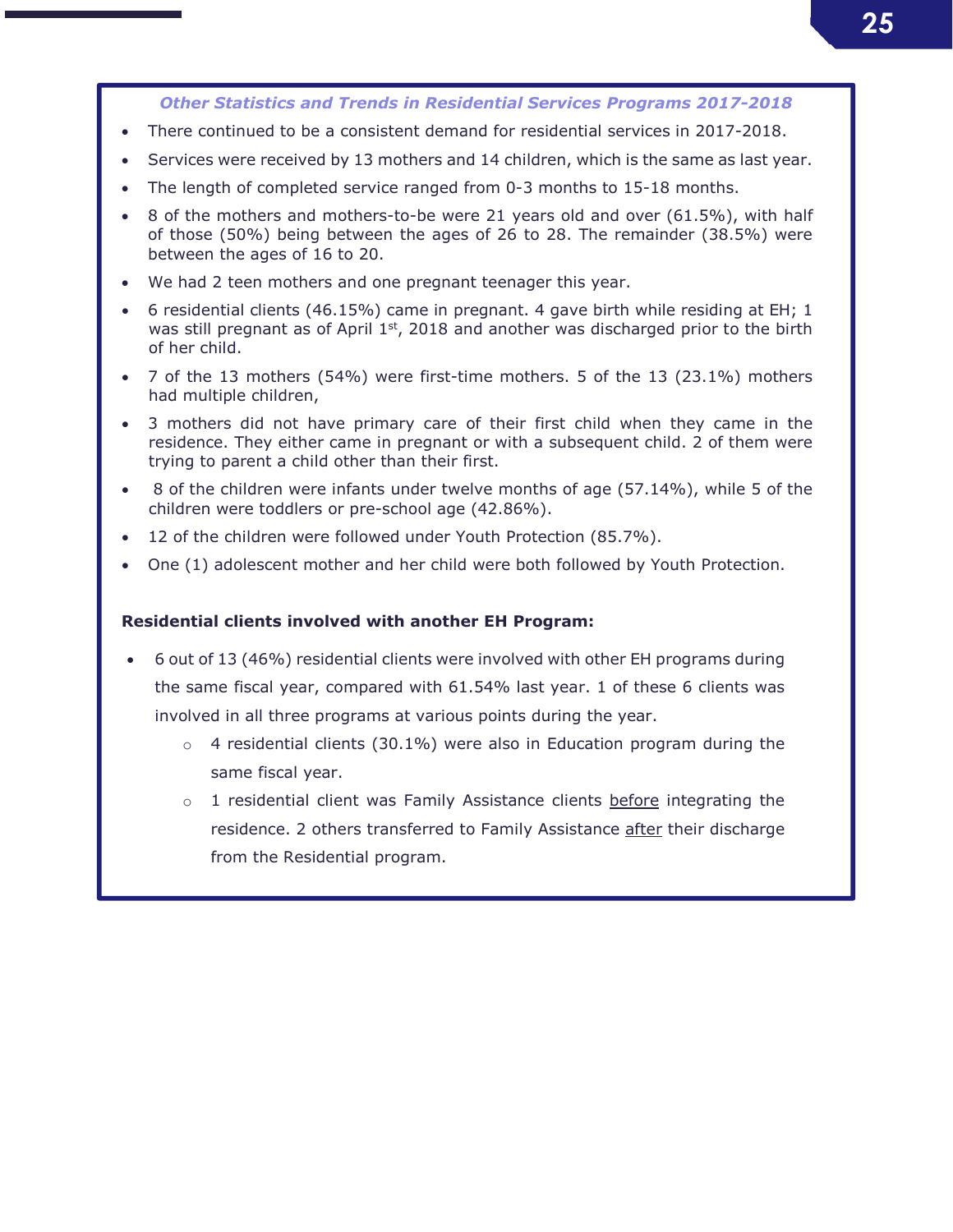### *Other Statistics and Trends in Residential Services Programs 2017-2018*

- There continued to be a consistent demand for residential services in 2017-2018.
- Services were received by 13 mothers and 14 children, which is the same as last year.
- The length of completed service ranged from 0-3 months to 15-18 months.
- 8 of the mothers and mothers-to-be were 21 years old and over (61.5%), with half of those (50%) being between the ages of 26 to 28. The remainder (38.5%) were between the ages of 16 to 20.
- We had 2 teen mothers and one pregnant teenager this year.
- 6 residential clients (46.15%) came in pregnant. 4 gave birth while residing at EH; 1 was still pregnant as of April 1st, 2018 and another was discharged prior to the birth of her child.
- 7 of the 13 mothers (54%) were first-time mothers. 5 of the 13 (23.1%) mothers had multiple children,
- 3 mothers did not have primary care of their first child when they came in the residence. They either came in pregnant or with a subsequent child. 2 of them were trying to parent a child other than their first.
- 8 of the children were infants under twelve months of age (57.14%), while 5 of the children were toddlers or pre-school age (42.86%).
- 12 of the children were followed under Youth Protection (85.7%).
- One (1) adolescent mother and her child were both followed by Youth Protection.

**Residential clients involved with another EH Program:**

- 6 out of 13 (46%) residential clients were involved with other EH programs during the same fiscal year, compared with 61.54% last year. 1 of these 6 clients was involved in all three programs at various points during the year.
  - 4 residential clients (30.1%) were also in Education program during the same fiscal year.
  - 1 residential client was Family Assistance clients before integrating the residence. 2 others transferred to Family Assistance after their discharge from the Residential program.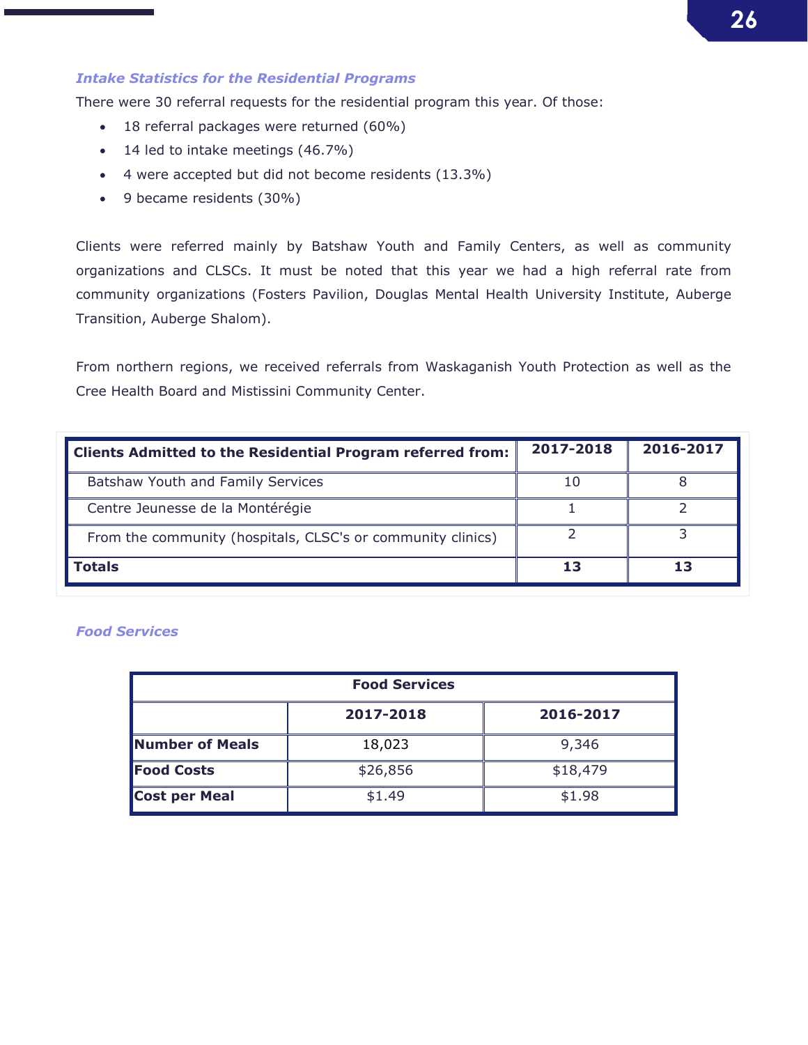### *Intake Statistics for the Residential Programs*

There were 30 referral requests for the residential program this year. Of those:

- 18 referral packages were returned (60%)
- 14 led to intake meetings (46.7%)
- 4 were accepted but did not become residents (13.3%)
- 9 became residents (30%)

Clients were referred mainly by Batshaw Youth and Family Centers, as well as community organizations and CLSCs. It must be noted that this year we had a high referral rate from community organizations (Fosters Pavilion, Douglas Mental Health University Institute, Auberge Transition, Auberge Shalom).

From northern regions, we received referrals from Waskaganish Youth Protection as well as the Cree Health Board and Mistissini Community Center.

| Clients Admitted to the Residential Program referred from: | 2017-2018 | 2016-2017 |
|---|---|---|
| Batshaw Youth and Family Services | 10 | 8 |
| Centre Jeunesse de la Montérégie | 1 | 2 |
| From the community (hospitals, CLSC's or community clinics) | 2 | 3 |
| **Totals** | **13** | **13** |

### *Food Services*

| Food Services | | |
|---|---|---|
| | **2017-2018** | **2016-2017** |
| **Number of Meals** | 18,023 | 9,346 |
| **Food Costs** | $26,856 | $18,479 |
| **Cost per Meal** | $1.49 | $1.98 |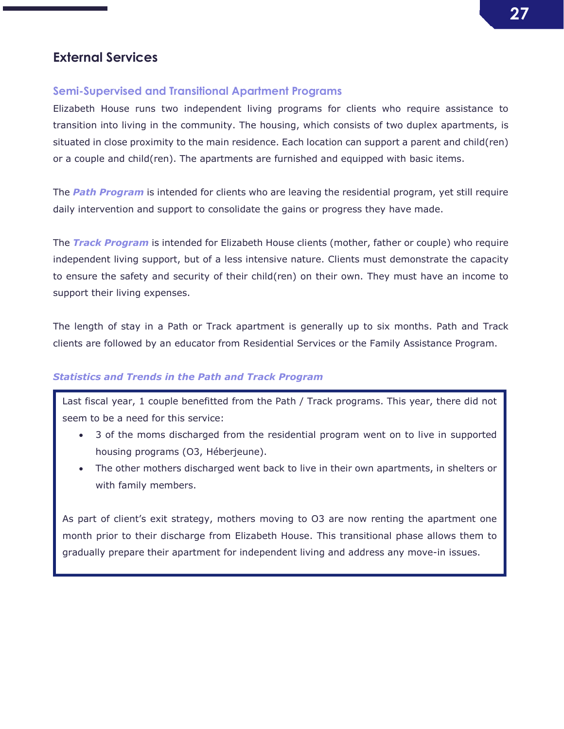## External Services

### Semi-Supervised and Transitional Apartment Programs

Elizabeth House runs two independent living programs for clients who require assistance to transition into living in the community. The housing, which consists of two duplex apartments, is situated in close proximity to the main residence. Each location can support a parent and child(ren) or a couple and child(ren). The apartments are furnished and equipped with basic items.

The ***Path Program*** is intended for clients who are leaving the residential program, yet still require daily intervention and support to consolidate the gains or progress they have made.

The ***Track Program*** is intended for Elizabeth House clients (mother, father or couple) who require independent living support, but of a less intensive nature. Clients must demonstrate the capacity to ensure the safety and security of their child(ren) on their own. They must have an income to support their living expenses.

The length of stay in a Path or Track apartment is generally up to six months. Path and Track clients are followed by an educator from Residential Services or the Family Assistance Program.

#### *Statistics and Trends in the Path and Track Program*

Last fiscal year, 1 couple benefitted from the Path / Track programs. This year, there did not seem to be a need for this service:

- 3 of the moms discharged from the residential program went on to live in supported housing programs (O3, Héberjeune).
- The other mothers discharged went back to live in their own apartments, in shelters or with family members.

As part of client's exit strategy, mothers moving to O3 are now renting the apartment one month prior to their discharge from Elizabeth House. This transitional phase allows them to gradually prepare their apartment for independent living and address any move-in issues.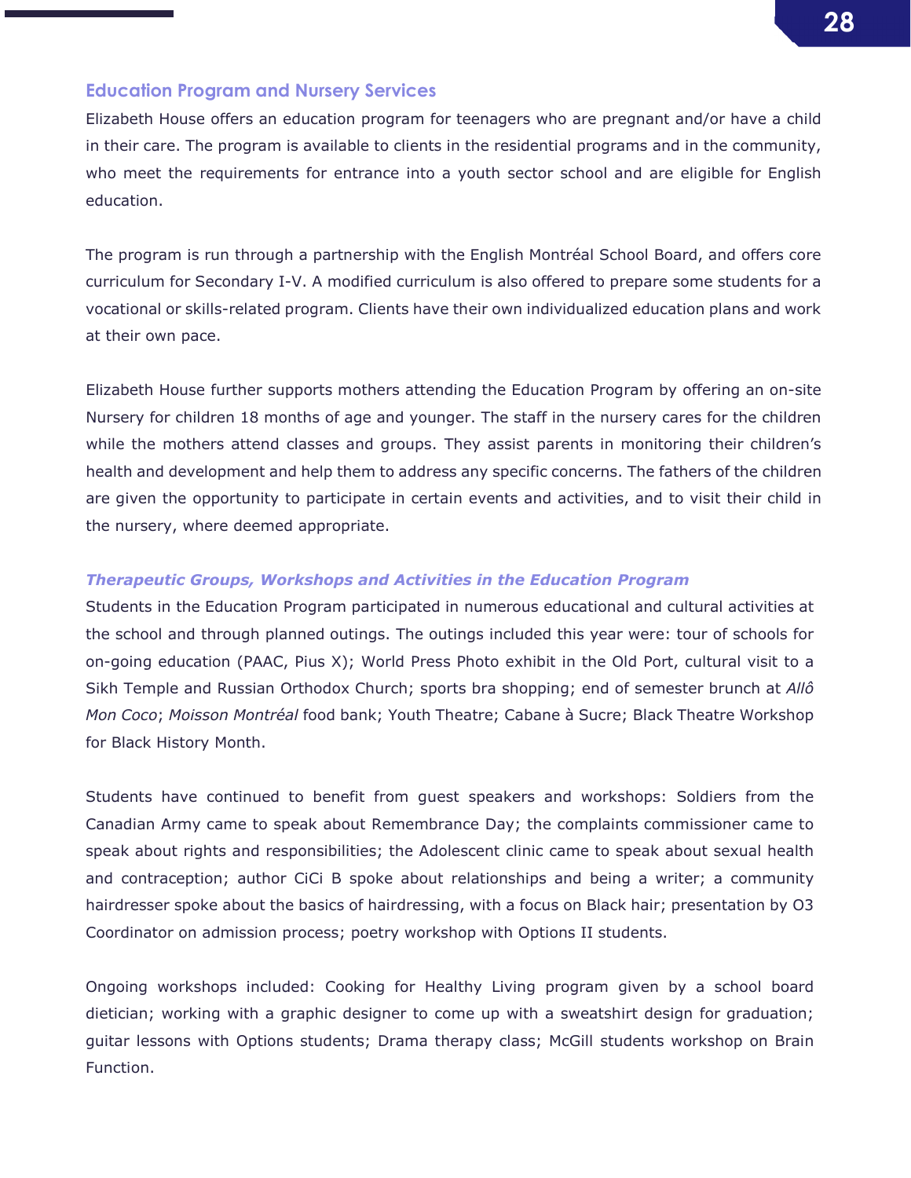## Education Program and Nursery Services

Elizabeth House offers an education program for teenagers who are pregnant and/or have a child in their care. The program is available to clients in the residential programs and in the community, who meet the requirements for entrance into a youth sector school and are eligible for English education.

The program is run through a partnership with the English Montréal School Board, and offers core curriculum for Secondary I-V. A modified curriculum is also offered to prepare some students for a vocational or skills-related program. Clients have their own individualized education plans and work at their own pace.

Elizabeth House further supports mothers attending the Education Program by offering an on-site Nursery for children 18 months of age and younger. The staff in the nursery cares for the children while the mothers attend classes and groups. They assist parents in monitoring their children's health and development and help them to address any specific concerns. The fathers of the children are given the opportunity to participate in certain events and activities, and to visit their child in the nursery, where deemed appropriate.

### *Therapeutic Groups, Workshops and Activities in the Education Program*

Students in the Education Program participated in numerous educational and cultural activities at the school and through planned outings. The outings included this year were: tour of schools for on-going education (PAAC, Pius X); World Press Photo exhibit in the Old Port, cultural visit to a Sikh Temple and Russian Orthodox Church; sports bra shopping; end of semester brunch at *Allô Mon Coco*; *Moisson Montréal* food bank; Youth Theatre; Cabane à Sucre; Black Theatre Workshop for Black History Month.

Students have continued to benefit from guest speakers and workshops: Soldiers from the Canadian Army came to speak about Remembrance Day; the complaints commissioner came to speak about rights and responsibilities; the Adolescent clinic came to speak about sexual health and contraception; author CiCi B spoke about relationships and being a writer; a community hairdresser spoke about the basics of hairdressing, with a focus on Black hair; presentation by O3 Coordinator on admission process; poetry workshop with Options II students.

Ongoing workshops included: Cooking for Healthy Living program given by a school board dietician; working with a graphic designer to come up with a sweatshirt design for graduation; guitar lessons with Options students; Drama therapy class; McGill students workshop on Brain Function.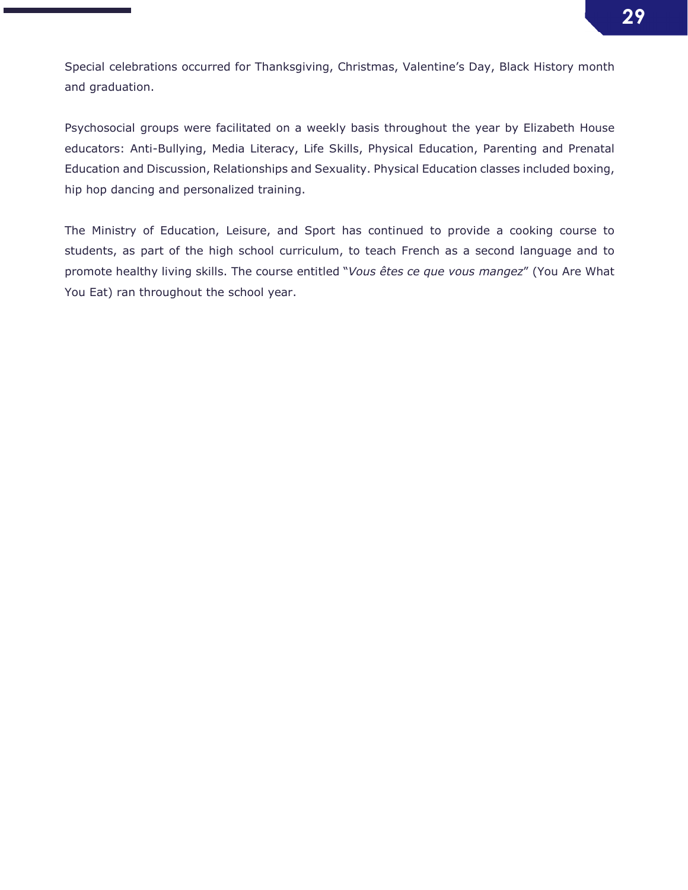Special celebrations occurred for Thanksgiving, Christmas, Valentine's Day, Black History month and graduation.

Psychosocial groups were facilitated on a weekly basis throughout the year by Elizabeth House educators: Anti-Bullying, Media Literacy, Life Skills, Physical Education, Parenting and Prenatal Education and Discussion, Relationships and Sexuality. Physical Education classes included boxing, hip hop dancing and personalized training.

The Ministry of Education, Leisure, and Sport has continued to provide a cooking course to students, as part of the high school curriculum, to teach French as a second language and to promote healthy living skills. The course entitled "*Vous êtes ce que vous mangez*" (You Are What You Eat) ran throughout the school year.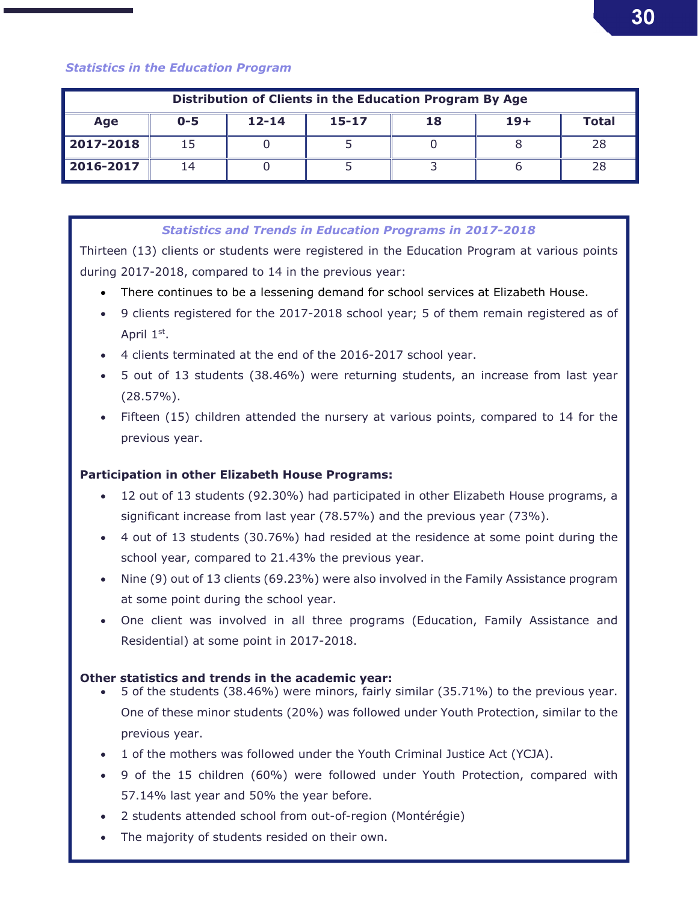*Statistics in the Education Program*

| Distribution of Clients in the Education Program By Age | | | | | | |
|---|---|---|---|---|---|---|
| **Age** | **0-5** | **12-14** | **15-17** | **18** | **19+** | **Total** |
| **2017-2018** | 15 | 0 | 5 | 0 | 8 | 28 |
| **2016-2017** | 14 | 0 | 5 | 3 | 6 | 28 |

### *Statistics and Trends in Education Programs in 2017-2018*

Thirteen (13) clients or students were registered in the Education Program at various points during 2017-2018, compared to 14 in the previous year:

- There continues to be a lessening demand for school services at Elizabeth House.
- 9 clients registered for the 2017-2018 school year; 5 of them remain registered as of April 1st.
- 4 clients terminated at the end of the 2016-2017 school year.
- 5 out of 13 students (38.46%) were returning students, an increase from last year (28.57%).
- Fifteen (15) children attended the nursery at various points, compared to 14 for the previous year.

**Participation in other Elizabeth House Programs:**

- 12 out of 13 students (92.30%) had participated in other Elizabeth House programs, a significant increase from last year (78.57%) and the previous year (73%).
- 4 out of 13 students (30.76%) had resided at the residence at some point during the school year, compared to 21.43% the previous year.
- Nine (9) out of 13 clients (69.23%) were also involved in the Family Assistance program at some point during the school year.
- One client was involved in all three programs (Education, Family Assistance and Residential) at some point in 2017-2018.

**Other statistics and trends in the academic year:**

- 5 of the students (38.46%) were minors, fairly similar (35.71%) to the previous year. One of these minor students (20%) was followed under Youth Protection, similar to the previous year.
- 1 of the mothers was followed under the Youth Criminal Justice Act (YCJA).
- 9 of the 15 children (60%) were followed under Youth Protection, compared with 57.14% last year and 50% the year before.
- 2 students attended school from out-of-region (Montérégie)
- The majority of students resided on their own.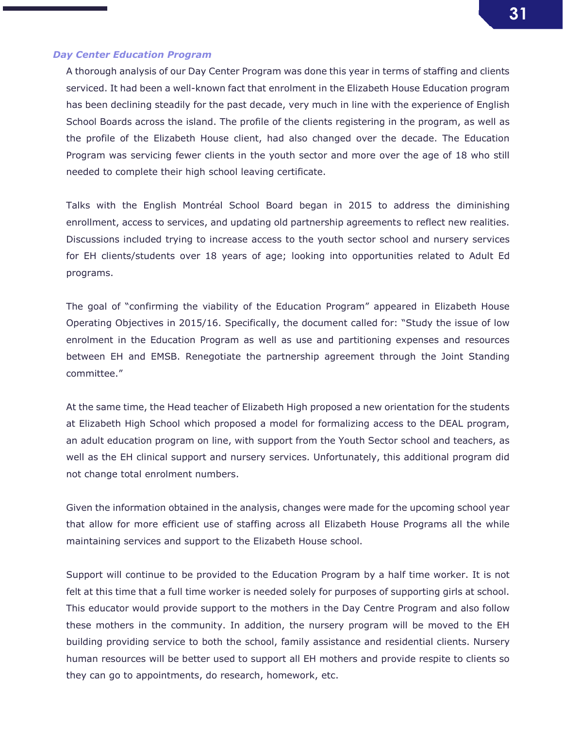### *Day Center Education Program*

A thorough analysis of our Day Center Program was done this year in terms of staffing and clients serviced. It had been a well-known fact that enrolment in the Elizabeth House Education program has been declining steadily for the past decade, very much in line with the experience of English School Boards across the island. The profile of the clients registering in the program, as well as the profile of the Elizabeth House client, had also changed over the decade. The Education Program was servicing fewer clients in the youth sector and more over the age of 18 who still needed to complete their high school leaving certificate.

Talks with the English Montréal School Board began in 2015 to address the diminishing enrollment, access to services, and updating old partnership agreements to reflect new realities. Discussions included trying to increase access to the youth sector school and nursery services for EH clients/students over 18 years of age; looking into opportunities related to Adult Ed programs.

The goal of "confirming the viability of the Education Program" appeared in Elizabeth House Operating Objectives in 2015/16. Specifically, the document called for: "Study the issue of low enrolment in the Education Program as well as use and partitioning expenses and resources between EH and EMSB. Renegotiate the partnership agreement through the Joint Standing committee."

At the same time, the Head teacher of Elizabeth High proposed a new orientation for the students at Elizabeth High School which proposed a model for formalizing access to the DEAL program, an adult education program on line, with support from the Youth Sector school and teachers, as well as the EH clinical support and nursery services. Unfortunately, this additional program did not change total enrolment numbers.

Given the information obtained in the analysis, changes were made for the upcoming school year that allow for more efficient use of staffing across all Elizabeth House Programs all the while maintaining services and support to the Elizabeth House school.

Support will continue to be provided to the Education Program by a half time worker. It is not felt at this time that a full time worker is needed solely for purposes of supporting girls at school. This educator would provide support to the mothers in the Day Centre Program and also follow these mothers in the community. In addition, the nursery program will be moved to the EH building providing service to both the school, family assistance and residential clients. Nursery human resources will be better used to support all EH mothers and provide respite to clients so they can go to appointments, do research, homework, etc.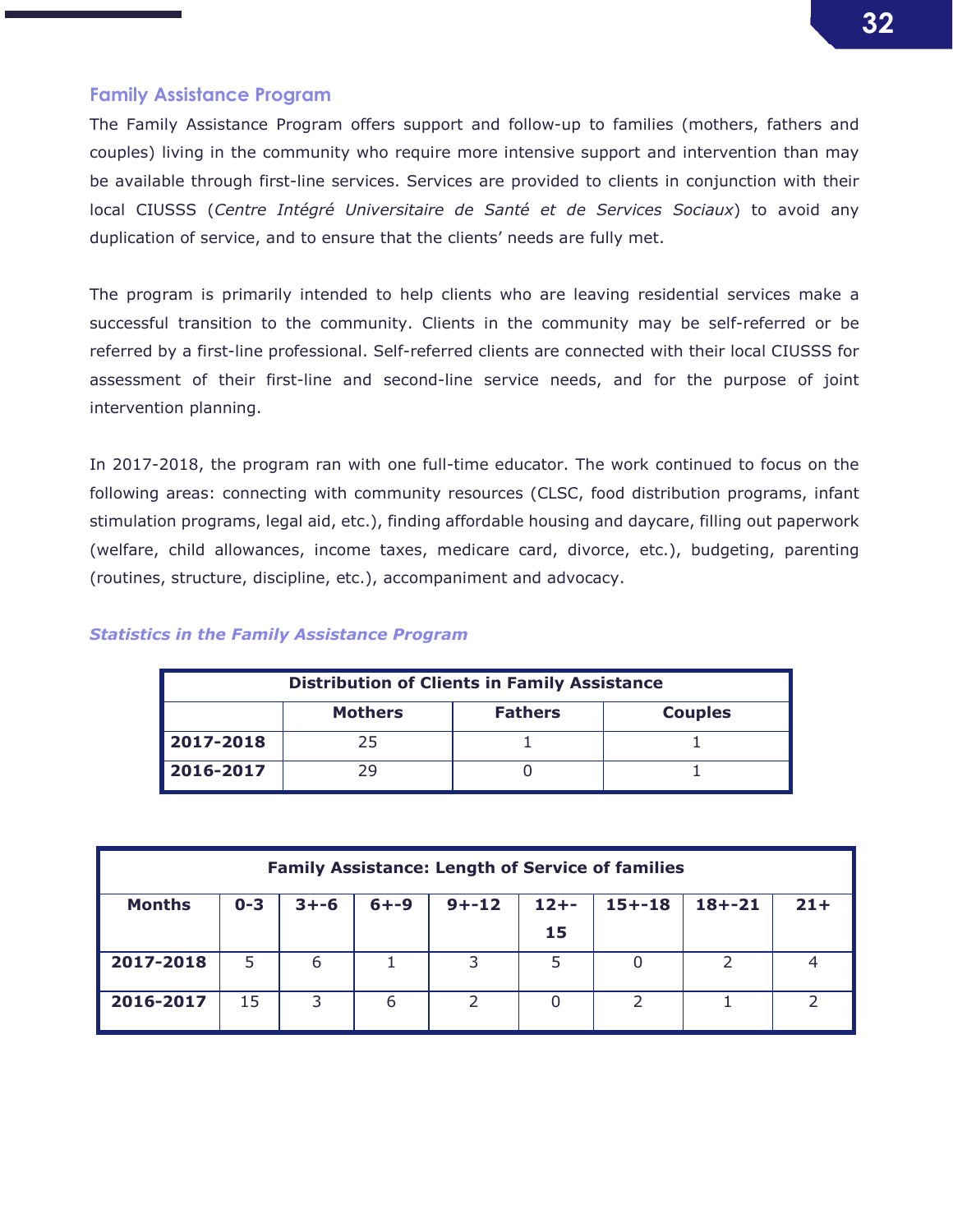## Family Assistance Program

The Family Assistance Program offers support and follow-up to families (mothers, fathers and couples) living in the community who require more intensive support and intervention than may be available through first-line services. Services are provided to clients in conjunction with their local CIUSSS (*Centre Intégré Universitaire de Santé et de Services Sociaux*) to avoid any duplication of service, and to ensure that the clients' needs are fully met.

The program is primarily intended to help clients who are leaving residential services make a successful transition to the community. Clients in the community may be self-referred or be referred by a first-line professional. Self-referred clients are connected with their local CIUSSS for assessment of their first-line and second-line service needs, and for the purpose of joint intervention planning.

In 2017-2018, the program ran with one full-time educator. The work continued to focus on the following areas: connecting with community resources (CLSC, food distribution programs, infant stimulation programs, legal aid, etc.), finding affordable housing and daycare, filling out paperwork (welfare, child allowances, income taxes, medicare card, divorce, etc.), budgeting, parenting (routines, structure, discipline, etc.), accompaniment and advocacy.

### *Statistics in the Family Assistance Program*

| Distribution of Clients in Family Assistance | | | |
|---|---|---|---|
| | **Mothers** | **Fathers** | **Couples** |
| **2017-2018** | 25 | 1 | 1 |
| **2016-2017** | 29 | 0 | 1 |

| Family Assistance: Length of Service of families | | | | | | | | |
|---|---|---|---|---|---|---|---|---|
| **Months** | **0-3** | **3+-6** | **6+-9** | **9+-12** | **12+-15** | **15+-18** | **18+-21** | **21+** |
| **2017-2018** | 5 | 6 | 1 | 3 | 5 | 0 | 2 | 4 |
| **2016-2017** | 15 | 3 | 6 | 2 | 0 | 2 | 1 | 2 |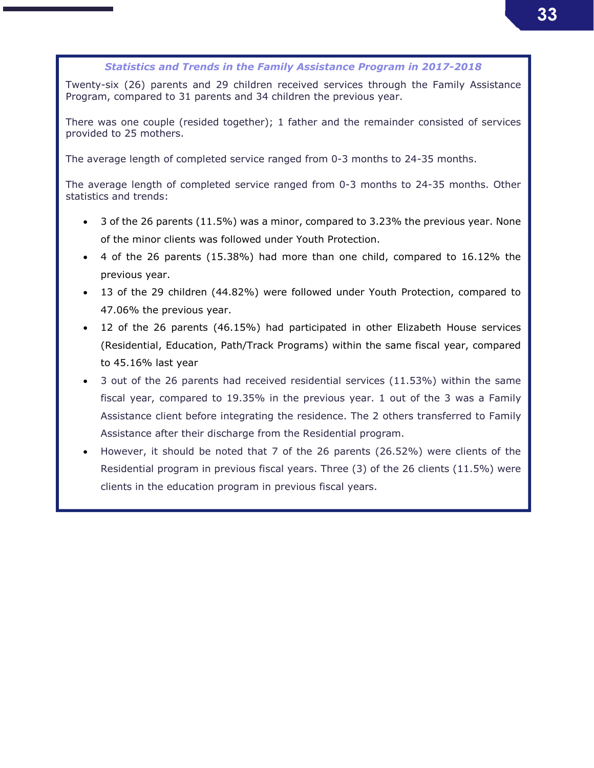### *Statistics and Trends in the Family Assistance Program in 2017-2018*

Twenty-six (26) parents and 29 children received services through the Family Assistance Program, compared to 31 parents and 34 children the previous year.

There was one couple (resided together); 1 father and the remainder consisted of services provided to 25 mothers.

The average length of completed service ranged from 0-3 months to 24-35 months.

The average length of completed service ranged from 0-3 months to 24-35 months. Other statistics and trends:

- 3 of the 26 parents (11.5%) was a minor, compared to 3.23% the previous year. None of the minor clients was followed under Youth Protection.
- 4 of the 26 parents (15.38%) had more than one child, compared to 16.12% the previous year.
- 13 of the 29 children (44.82%) were followed under Youth Protection, compared to 47.06% the previous year.
- 12 of the 26 parents (46.15%) had participated in other Elizabeth House services (Residential, Education, Path/Track Programs) within the same fiscal year, compared to 45.16% last year
- 3 out of the 26 parents had received residential services (11.53%) within the same fiscal year, compared to 19.35% in the previous year. 1 out of the 3 was a Family Assistance client before integrating the residence. The 2 others transferred to Family Assistance after their discharge from the Residential program.
- However, it should be noted that 7 of the 26 parents (26.52%) were clients of the Residential program in previous fiscal years. Three (3) of the 26 clients (11.5%) were clients in the education program in previous fiscal years.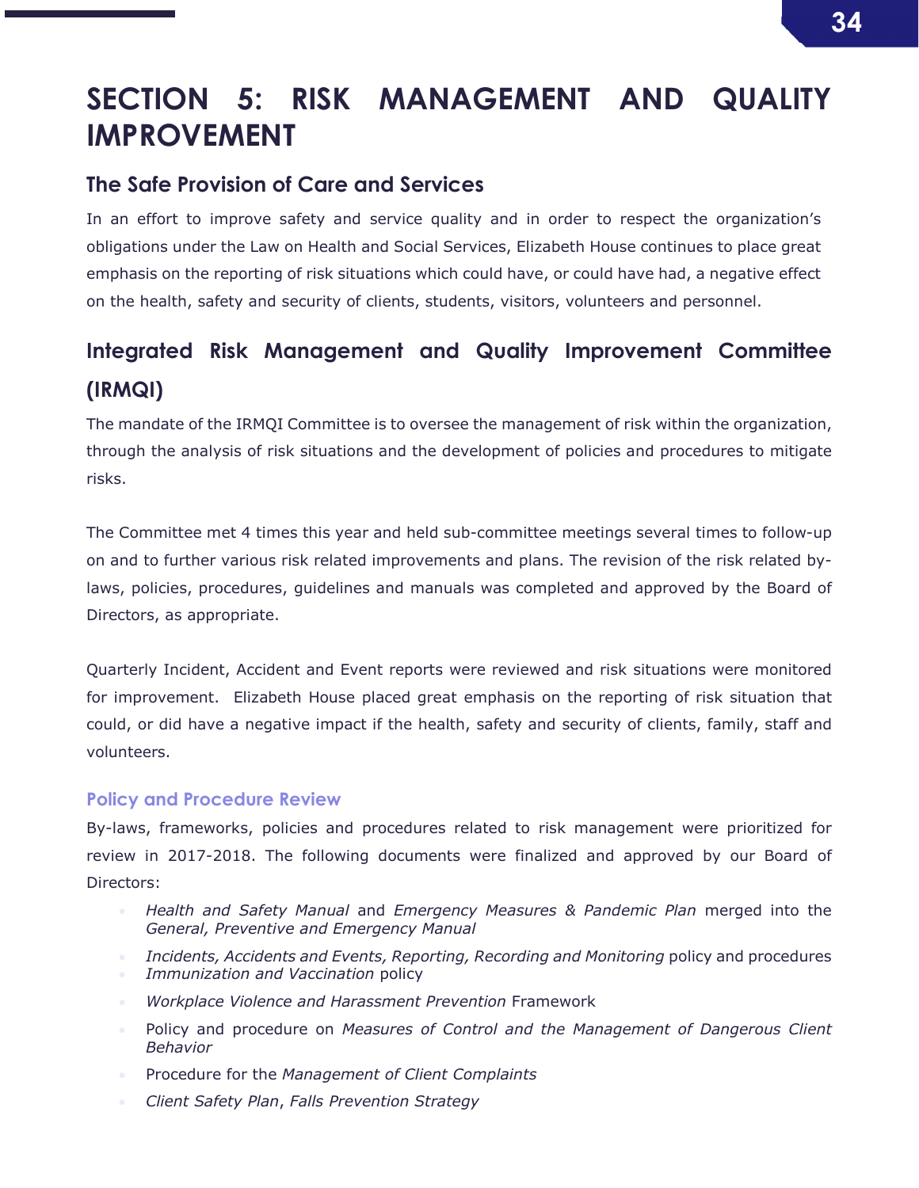# SECTION 5: RISK MANAGEMENT AND QUALITY IMPROVEMENT

## The Safe Provision of Care and Services

In an effort to improve safety and service quality and in order to respect the organization's obligations under the Law on Health and Social Services, Elizabeth House continues to place great emphasis on the reporting of risk situations which could have, or could have had, a negative effect on the health, safety and security of clients, students, visitors, volunteers and personnel.

## Integrated Risk Management and Quality Improvement Committee (IRMQI)

The mandate of the IRMQI Committee is to oversee the management of risk within the organization, through the analysis of risk situations and the development of policies and procedures to mitigate risks.

The Committee met 4 times this year and held sub-committee meetings several times to follow-up on and to further various risk related improvements and plans. The revision of the risk related by-laws, policies, procedures, guidelines and manuals was completed and approved by the Board of Directors, as appropriate.

Quarterly Incident, Accident and Event reports were reviewed and risk situations were monitored for improvement. Elizabeth House placed great emphasis on the reporting of risk situation that could, or did have a negative impact if the health, safety and security of clients, family, staff and volunteers.

### Policy and Procedure Review

By-laws, frameworks, policies and procedures related to risk management were prioritized for review in 2017-2018. The following documents were finalized and approved by our Board of Directors:

- *Health and Safety Manual* and *Emergency Measures & Pandemic Plan* merged into the *General, Preventive and Emergency Manual*
- *Incidents, Accidents and Events, Reporting, Recording and Monitoring* policy and procedures
- *Immunization and Vaccination* policy
- *Workplace Violence and Harassment Prevention* Framework
- Policy and procedure on *Measures of Control and the Management of Dangerous Client Behavior*
- Procedure for the *Management of Client Complaints*
- *Client Safety Plan*, *Falls Prevention Strategy*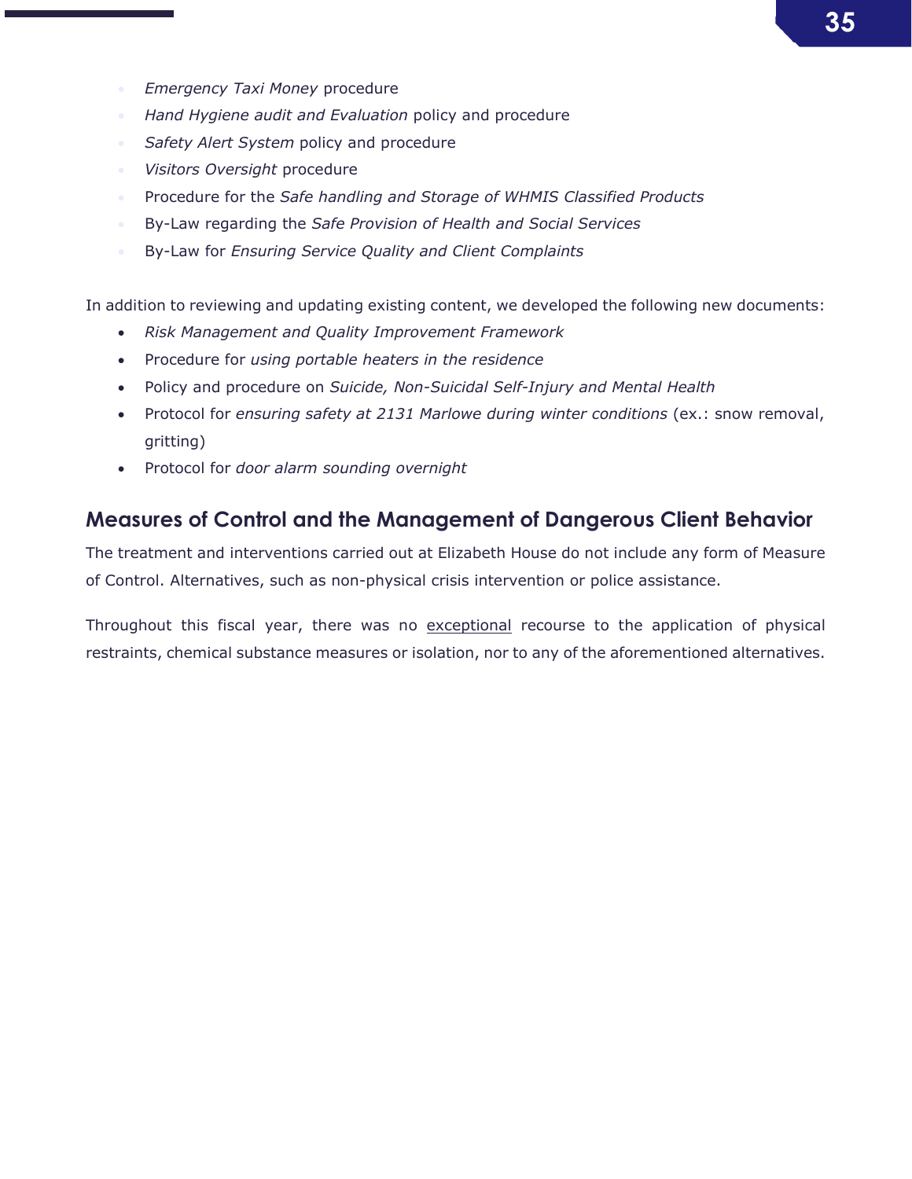- *Emergency Taxi Money* procedure
- *Hand Hygiene audit and Evaluation* policy and procedure
- *Safety Alert System* policy and procedure
- *Visitors Oversight* procedure
- Procedure for the *Safe handling and Storage of WHMIS Classified Products*
- By-Law regarding the *Safe Provision of Health and Social Services*
- By-Law for *Ensuring Service Quality and Client Complaints*

In addition to reviewing and updating existing content, we developed the following new documents:

- *Risk Management and Quality Improvement Framework*
- Procedure for *using portable heaters in the residence*
- Policy and procedure on *Suicide, Non-Suicidal Self-Injury and Mental Health*
- Protocol for *ensuring safety at 2131 Marlowe during winter conditions* (ex.: snow removal, gritting)
- Protocol for *door alarm sounding overnight*

## Measures of Control and the Management of Dangerous Client Behavior

The treatment and interventions carried out at Elizabeth House do not include any form of Measure of Control. Alternatives, such as non-physical crisis intervention or police assistance.

Throughout this fiscal year, there was no exceptional recourse to the application of physical restraints, chemical substance measures or isolation, nor to any of the aforementioned alternatives.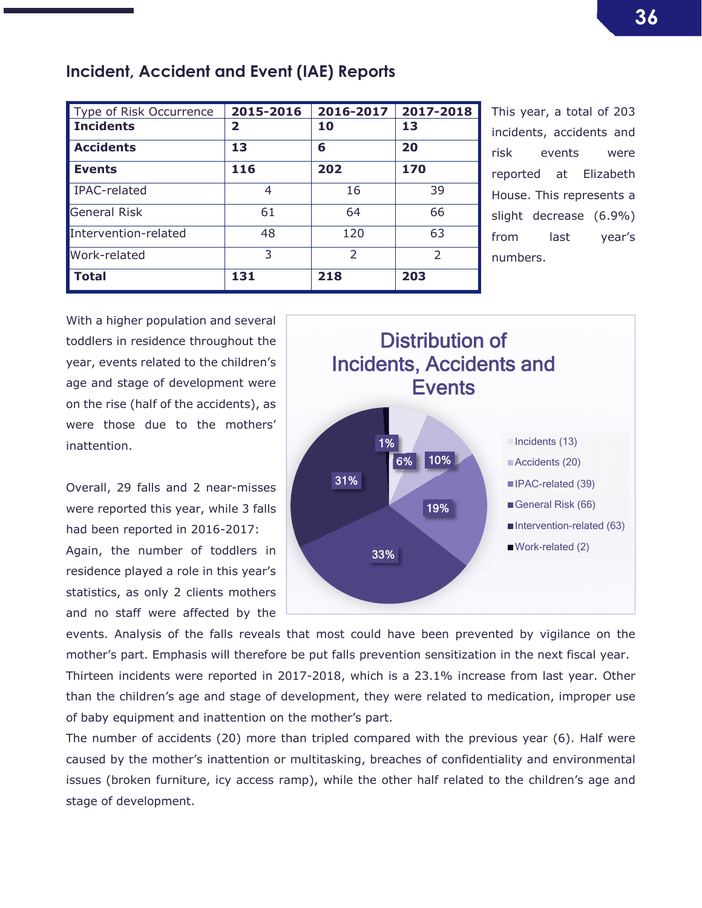## Incident, Accident and Event (IAE) Reports

| Type of Risk Occurrence | 2015-2016 | 2016-2017 | 2017-2018 |
|---|---|---|---|
| **Incidents** | **2** | **10** | **13** |
| **Accidents** | **13** | **6** | **20** |
| **Events** | **116** | **202** | **170** |
| IPAC-related | 4 | 16 | 39 |
| General Risk | 61 | 64 | 66 |
| Intervention-related | 48 | 120 | 63 |
| Work-related | 3 | 2 | 2 |
| **Total** | **131** | **218** | **203** |

This year, a total of 203 incidents, accidents and risk events were reported at Elizabeth House. This represents a slight decrease (6.9%) from last year's numbers.

With a higher population and several toddlers in residence throughout the year, events related to the children's age and stage of development were on the rise (half of the accidents), as were those due to the mothers' inattention.

**Distribution of Incidents, Accidents and Events**

| Category | Count | Percentage |
|---|---|---|
| Incidents | 13 | 6% |
| Accidents | 20 | 10% |
| IPAC-related | 39 | 19% |
| General Risk | 66 | 33% |
| Intervention-related | 63 | 31% |
| Work-related | 2 | 1% |

Overall, 29 falls and 2 near-misses were reported this year, while 3 falls had been reported in 2016-2017: Again, the number of toddlers in residence played a role in this year's statistics, as only 2 clients mothers and no staff were affected by the events. Analysis of the falls reveals that most could have been prevented by vigilance on the mother's part. Emphasis will therefore be put falls prevention sensitization in the next fiscal year.

Thirteen incidents were reported in 2017-2018, which is a 23.1% increase from last year. Other than the children's age and stage of development, they were related to medication, improper use of baby equipment and inattention on the mother's part.

The number of accidents (20) more than tripled compared with the previous year (6). Half were caused by the mother's inattention or multitasking, breaches of confidentiality and environmental issues (broken furniture, icy access ramp), while the other half related to the children's age and stage of development.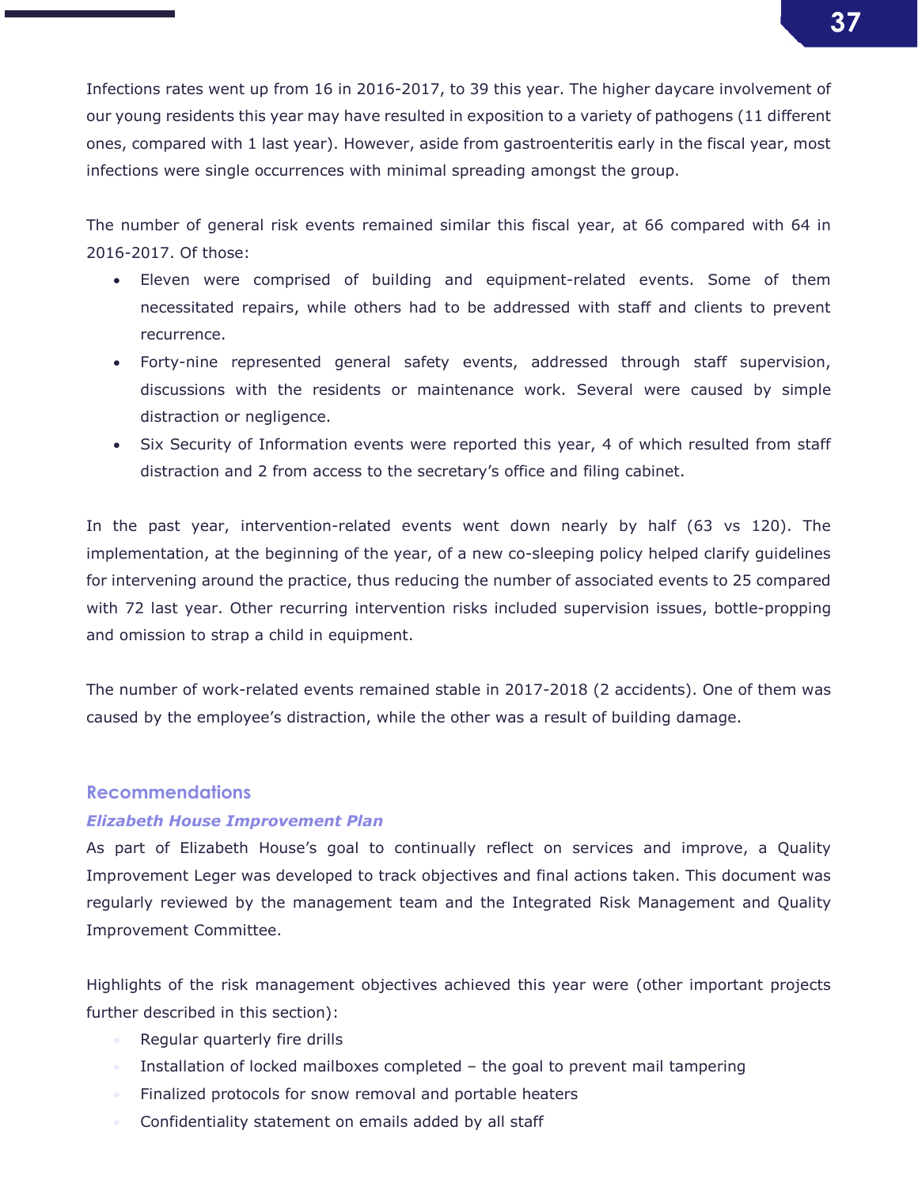Infections rates went up from 16 in 2016-2017, to 39 this year. The higher daycare involvement of our young residents this year may have resulted in exposition to a variety of pathogens (11 different ones, compared with 1 last year). However, aside from gastroenteritis early in the fiscal year, most infections were single occurrences with minimal spreading amongst the group.

The number of general risk events remained similar this fiscal year, at 66 compared with 64 in 2016-2017. Of those:

- Eleven were comprised of building and equipment-related events. Some of them necessitated repairs, while others had to be addressed with staff and clients to prevent recurrence.
- Forty-nine represented general safety events, addressed through staff supervision, discussions with the residents or maintenance work. Several were caused by simple distraction or negligence.
- Six Security of Information events were reported this year, 4 of which resulted from staff distraction and 2 from access to the secretary's office and filing cabinet.

In the past year, intervention-related events went down nearly by half (63 vs 120). The implementation, at the beginning of the year, of a new co-sleeping policy helped clarify guidelines for intervening around the practice, thus reducing the number of associated events to 25 compared with 72 last year. Other recurring intervention risks included supervision issues, bottle-propping and omission to strap a child in equipment.

The number of work-related events remained stable in 2017-2018 (2 accidents). One of them was caused by the employee's distraction, while the other was a result of building damage.

## Recommendations

### *Elizabeth House Improvement Plan*

As part of Elizabeth House's goal to continually reflect on services and improve, a Quality Improvement Leger was developed to track objectives and final actions taken. This document was regularly reviewed by the management team and the Integrated Risk Management and Quality Improvement Committee.

Highlights of the risk management objectives achieved this year were (other important projects further described in this section):

- Regular quarterly fire drills
- Installation of locked mailboxes completed – the goal to prevent mail tampering
- Finalized protocols for snow removal and portable heaters
- Confidentiality statement on emails added by all staff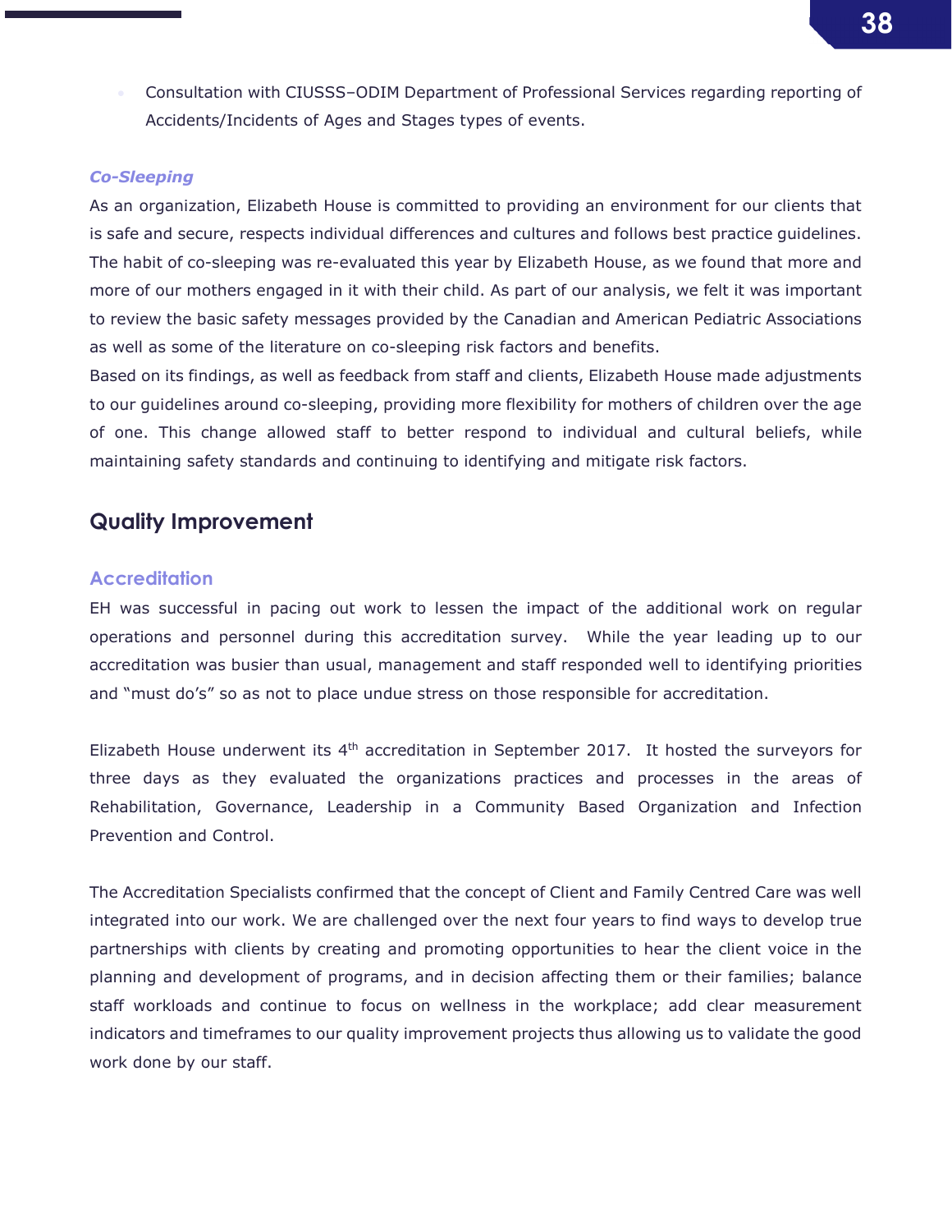- Consultation with CIUSSS–ODIM Department of Professional Services regarding reporting of Accidents/Incidents of Ages and Stages types of events.

### *Co-Sleeping*

As an organization, Elizabeth House is committed to providing an environment for our clients that is safe and secure, respects individual differences and cultures and follows best practice guidelines. The habit of co-sleeping was re-evaluated this year by Elizabeth House, as we found that more and more of our mothers engaged in it with their child. As part of our analysis, we felt it was important to review the basic safety messages provided by the Canadian and American Pediatric Associations as well as some of the literature on co-sleeping risk factors and benefits.

Based on its findings, as well as feedback from staff and clients, Elizabeth House made adjustments to our guidelines around co-sleeping, providing more flexibility for mothers of children over the age of one. This change allowed staff to better respond to individual and cultural beliefs, while maintaining safety standards and continuing to identifying and mitigate risk factors.

## Quality Improvement

### Accreditation

EH was successful in pacing out work to lessen the impact of the additional work on regular operations and personnel during this accreditation survey. While the year leading up to our accreditation was busier than usual, management and staff responded well to identifying priorities and "must do's" so as not to place undue stress on those responsible for accreditation.

Elizabeth House underwent its 4th accreditation in September 2017. It hosted the surveyors for three days as they evaluated the organizations practices and processes in the areas of Rehabilitation, Governance, Leadership in a Community Based Organization and Infection Prevention and Control.

The Accreditation Specialists confirmed that the concept of Client and Family Centred Care was well integrated into our work. We are challenged over the next four years to find ways to develop true partnerships with clients by creating and promoting opportunities to hear the client voice in the planning and development of programs, and in decision affecting them or their families; balance staff workloads and continue to focus on wellness in the workplace; add clear measurement indicators and timeframes to our quality improvement projects thus allowing us to validate the good work done by our staff.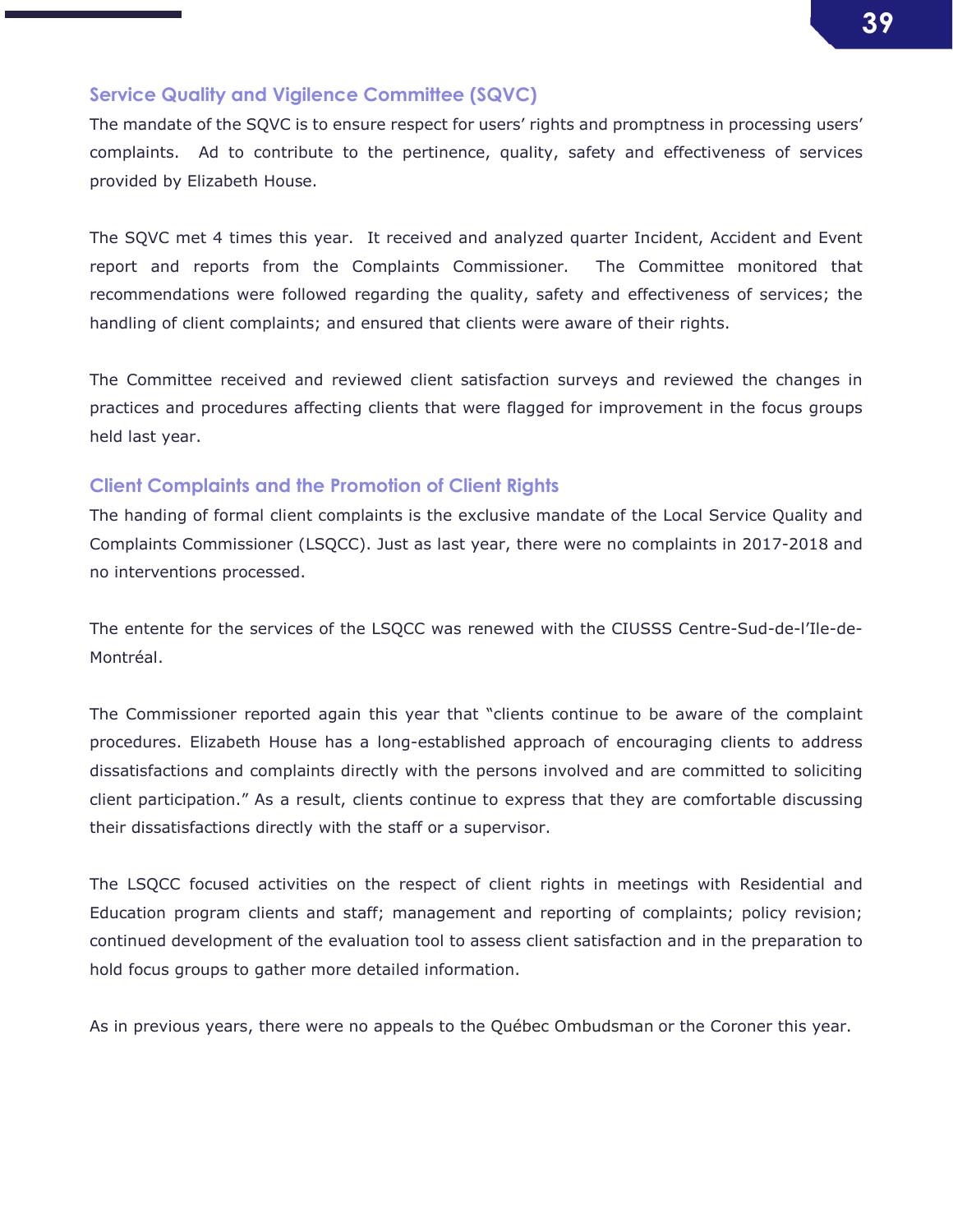## Service Quality and Vigilence Committee (SQVC)

The mandate of the SQVC is to ensure respect for users' rights and promptness in processing users' complaints. Ad to contribute to the pertinence, quality, safety and effectiveness of services provided by Elizabeth House.

The SQVC met 4 times this year. It received and analyzed quarter Incident, Accident and Event report and reports from the Complaints Commissioner. The Committee monitored that recommendations were followed regarding the quality, safety and effectiveness of services; the handling of client complaints; and ensured that clients were aware of their rights.

The Committee received and reviewed client satisfaction surveys and reviewed the changes in practices and procedures affecting clients that were flagged for improvement in the focus groups held last year.

## Client Complaints and the Promotion of Client Rights

The handing of formal client complaints is the exclusive mandate of the Local Service Quality and Complaints Commissioner (LSQCC). Just as last year, there were no complaints in 2017-2018 and no interventions processed.

The entente for the services of the LSQCC was renewed with the CIUSSS Centre-Sud-de-l'Ile-de-Montréal.

The Commissioner reported again this year that "clients continue to be aware of the complaint procedures. Elizabeth House has a long-established approach of encouraging clients to address dissatisfactions and complaints directly with the persons involved and are committed to soliciting client participation." As a result, clients continue to express that they are comfortable discussing their dissatisfactions directly with the staff or a supervisor.

The LSQCC focused activities on the respect of client rights in meetings with Residential and Education program clients and staff; management and reporting of complaints; policy revision; continued development of the evaluation tool to assess client satisfaction and in the preparation to hold focus groups to gather more detailed information.

As in previous years, there were no appeals to the Québec Ombudsman or the Coroner this year.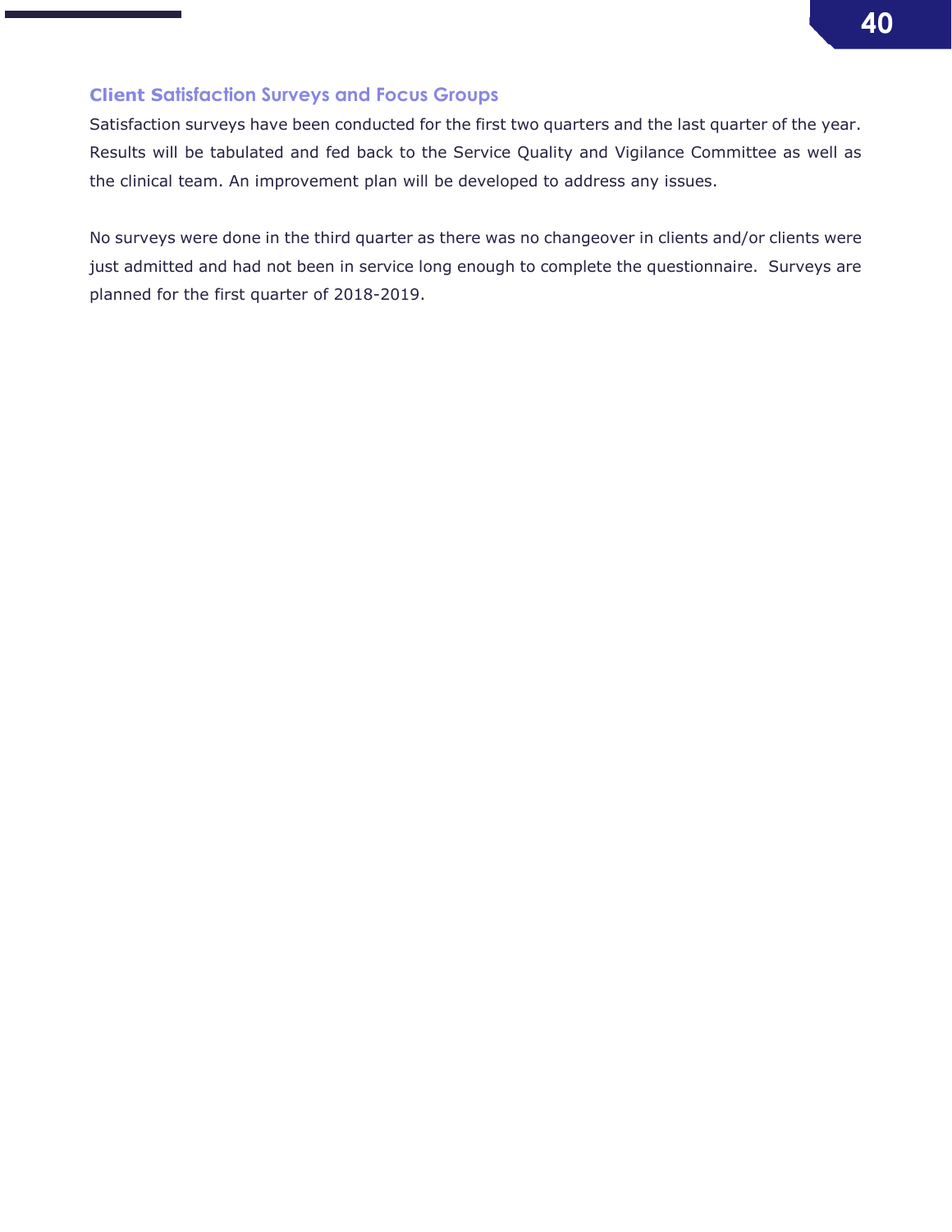### Client Satisfaction Surveys and Focus Groups

Satisfaction surveys have been conducted for the first two quarters and the last quarter of the year. Results will be tabulated and fed back to the Service Quality and Vigilance Committee as well as the clinical team. An improvement plan will be developed to address any issues.

No surveys were done in the third quarter as there was no changeover in clients and/or clients were just admitted and had not been in service long enough to complete the questionnaire. Surveys are planned for the first quarter of 2018-2019.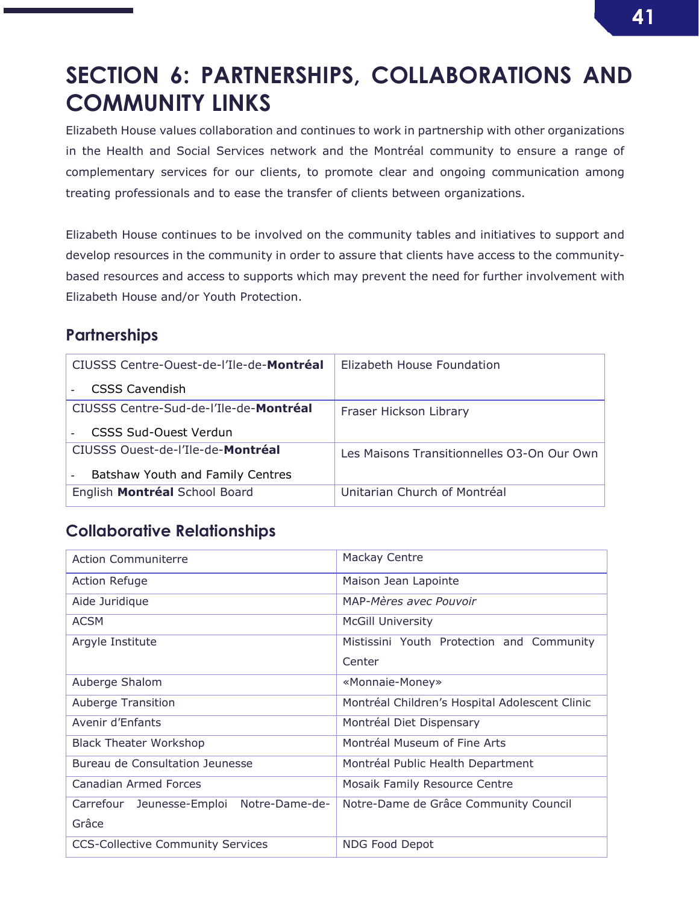# SECTION 6: PARTNERSHIPS, COLLABORATIONS AND COMMUNITY LINKS

Elizabeth House values collaboration and continues to work in partnership with other organizations in the Health and Social Services network and the Montréal community to ensure a range of complementary services for our clients, to promote clear and ongoing communication among treating professionals and to ease the transfer of clients between organizations.

Elizabeth House continues to be involved on the community tables and initiatives to support and develop resources in the community in order to assure that clients have access to the community-based resources and access to supports which may prevent the need for further involvement with Elizabeth House and/or Youth Protection.

## Partnerships

| | |
|---|---|
| CIUSSS Centre-Ouest-de-l'Ile-de-**Montréal**<br>- CSSS Cavendish | Elizabeth House Foundation |
| CIUSSS Centre-Sud-de-l'Ile-de-**Montréal**<br>- CSSS Sud-Ouest Verdun | Fraser Hickson Library |
| CIUSSS Ouest-de-l'Ile-de-**Montréal**<br>- Batshaw Youth and Family Centres | Les Maisons Transitionnelles O3-On Our Own |
| English **Montréal** School Board | Unitarian Church of Montréal |

## Collaborative Relationships

| | |
|---|---|
| Action Communiterre | Mackay Centre |
| Action Refuge | Maison Jean Lapointe |
| Aide Juridique | MAP-*Mères avec Pouvoir* |
| ACSM | McGill University |
| Argyle Institute | Mistissini Youth Protection and Community Center |
| Auberge Shalom | «Monnaie-Money» |
| Auberge Transition | Montréal Children's Hospital Adolescent Clinic |
| Avenir d'Enfants | Montréal Diet Dispensary |
| Black Theater Workshop | Montréal Museum of Fine Arts |
| Bureau de Consultation Jeunesse | Montréal Public Health Department |
| Canadian Armed Forces | Mosaik Family Resource Centre |
| Carrefour Jeunesse-Emploi Notre-Dame-de-Grâce | Notre-Dame de Grâce Community Council |
| CCS-Collective Community Services | NDG Food Depot |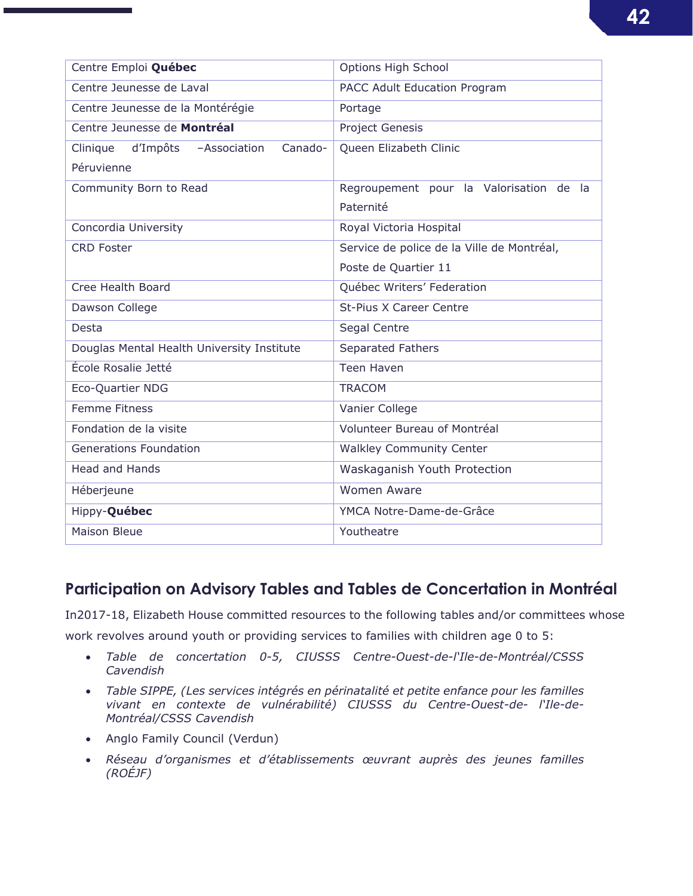| Centre Emploi **Québec** | Options High School |
|---|---|
| Centre Jeunesse de Laval | PACC Adult Education Program |
| Centre Jeunesse de la Montérégie | Portage |
| Centre Jeunesse de **Montréal** | Project Genesis |
| Clinique d'Impôts –Association Canado-Péruvienne | Queen Elizabeth Clinic |
| Community Born to Read | Regroupement pour la Valorisation de la Paternité |
| Concordia University | Royal Victoria Hospital |
| CRD Foster | Service de police de la Ville de Montréal, Poste de Quartier 11 |
| Cree Health Board | Québec Writers' Federation |
| Dawson College | St-Pius X Career Centre |
| Desta | Segal Centre |
| Douglas Mental Health University Institute | Separated Fathers |
| École Rosalie Jetté | Teen Haven |
| Eco-Quartier NDG | TRACOM |
| Femme Fitness | Vanier College |
| Fondation de la visite | Volunteer Bureau of Montréal |
| Generations Foundation | Walkley Community Center |
| Head and Hands | Waskaganish Youth Protection |
| Héberjeune | Women Aware |
| Hippy-**Québec** | YMCA Notre-Dame-de-Grâce |
| Maison Bleue | Youtheatre |

## Participation on Advisory Tables and Tables de Concertation in Montréal

In2017-18, Elizabeth House committed resources to the following tables and/or committees whose work revolves around youth or providing services to families with children age 0 to 5:

- *Table de concertation 0-5, CIUSSS Centre-Ouest-de-l'Ile-de-Montréal/CSSS Cavendish*
- *Table SIPPE, (Les services intégrés en périnatalité et petite enfance pour les familles vivant en contexte de vulnérabilité) CIUSSS du Centre-Ouest-de- l'Ile-de-Montréal/CSSS Cavendish*
- Anglo Family Council (Verdun)
- *Réseau d'organismes et d'établissements œuvrant auprès des jeunes familles (ROÉJF)*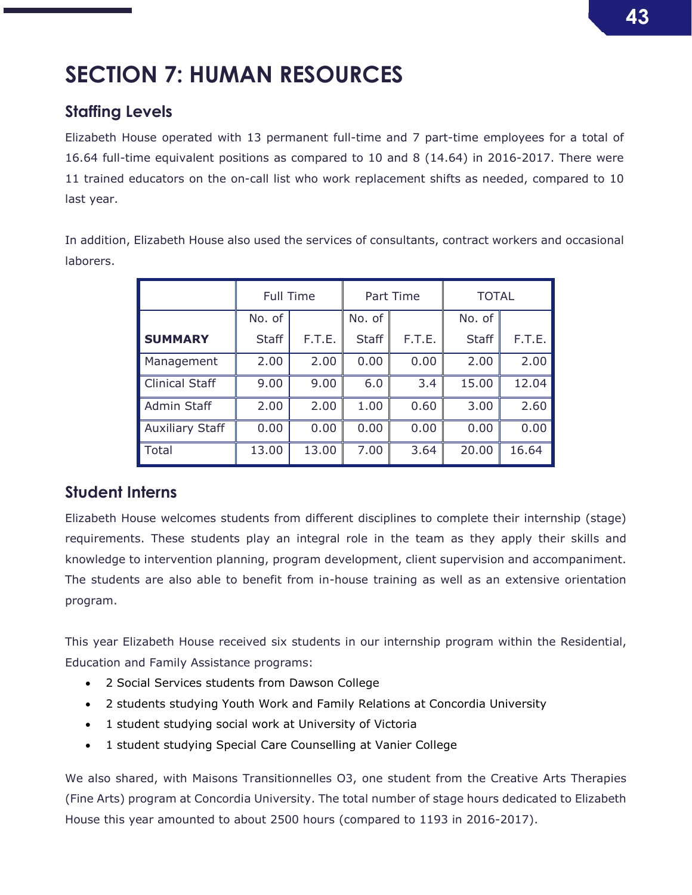# SECTION 7: HUMAN RESOURCES

## Staffing Levels

Elizabeth House operated with 13 permanent full-time and 7 part-time employees for a total of 16.64 full-time equivalent positions as compared to 10 and 8 (14.64) in 2016-2017. There were 11 trained educators on the on-call list who work replacement shifts as needed, compared to 10 last year.

In addition, Elizabeth House also used the services of consultants, contract workers and occasional laborers.

| | Full Time | | Part Time | | TOTAL | |
|---|---|---|---|---|---|---|
| **SUMMARY** | No. of Staff | F.T.E. | No. of Staff | F.T.E. | No. of Staff | F.T.E. |
| Management | 2.00 | 2.00 | 0.00 | 0.00 | 2.00 | 2.00 |
| Clinical Staff | 9.00 | 9.00 | 6.0 | 3.4 | 15.00 | 12.04 |
| Admin Staff | 2.00 | 2.00 | 1.00 | 0.60 | 3.00 | 2.60 |
| Auxiliary Staff | 0.00 | 0.00 | 0.00 | 0.00 | 0.00 | 0.00 |
| Total | 13.00 | 13.00 | 7.00 | 3.64 | 20.00 | 16.64 |

## Student Interns

Elizabeth House welcomes students from different disciplines to complete their internship (stage) requirements. These students play an integral role in the team as they apply their skills and knowledge to intervention planning, program development, client supervision and accompaniment. The students are also able to benefit from in-house training as well as an extensive orientation program.

This year Elizabeth House received six students in our internship program within the Residential, Education and Family Assistance programs:

- 2 Social Services students from Dawson College
- 2 students studying Youth Work and Family Relations at Concordia University
- 1 student studying social work at University of Victoria
- 1 student studying Special Care Counselling at Vanier College

We also shared, with Maisons Transitionnelles O3, one student from the Creative Arts Therapies (Fine Arts) program at Concordia University. The total number of stage hours dedicated to Elizabeth House this year amounted to about 2500 hours (compared to 1193 in 2016-2017).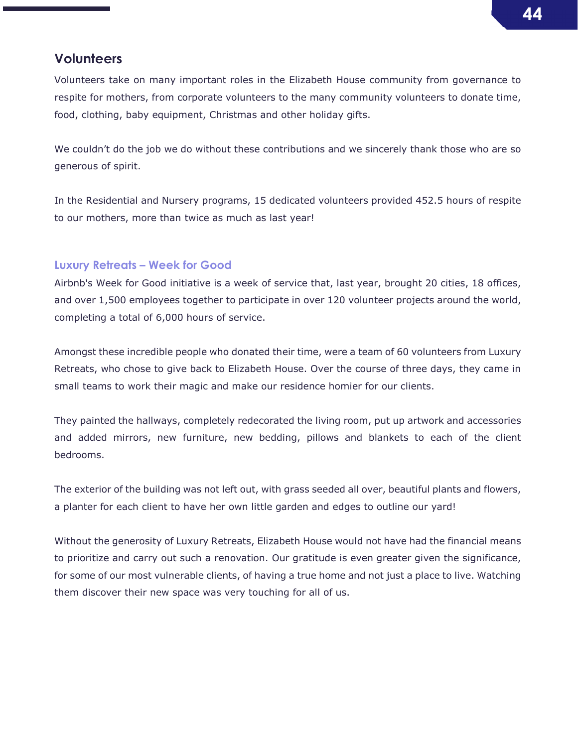## Volunteers

Volunteers take on many important roles in the Elizabeth House community from governance to respite for mothers, from corporate volunteers to the many community volunteers to donate time, food, clothing, baby equipment, Christmas and other holiday gifts.

We couldn't do the job we do without these contributions and we sincerely thank those who are so generous of spirit.

In the Residential and Nursery programs, 15 dedicated volunteers provided 452.5 hours of respite to our mothers, more than twice as much as last year!

### Luxury Retreats – Week for Good

Airbnb's Week for Good initiative is a week of service that, last year, brought 20 cities, 18 offices, and over 1,500 employees together to participate in over 120 volunteer projects around the world, completing a total of 6,000 hours of service.

Amongst these incredible people who donated their time, were a team of 60 volunteers from Luxury Retreats, who chose to give back to Elizabeth House. Over the course of three days, they came in small teams to work their magic and make our residence homier for our clients.

They painted the hallways, completely redecorated the living room, put up artwork and accessories and added mirrors, new furniture, new bedding, pillows and blankets to each of the client bedrooms.

The exterior of the building was not left out, with grass seeded all over, beautiful plants and flowers, a planter for each client to have her own little garden and edges to outline our yard!

Without the generosity of Luxury Retreats, Elizabeth House would not have had the financial means to prioritize and carry out such a renovation. Our gratitude is even greater given the significance, for some of our most vulnerable clients, of having a true home and not just a place to live. Watching them discover their new space was very touching for all of us.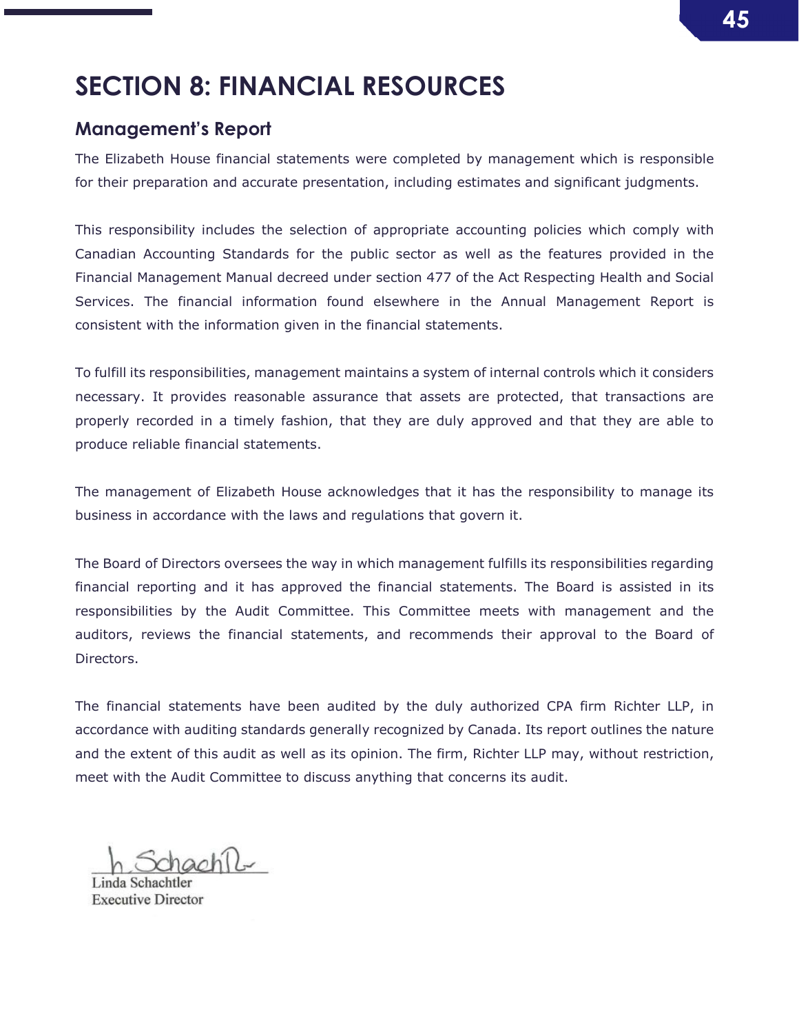# SECTION 8: FINANCIAL RESOURCES

## Management's Report

The Elizabeth House financial statements were completed by management which is responsible for their preparation and accurate presentation, including estimates and significant judgments.

This responsibility includes the selection of appropriate accounting policies which comply with Canadian Accounting Standards for the public sector as well as the features provided in the Financial Management Manual decreed under section 477 of the Act Respecting Health and Social Services. The financial information found elsewhere in the Annual Management Report is consistent with the information given in the financial statements.

To fulfill its responsibilities, management maintains a system of internal controls which it considers necessary. It provides reasonable assurance that assets are protected, that transactions are properly recorded in a timely fashion, that they are duly approved and that they are able to produce reliable financial statements.

The management of Elizabeth House acknowledges that it has the responsibility to manage its business in accordance with the laws and regulations that govern it.

The Board of Directors oversees the way in which management fulfills its responsibilities regarding financial reporting and it has approved the financial statements. The Board is assisted in its responsibilities by the Audit Committee. This Committee meets with management and the auditors, reviews the financial statements, and recommends their approval to the Board of Directors.

The financial statements have been audited by the duly authorized CPA firm Richter LLP, in accordance with auditing standards generally recognized by Canada. Its report outlines the nature and the extent of this audit as well as its opinion. The firm, Richter LLP may, without restriction, meet with the Audit Committee to discuss anything that concerns its audit.

Linda Schachtler
Executive Director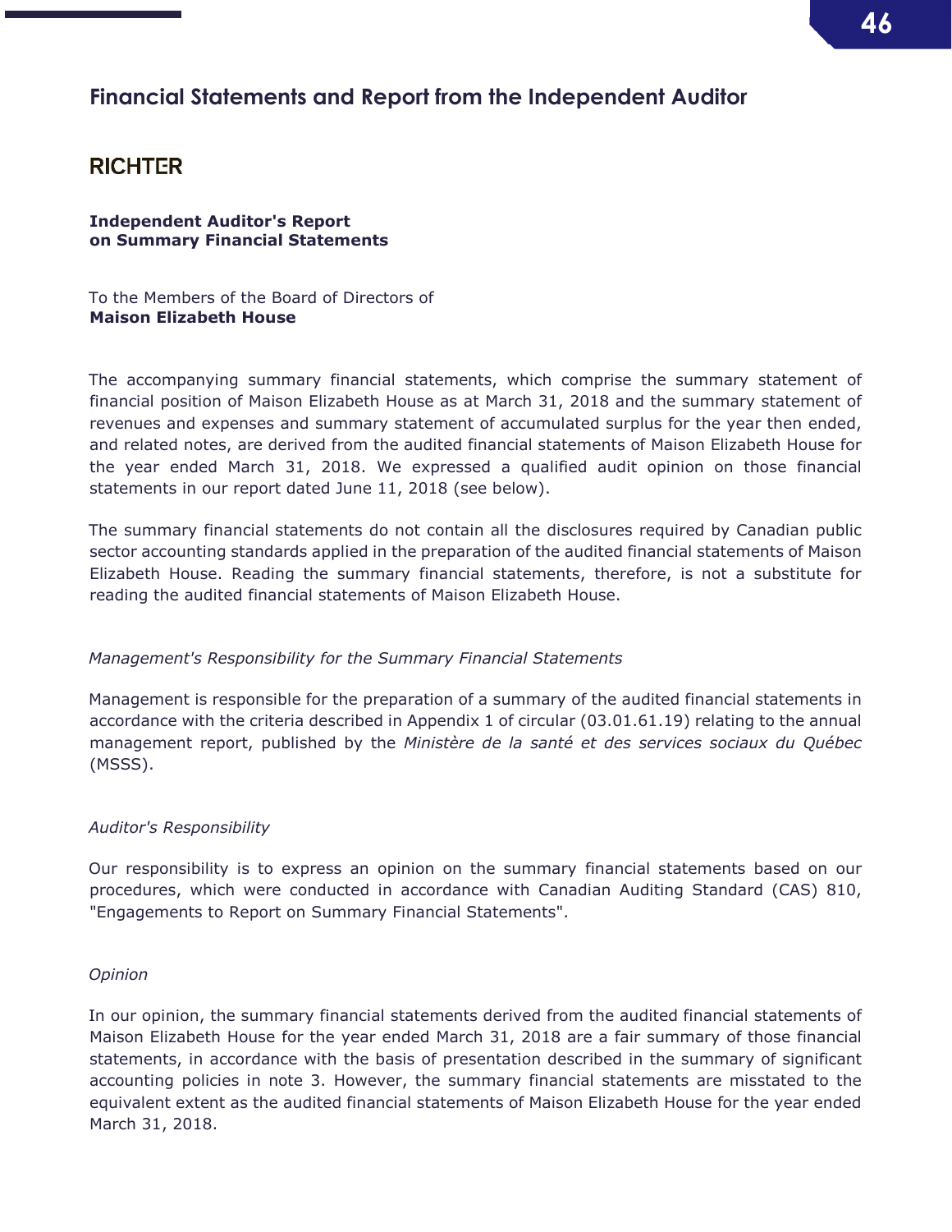## Financial Statements and Report from the Independent Auditor

**RICHTER**

**Independent Auditor's Report**
**on Summary Financial Statements**

To the Members of the Board of Directors of
**Maison Elizabeth House**

The accompanying summary financial statements, which comprise the summary statement of financial position of Maison Elizabeth House as at March 31, 2018 and the summary statement of revenues and expenses and summary statement of accumulated surplus for the year then ended, and related notes, are derived from the audited financial statements of Maison Elizabeth House for the year ended March 31, 2018. We expressed a qualified audit opinion on those financial statements in our report dated June 11, 2018 (see below).

The summary financial statements do not contain all the disclosures required by Canadian public sector accounting standards applied in the preparation of the audited financial statements of Maison Elizabeth House. Reading the summary financial statements, therefore, is not a substitute for reading the audited financial statements of Maison Elizabeth House.

*Management's Responsibility for the Summary Financial Statements*

Management is responsible for the preparation of a summary of the audited financial statements in accordance with the criteria described in Appendix 1 of circular (03.01.61.19) relating to the annual management report, published by the *Ministère de la santé et des services sociaux du Québec* (MSSS).

*Auditor's Responsibility*

Our responsibility is to express an opinion on the summary financial statements based on our procedures, which were conducted in accordance with Canadian Auditing Standard (CAS) 810, "Engagements to Report on Summary Financial Statements".

*Opinion*

In our opinion, the summary financial statements derived from the audited financial statements of Maison Elizabeth House for the year ended March 31, 2018 are a fair summary of those financial statements, in accordance with the basis of presentation described in the summary of significant accounting policies in note 3. However, the summary financial statements are misstated to the equivalent extent as the audited financial statements of Maison Elizabeth House for the year ended March 31, 2018.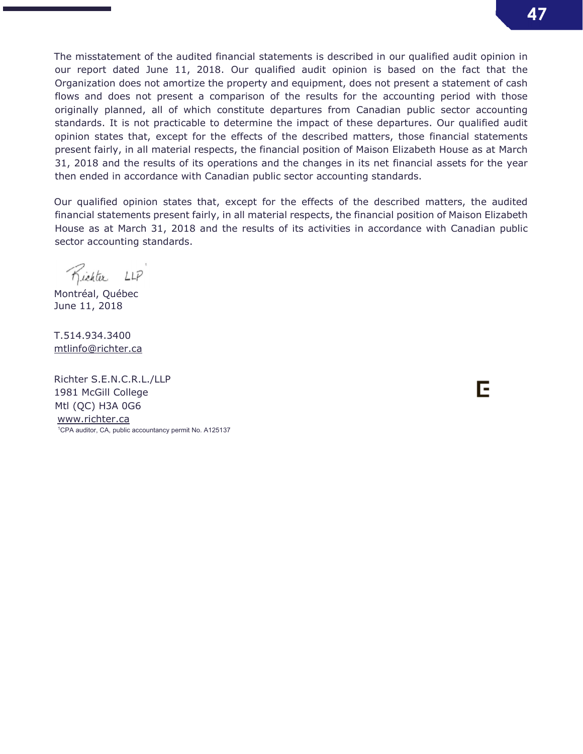The misstatement of the audited financial statements is described in our qualified audit opinion in our report dated June 11, 2018. Our qualified audit opinion is based on the fact that the Organization does not amortize the property and equipment, does not present a statement of cash flows and does not present a comparison of the results for the accounting period with those originally planned, all of which constitute departures from Canadian public sector accounting standards. It is not practicable to determine the impact of these departures. Our qualified audit opinion states that, except for the effects of the described matters, those financial statements present fairly, in all material respects, the financial position of Maison Elizabeth House as at March 31, 2018 and the results of its operations and the changes in its net financial assets for the year then ended in accordance with Canadian public sector accounting standards.

Our qualified opinion states that, except for the effects of the described matters, the audited financial statements present fairly, in all material respects, the financial position of Maison Elizabeth House as at March 31, 2018 and the results of its activities in accordance with Canadian public sector accounting standards.

Richter LLP[1]

Montréal, Québec
June 11, 2018

T.514.934.3400
mtlinfo@richter.ca

Richter S.E.N.C.R.L./LLP
1981 McGill College
Mtl (QC) H3A 0G6
www.richter.ca

[1]CPA auditor, CA, public accountancy permit No. A125137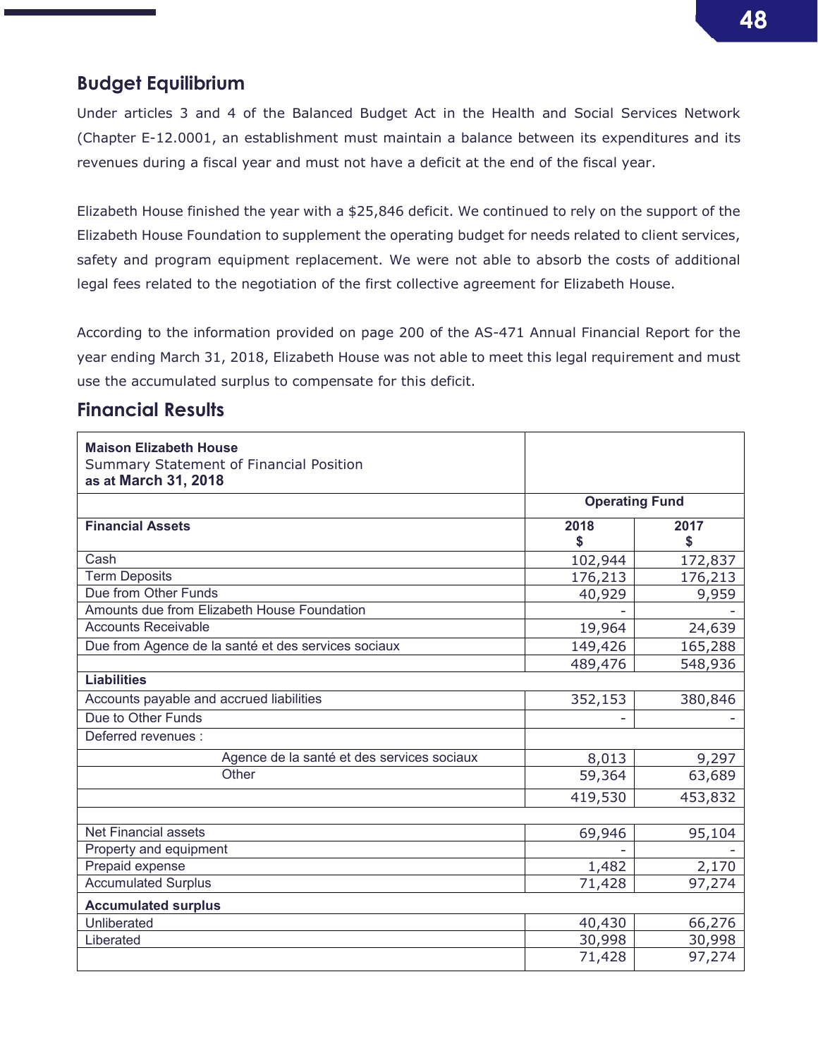## Budget Equilibrium

Under articles 3 and 4 of the Balanced Budget Act in the Health and Social Services Network (Chapter E-12.0001, an establishment must maintain a balance between its expenditures and its revenues during a fiscal year and must not have a deficit at the end of the fiscal year.

Elizabeth House finished the year with a $25,846 deficit. We continued to rely on the support of the Elizabeth House Foundation to supplement the operating budget for needs related to client services, safety and program equipment replacement. We were not able to absorb the costs of additional legal fees related to the negotiation of the first collective agreement for Elizabeth House.

According to the information provided on page 200 of the AS-471 Annual Financial Report for the year ending March 31, 2018, Elizabeth House was not able to meet this legal requirement and must use the accumulated surplus to compensate for this deficit.

## Financial Results

| **Maison Elizabeth House**<br>Summary Statement of Financial Position<br>**as at March 31, 2018** | | |
|---|---|---|
| | **Operating Fund** | |
| **Financial Assets** | **2018**<br>**$** | **2017**<br>**$** |
| Cash | 102,944 | 172,837 |
| Term Deposits | 176,213 | 176,213 |
| Due from Other Funds | 40,929 | 9,959 |
| Amounts due from Elizabeth House Foundation | - | - |
| Accounts Receivable | 19,964 | 24,639 |
| Due from Agence de la santé et des services sociaux | 149,426 | 165,288 |
| | 489,476 | 548,936 |
| **Liabilities** | | |
| Accounts payable and accrued liabilities | 352,153 | 380,846 |
| Due to Other Funds | - | - |
| Deferred revenues : | | |
| Agence de la santé et des services sociaux | 8,013 | 9,297 |
| Other | 59,364 | 63,689 |
| | 419,530 | 453,832 |
| | | |
| Net Financial assets | 69,946 | 95,104 |
| Property and equipment | - | - |
| Prepaid expense | 1,482 | 2,170 |
| Accumulated Surplus | 71,428 | 97,274 |
| **Accumulated surplus** | | |
| Unliberated | 40,430 | 66,276 |
| Liberated | 30,998 | 30,998 |
| | 71,428 | 97,274 |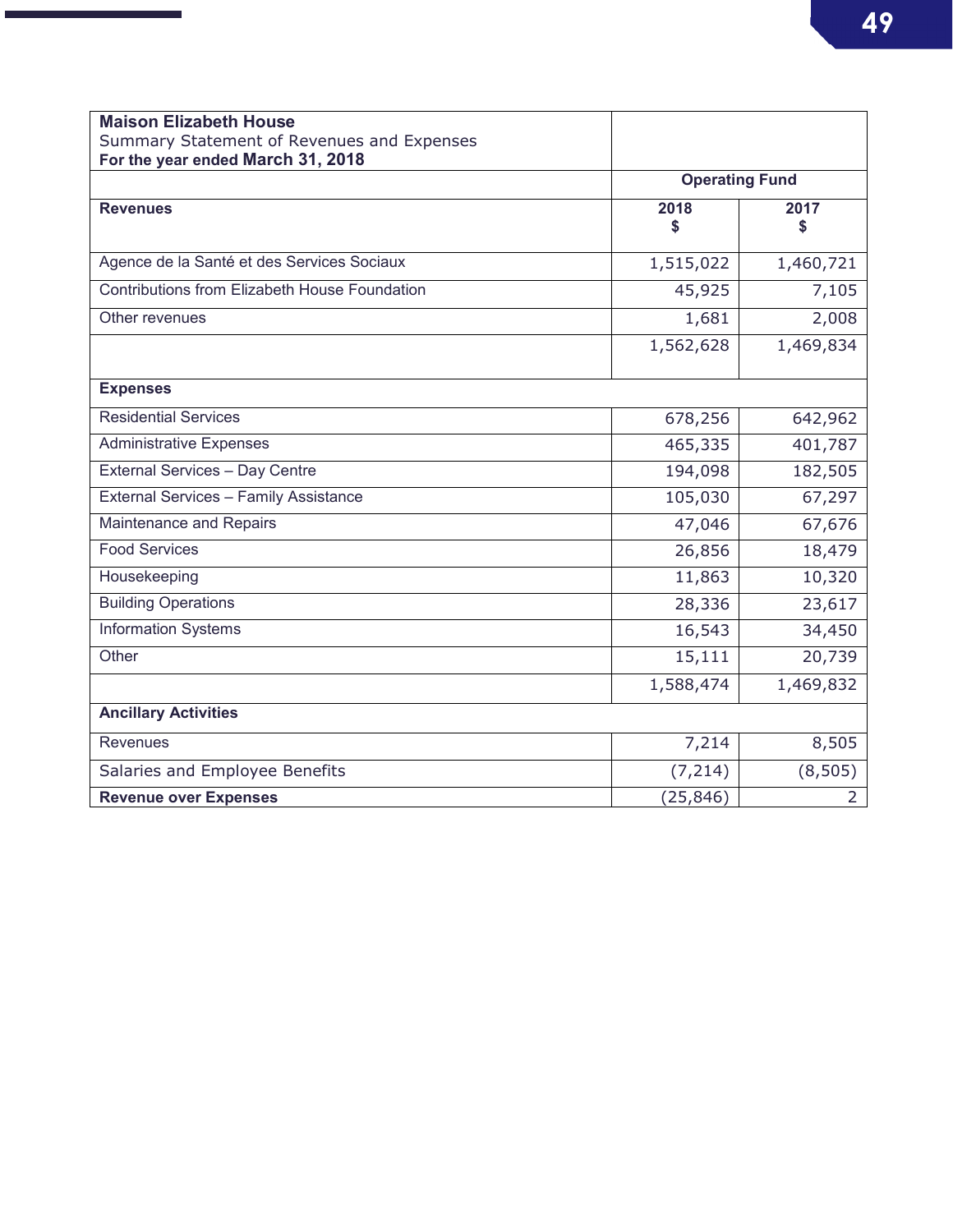| Maison Elizabeth House<br>Summary Statement of Revenues and Expenses<br>For the year ended March 31, 2018 | | |
|---|---|---|
| | Operating Fund | |
| **Revenues** | **2018<br>$** | **2017<br>$** |
| Agence de la Santé et des Services Sociaux | 1,515,022 | 1,460,721 |
| Contributions from Elizabeth House Foundation | 45,925 | 7,105 |
| Other revenues | 1,681 | 2,008 |
| | 1,562,628 | 1,469,834 |
| **Expenses** | | |
| Residential Services | 678,256 | 642,962 |
| Administrative Expenses | 465,335 | 401,787 |
| External Services – Day Centre | 194,098 | 182,505 |
| External Services – Family Assistance | 105,030 | 67,297 |
| Maintenance and Repairs | 47,046 | 67,676 |
| Food Services | 26,856 | 18,479 |
| Housekeeping | 11,863 | 10,320 |
| Building Operations | 28,336 | 23,617 |
| Information Systems | 16,543 | 34,450 |
| Other | 15,111 | 20,739 |
| | 1,588,474 | 1,469,832 |
| **Ancillary Activities** | | |
| Revenues | 7,214 | 8,505 |
| Salaries and Employee Benefits | (7,214) | (8,505) |
| **Revenue over Expenses** | (25,846) | 2 |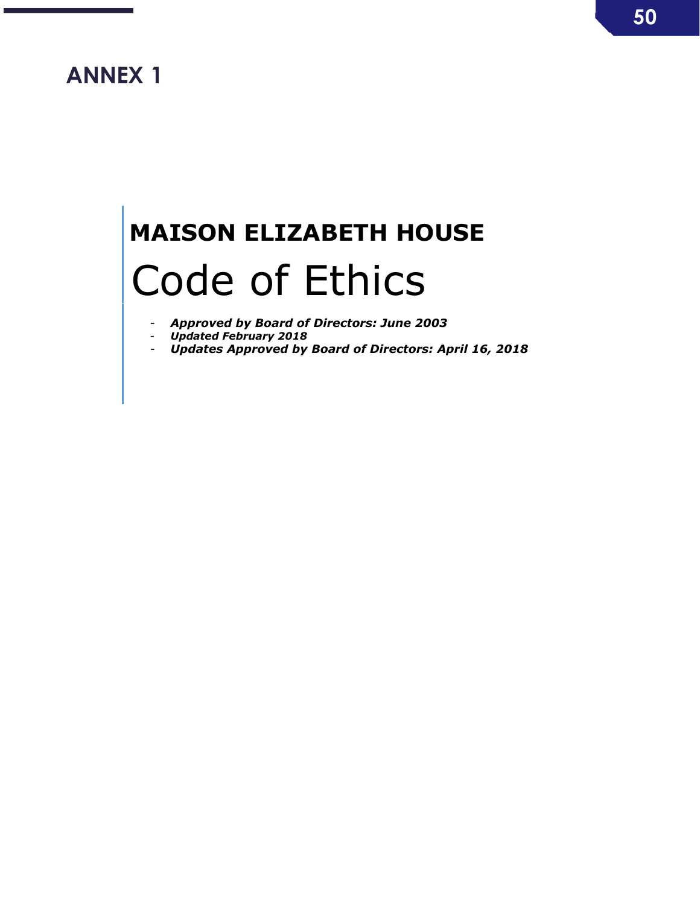## ANNEX 1

**MAISON ELIZABETH HOUSE**

# Code of Ethics

- ***Approved by Board of Directors: June 2003***
- ***Updated February 2018***
- ***Updates Approved by Board of Directors: April 16, 2018***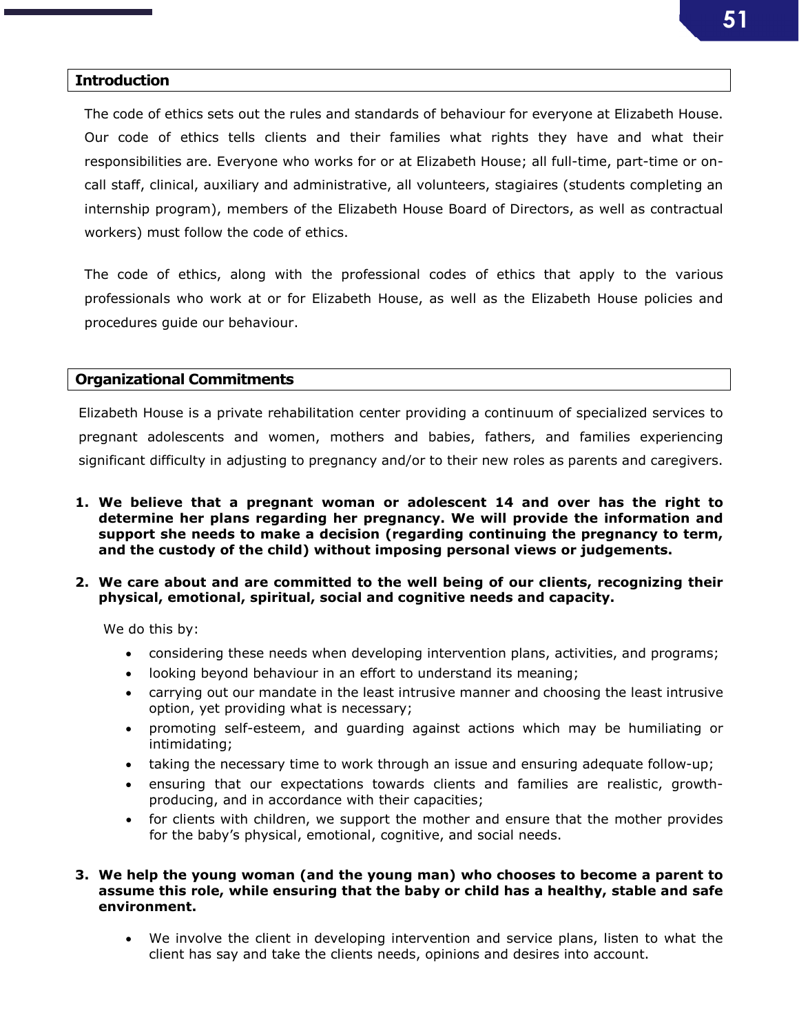## Introduction

The code of ethics sets out the rules and standards of behaviour for everyone at Elizabeth House. Our code of ethics tells clients and their families what rights they have and what their responsibilities are. Everyone who works for or at Elizabeth House; all full-time, part-time or on-call staff, clinical, auxiliary and administrative, all volunteers, stagiaires (students completing an internship program), members of the Elizabeth House Board of Directors, as well as contractual workers) must follow the code of ethics.

The code of ethics, along with the professional codes of ethics that apply to the various professionals who work at or for Elizabeth House, as well as the Elizabeth House policies and procedures guide our behaviour.

## Organizational Commitments

Elizabeth House is a private rehabilitation center providing a continuum of specialized services to pregnant adolescents and women, mothers and babies, fathers, and families experiencing significant difficulty in adjusting to pregnancy and/or to their new roles as parents and caregivers.

1. **We believe that a pregnant woman or adolescent 14 and over has the right to determine her plans regarding her pregnancy. We will provide the information and support she needs to make a decision (regarding continuing the pregnancy to term, and the custody of the child) without imposing personal views or judgements.**

2. **We care about and are committed to the well being of our clients, recognizing their physical, emotional, spiritual, social and cognitive needs and capacity.**

   We do this by:

   - considering these needs when developing intervention plans, activities, and programs;
   - looking beyond behaviour in an effort to understand its meaning;
   - carrying out our mandate in the least intrusive manner and choosing the least intrusive option, yet providing what is necessary;
   - promoting self-esteem, and guarding against actions which may be humiliating or intimidating;
   - taking the necessary time to work through an issue and ensuring adequate follow-up;
   - ensuring that our expectations towards clients and families are realistic, growth-producing, and in accordance with their capacities;
   - for clients with children, we support the mother and ensure that the mother provides for the baby's physical, emotional, cognitive, and social needs.

3. **We help the young woman (and the young man) who chooses to become a parent to assume this role, while ensuring that the baby or child has a healthy, stable and safe environment.**

   - We involve the client in developing intervention and service plans, listen to what the client has say and take the clients needs, opinions and desires into account.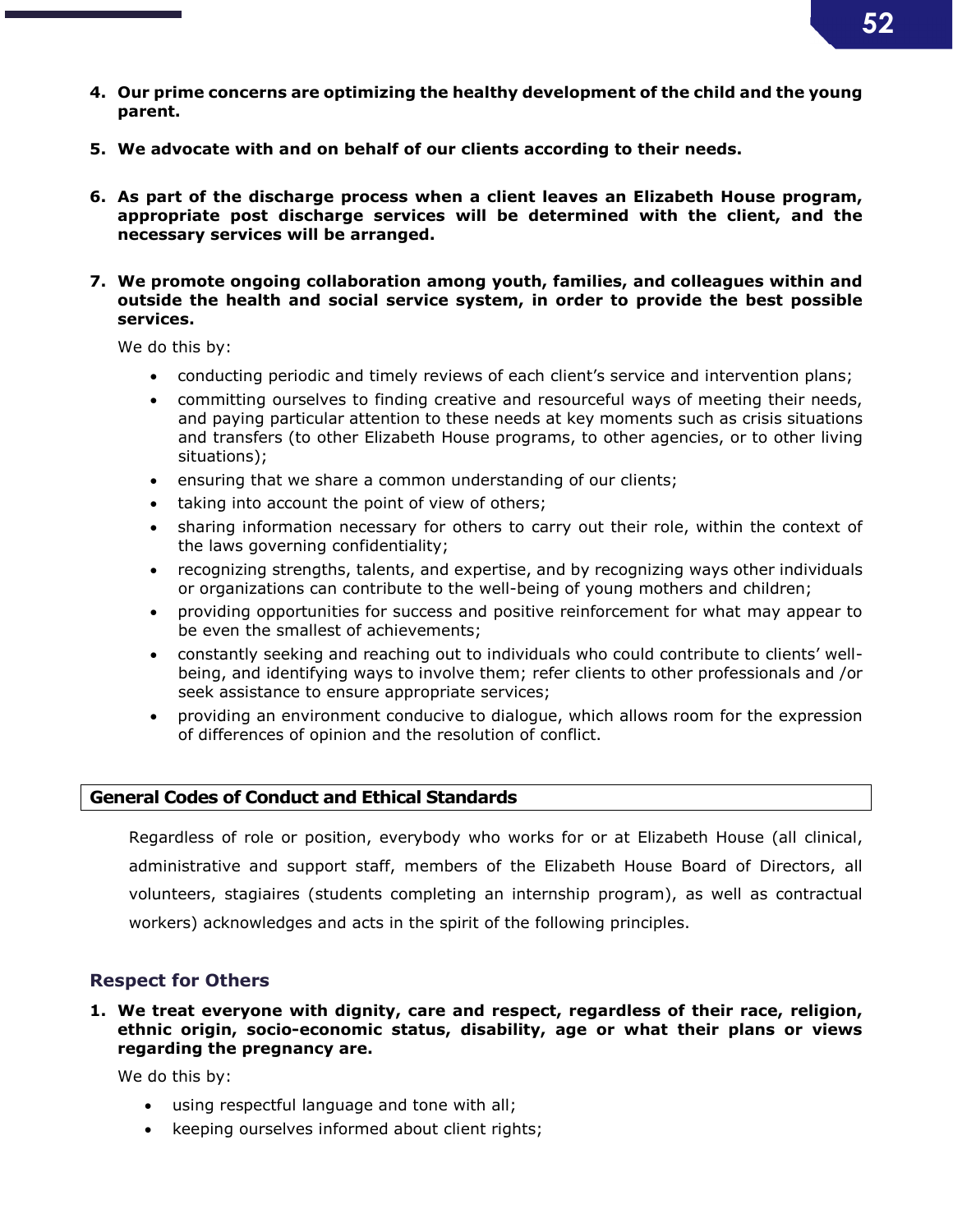4. **Our prime concerns are optimizing the healthy development of the child and the young parent.**

5. **We advocate with and on behalf of our clients according to their needs.**

6. **As part of the discharge process when a client leaves an Elizabeth House program, appropriate post discharge services will be determined with the client, and the necessary services will be arranged.**

7. **We promote ongoing collaboration among youth, families, and colleagues within and outside the health and social service system, in order to provide the best possible services.**

   We do this by:

   - conducting periodic and timely reviews of each client's service and intervention plans;
   - committing ourselves to finding creative and resourceful ways of meeting their needs, and paying particular attention to these needs at key moments such as crisis situations and transfers (to other Elizabeth House programs, to other agencies, or to other living situations);
   - ensuring that we share a common understanding of our clients;
   - taking into account the point of view of others;
   - sharing information necessary for others to carry out their role, within the context of the laws governing confidentiality;
   - recognizing strengths, talents, and expertise, and by recognizing ways other individuals or organizations can contribute to the well-being of young mothers and children;
   - providing opportunities for success and positive reinforcement for what may appear to be even the smallest of achievements;
   - constantly seeking and reaching out to individuals who could contribute to clients' well-being, and identifying ways to involve them; refer clients to other professionals and /or seek assistance to ensure appropriate services;
   - providing an environment conducive to dialogue, which allows room for the expression of differences of opinion and the resolution of conflict.

## General Codes of Conduct and Ethical Standards

Regardless of role or position, everybody who works for or at Elizabeth House (all clinical, administrative and support staff, members of the Elizabeth House Board of Directors, all volunteers, stagiaires (students completing an internship program), as well as contractual workers) acknowledges and acts in the spirit of the following principles.

### Respect for Others

1. **We treat everyone with dignity, care and respect, regardless of their race, religion, ethnic origin, socio-economic status, disability, age or what their plans or views regarding the pregnancy are.**

   We do this by:

   - using respectful language and tone with all;
   - keeping ourselves informed about client rights;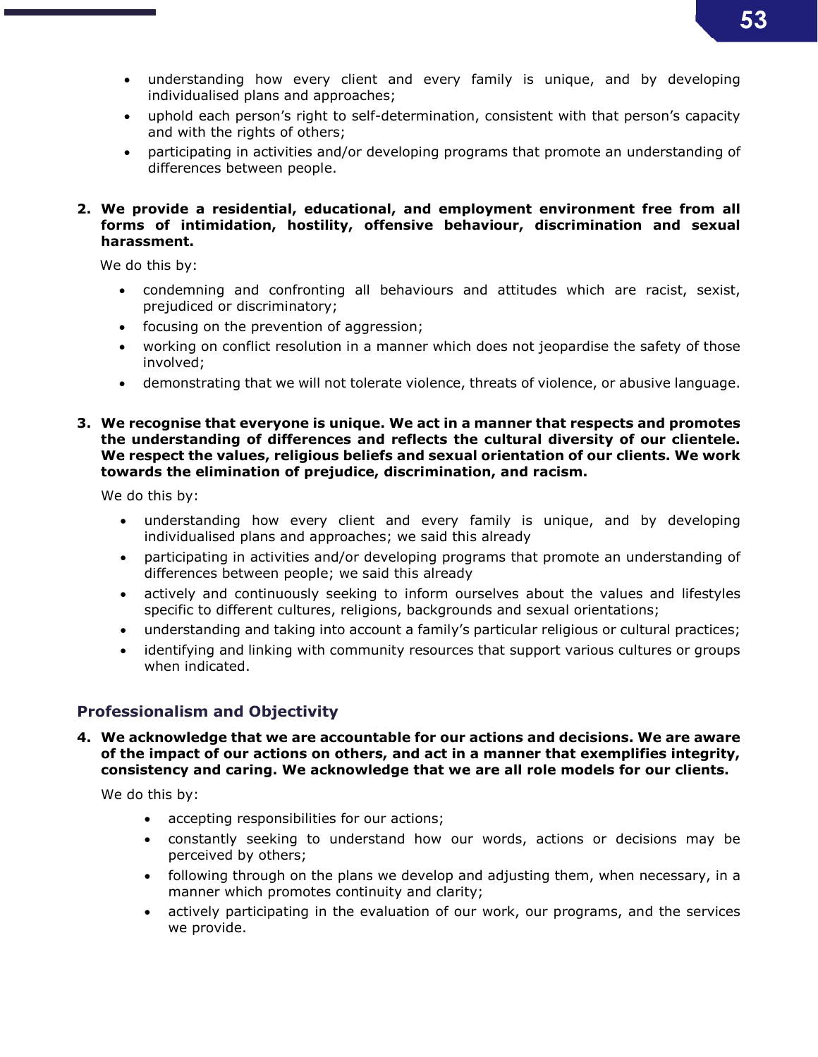- understanding how every client and every family is unique, and by developing individualised plans and approaches;
- uphold each person's right to self-determination, consistent with that person's capacity and with the rights of others;
- participating in activities and/or developing programs that promote an understanding of differences between people.

**2. We provide a residential, educational, and employment environment free from all forms of intimidation, hostility, offensive behaviour, discrimination and sexual harassment.**

We do this by:

- condemning and confronting all behaviours and attitudes which are racist, sexist, prejudiced or discriminatory;
- focusing on the prevention of aggression;
- working on conflict resolution in a manner which does not jeopardise the safety of those involved;
- demonstrating that we will not tolerate violence, threats of violence, or abusive language.

**3. We recognise that everyone is unique. We act in a manner that respects and promotes the understanding of differences and reflects the cultural diversity of our clientele. We respect the values, religious beliefs and sexual orientation of our clients. We work towards the elimination of prejudice, discrimination, and racism.**

We do this by:

- understanding how every client and every family is unique, and by developing individualised plans and approaches; we said this already
- participating in activities and/or developing programs that promote an understanding of differences between people; we said this already
- actively and continuously seeking to inform ourselves about the values and lifestyles specific to different cultures, religions, backgrounds and sexual orientations;
- understanding and taking into account a family's particular religious or cultural practices;
- identifying and linking with community resources that support various cultures or groups when indicated.

### Professionalism and Objectivity

**4. We acknowledge that we are accountable for our actions and decisions. We are aware of the impact of our actions on others, and act in a manner that exemplifies integrity, consistency and caring. We acknowledge that we are all role models for our clients.**

We do this by:

- accepting responsibilities for our actions;
- constantly seeking to understand how our words, actions or decisions may be perceived by others;
- following through on the plans we develop and adjusting them, when necessary, in a manner which promotes continuity and clarity;
- actively participating in the evaluation of our work, our programs, and the services we provide.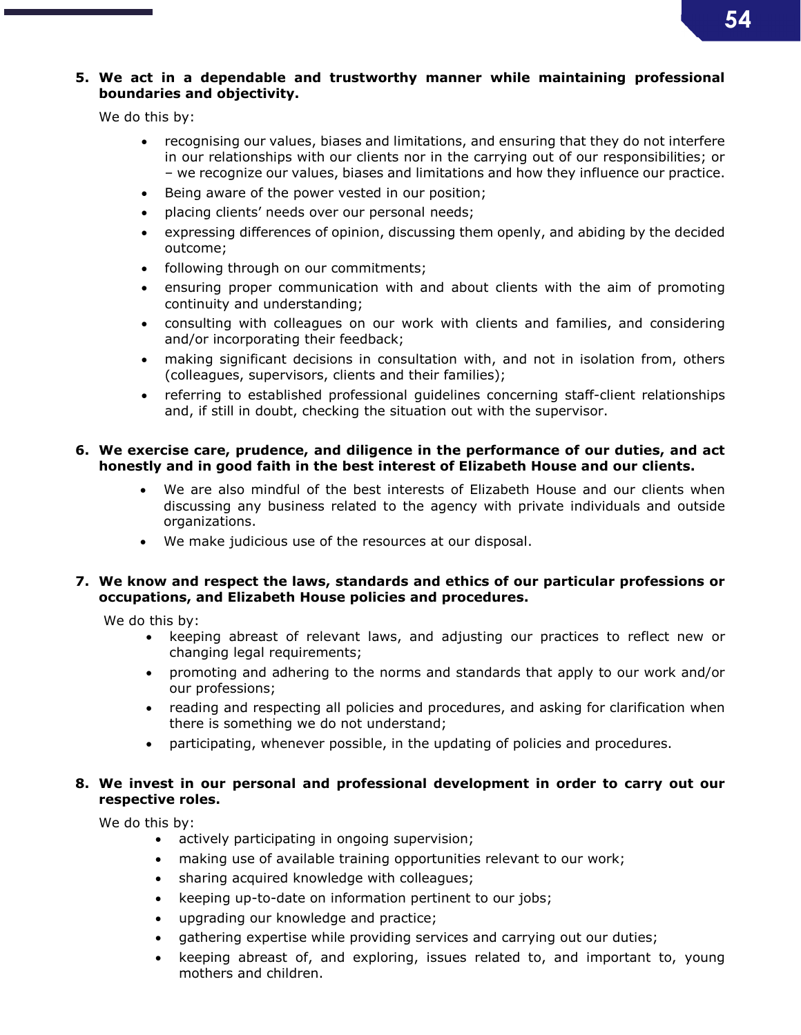5. **We act in a dependable and trustworthy manner while maintaining professional boundaries and objectivity.**

   We do this by:

   - recognising our values, biases and limitations, and ensuring that they do not interfere in our relationships with our clients nor in the carrying out of our responsibilities; or – we recognize our values, biases and limitations and how they influence our practice.
   - Being aware of the power vested in our position;
   - placing clients' needs over our personal needs;
   - expressing differences of opinion, discussing them openly, and abiding by the decided outcome;
   - following through on our commitments;
   - ensuring proper communication with and about clients with the aim of promoting continuity and understanding;
   - consulting with colleagues on our work with clients and families, and considering and/or incorporating their feedback;
   - making significant decisions in consultation with, and not in isolation from, others (colleagues, supervisors, clients and their families);
   - referring to established professional guidelines concerning staff-client relationships and, if still in doubt, checking the situation out with the supervisor.

6. **We exercise care, prudence, and diligence in the performance of our duties, and act honestly and in good faith in the best interest of Elizabeth House and our clients.**

   - We are also mindful of the best interests of Elizabeth House and our clients when discussing any business related to the agency with private individuals and outside organizations.
   - We make judicious use of the resources at our disposal.

7. **We know and respect the laws, standards and ethics of our particular professions or occupations, and Elizabeth House policies and procedures.**

   We do this by:

   - keeping abreast of relevant laws, and adjusting our practices to reflect new or changing legal requirements;
   - promoting and adhering to the norms and standards that apply to our work and/or our professions;
   - reading and respecting all policies and procedures, and asking for clarification when there is something we do not understand;
   - participating, whenever possible, in the updating of policies and procedures.

8. **We invest in our personal and professional development in order to carry out our respective roles.**

   We do this by:

   - actively participating in ongoing supervision;
   - making use of available training opportunities relevant to our work;
   - sharing acquired knowledge with colleagues;
   - keeping up-to-date on information pertinent to our jobs;
   - upgrading our knowledge and practice;
   - gathering expertise while providing services and carrying out our duties;
   - keeping abreast of, and exploring, issues related to, and important to, young mothers and children.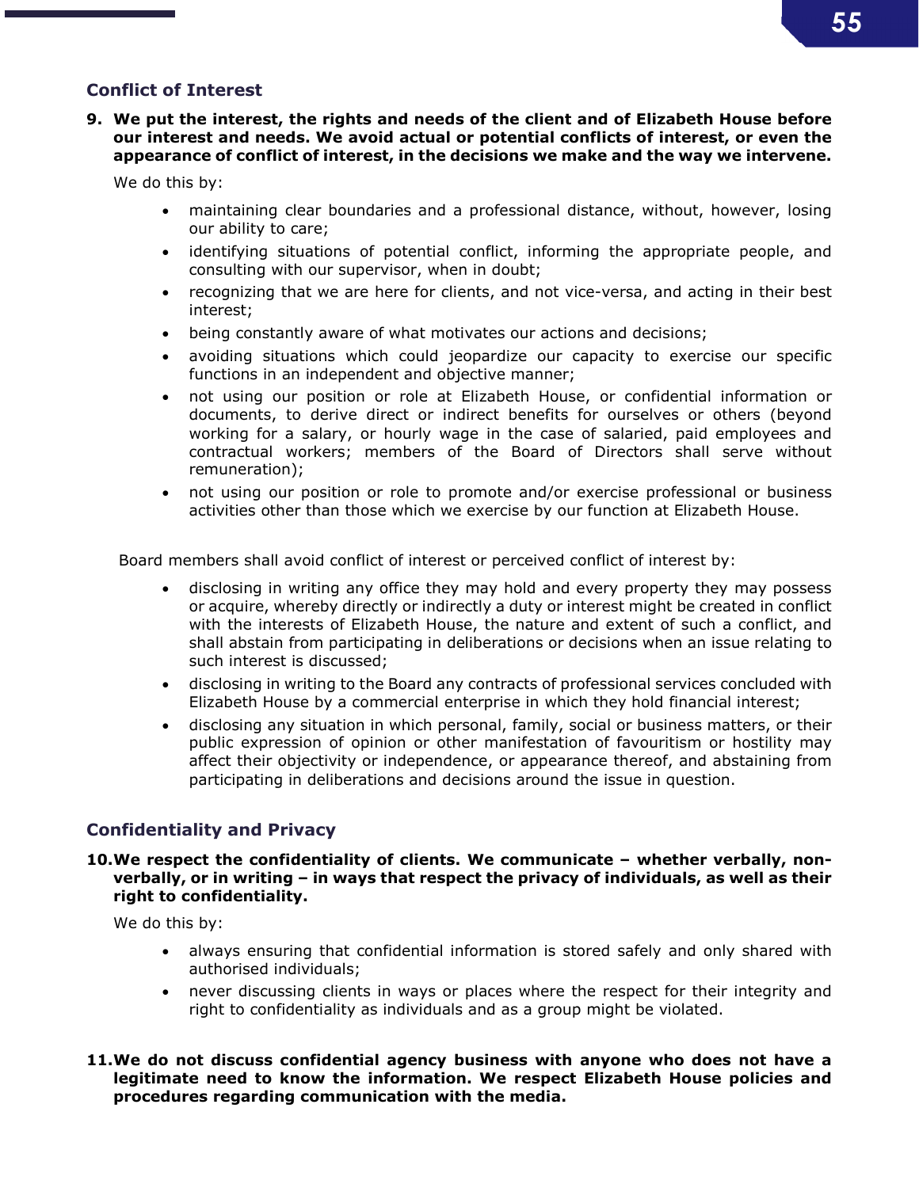## Conflict of Interest

**9. We put the interest, the rights and needs of the client and of Elizabeth House before our interest and needs. We avoid actual or potential conflicts of interest, or even the appearance of conflict of interest, in the decisions we make and the way we intervene.**

We do this by:

- maintaining clear boundaries and a professional distance, without, however, losing our ability to care;
- identifying situations of potential conflict, informing the appropriate people, and consulting with our supervisor, when in doubt;
- recognizing that we are here for clients, and not vice-versa, and acting in their best interest;
- being constantly aware of what motivates our actions and decisions;
- avoiding situations which could jeopardize our capacity to exercise our specific functions in an independent and objective manner;
- not using our position or role at Elizabeth House, or confidential information or documents, to derive direct or indirect benefits for ourselves or others (beyond working for a salary, or hourly wage in the case of salaried, paid employees and contractual workers; members of the Board of Directors shall serve without remuneration);
- not using our position or role to promote and/or exercise professional or business activities other than those which we exercise by our function at Elizabeth House.

Board members shall avoid conflict of interest or perceived conflict of interest by:

- disclosing in writing any office they may hold and every property they may possess or acquire, whereby directly or indirectly a duty or interest might be created in conflict with the interests of Elizabeth House, the nature and extent of such a conflict, and shall abstain from participating in deliberations or decisions when an issue relating to such interest is discussed;
- disclosing in writing to the Board any contracts of professional services concluded with Elizabeth House by a commercial enterprise in which they hold financial interest;
- disclosing any situation in which personal, family, social or business matters, or their public expression of opinion or other manifestation of favouritism or hostility may affect their objectivity or independence, or appearance thereof, and abstaining from participating in deliberations and decisions around the issue in question.

## Confidentiality and Privacy

**10. We respect the confidentiality of clients. We communicate – whether verbally, non-verbally, or in writing – in ways that respect the privacy of individuals, as well as their right to confidentiality.**

We do this by:

- always ensuring that confidential information is stored safely and only shared with authorised individuals;
- never discussing clients in ways or places where the respect for their integrity and right to confidentiality as individuals and as a group might be violated.

**11. We do not discuss confidential agency business with anyone who does not have a legitimate need to know the information. We respect Elizabeth House policies and procedures regarding communication with the media.**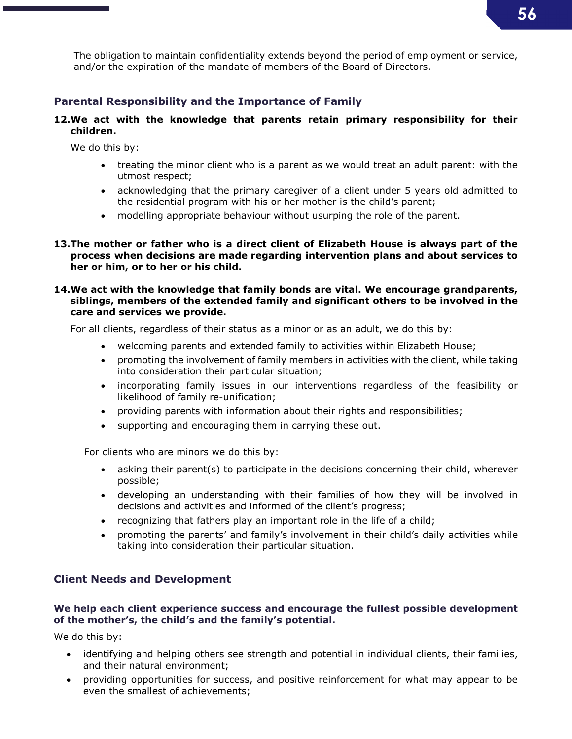The obligation to maintain confidentiality extends beyond the period of employment or service, and/or the expiration of the mandate of members of the Board of Directors.

### Parental Responsibility and the Importance of Family

**12. We act with the knowledge that parents retain primary responsibility for their children.**

We do this by:

- treating the minor client who is a parent as we would treat an adult parent: with the utmost respect;
- acknowledging that the primary caregiver of a client under 5 years old admitted to the residential program with his or her mother is the child's parent;
- modelling appropriate behaviour without usurping the role of the parent.

**13. The mother or father who is a direct client of Elizabeth House is always part of the process when decisions are made regarding intervention plans and about services to her or him, or to her or his child.**

**14. We act with the knowledge that family bonds are vital. We encourage grandparents, siblings, members of the extended family and significant others to be involved in the care and services we provide.**

For all clients, regardless of their status as a minor or as an adult, we do this by:

- welcoming parents and extended family to activities within Elizabeth House;
- promoting the involvement of family members in activities with the client, while taking into consideration their particular situation;
- incorporating family issues in our interventions regardless of the feasibility or likelihood of family re-unification;
- providing parents with information about their rights and responsibilities;
- supporting and encouraging them in carrying these out.

For clients who are minors we do this by:

- asking their parent(s) to participate in the decisions concerning their child, wherever possible;
- developing an understanding with their families of how they will be involved in decisions and activities and informed of the client's progress;
- recognizing that fathers play an important role in the life of a child;
- promoting the parents' and family's involvement in their child's daily activities while taking into consideration their particular situation.

### Client Needs and Development

**We help each client experience success and encourage the fullest possible development of the mother's, the child's and the family's potential.**

We do this by:

- identifying and helping others see strength and potential in individual clients, their families, and their natural environment;
- providing opportunities for success, and positive reinforcement for what may appear to be even the smallest of achievements;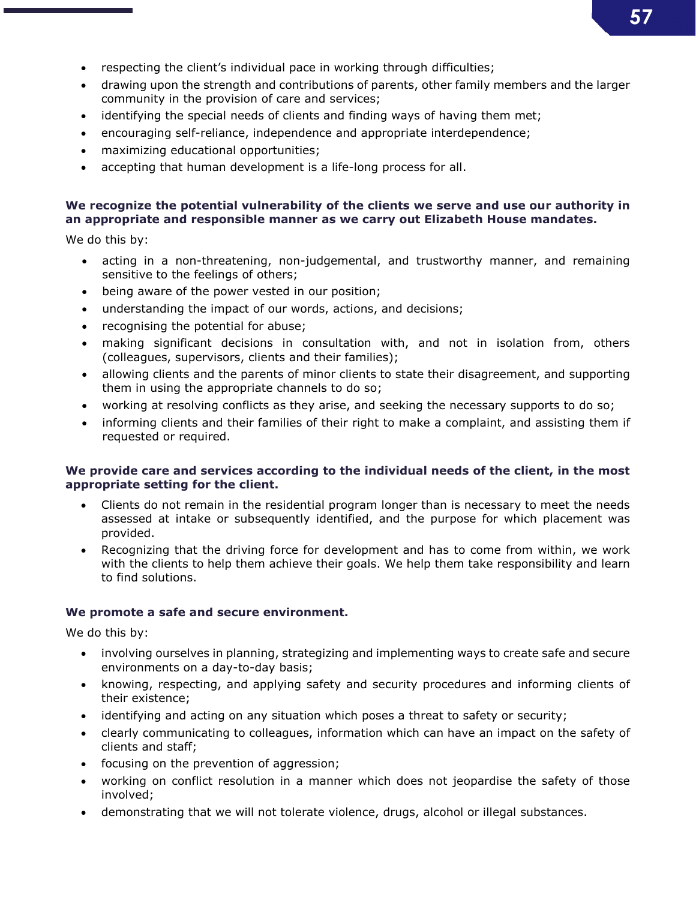- respecting the client's individual pace in working through difficulties;
- drawing upon the strength and contributions of parents, other family members and the larger community in the provision of care and services;
- identifying the special needs of clients and finding ways of having them met;
- encouraging self-reliance, independence and appropriate interdependence;
- maximizing educational opportunities;
- accepting that human development is a life-long process for all.

**We recognize the potential vulnerability of the clients we serve and use our authority in an appropriate and responsible manner as we carry out Elizabeth House mandates.**

We do this by:

- acting in a non-threatening, non-judgemental, and trustworthy manner, and remaining sensitive to the feelings of others;
- being aware of the power vested in our position;
- understanding the impact of our words, actions, and decisions;
- recognising the potential for abuse;
- making significant decisions in consultation with, and not in isolation from, others (colleagues, supervisors, clients and their families);
- allowing clients and the parents of minor clients to state their disagreement, and supporting them in using the appropriate channels to do so;
- working at resolving conflicts as they arise, and seeking the necessary supports to do so;
- informing clients and their families of their right to make a complaint, and assisting them if requested or required.

**We provide care and services according to the individual needs of the client, in the most appropriate setting for the client.**

- Clients do not remain in the residential program longer than is necessary to meet the needs assessed at intake or subsequently identified, and the purpose for which placement was provided.
- Recognizing that the driving force for development and has to come from within, we work with the clients to help them achieve their goals. We help them take responsibility and learn to find solutions.

**We promote a safe and secure environment.**

We do this by:

- involving ourselves in planning, strategizing and implementing ways to create safe and secure environments on a day-to-day basis;
- knowing, respecting, and applying safety and security procedures and informing clients of their existence;
- identifying and acting on any situation which poses a threat to safety or security;
- clearly communicating to colleagues, information which can have an impact on the safety of clients and staff;
- focusing on the prevention of aggression;
- working on conflict resolution in a manner which does not jeopardise the safety of those involved;
- demonstrating that we will not tolerate violence, drugs, alcohol or illegal substances.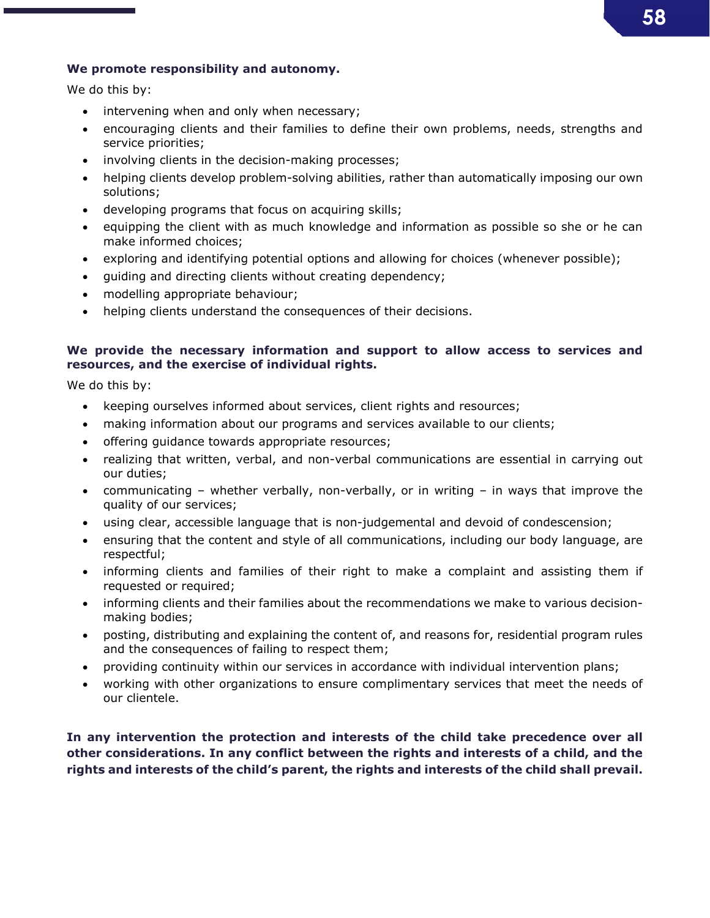**We promote responsibility and autonomy.**

We do this by:

- intervening when and only when necessary;
- encouraging clients and their families to define their own problems, needs, strengths and service priorities;
- involving clients in the decision-making processes;
- helping clients develop problem-solving abilities, rather than automatically imposing our own solutions;
- developing programs that focus on acquiring skills;
- equipping the client with as much knowledge and information as possible so she or he can make informed choices;
- exploring and identifying potential options and allowing for choices (whenever possible);
- guiding and directing clients without creating dependency;
- modelling appropriate behaviour;
- helping clients understand the consequences of their decisions.

**We provide the necessary information and support to allow access to services and resources, and the exercise of individual rights.**

We do this by:

- keeping ourselves informed about services, client rights and resources;
- making information about our programs and services available to our clients;
- offering guidance towards appropriate resources;
- realizing that written, verbal, and non-verbal communications are essential in carrying out our duties;
- communicating – whether verbally, non-verbally, or in writing – in ways that improve the quality of our services;
- using clear, accessible language that is non-judgemental and devoid of condescension;
- ensuring that the content and style of all communications, including our body language, are respectful;
- informing clients and families of their right to make a complaint and assisting them if requested or required;
- informing clients and their families about the recommendations we make to various decision-making bodies;
- posting, distributing and explaining the content of, and reasons for, residential program rules and the consequences of failing to respect them;
- providing continuity within our services in accordance with individual intervention plans;
- working with other organizations to ensure complimentary services that meet the needs of our clientele.

**In any intervention the protection and interests of the child take precedence over all other considerations. In any conflict between the rights and interests of a child, and the rights and interests of the child's parent, the rights and interests of the child shall prevail.**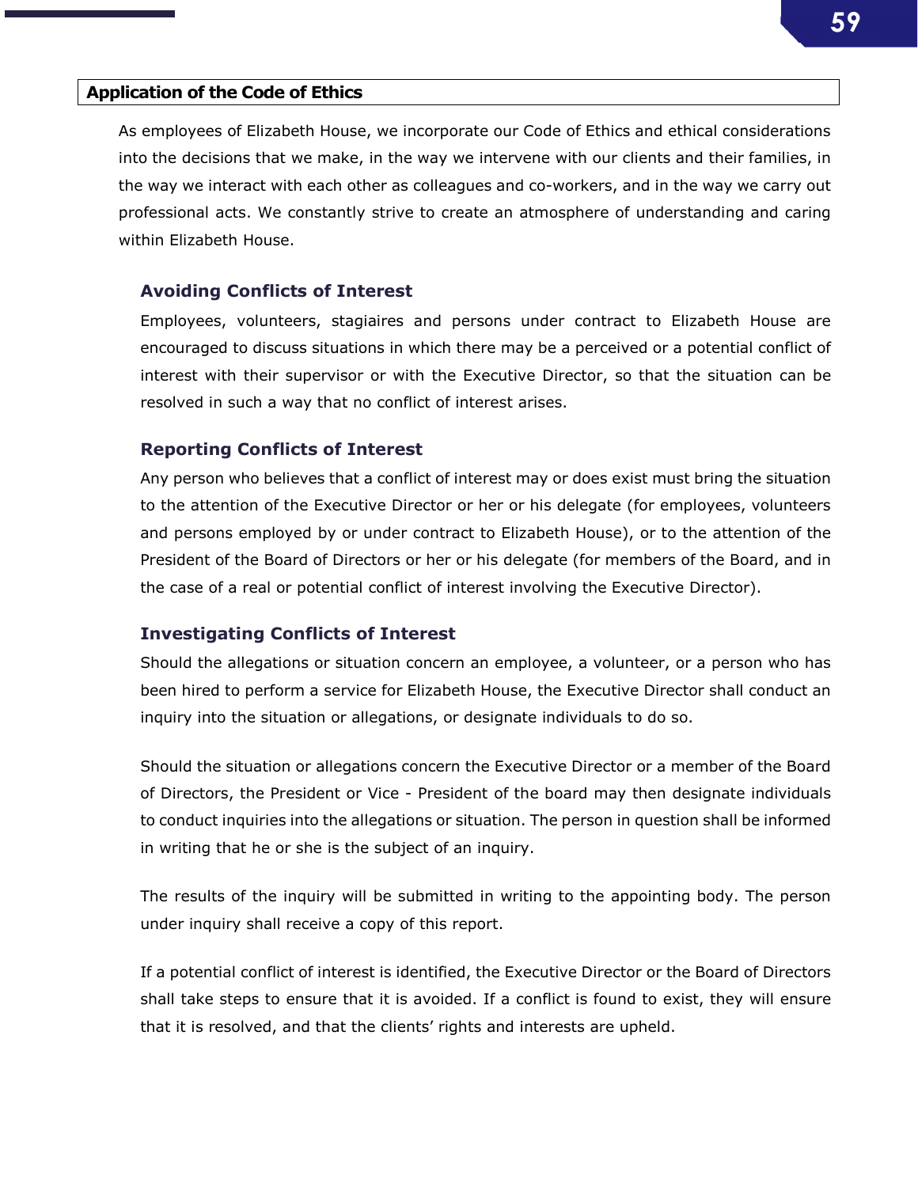## Application of the Code of Ethics

As employees of Elizabeth House, we incorporate our Code of Ethics and ethical considerations into the decisions that we make, in the way we intervene with our clients and their families, in the way we interact with each other as colleagues and co-workers, and in the way we carry out professional acts. We constantly strive to create an atmosphere of understanding and caring within Elizabeth House.

### Avoiding Conflicts of Interest

Employees, volunteers, stagiaires and persons under contract to Elizabeth House are encouraged to discuss situations in which there may be a perceived or a potential conflict of interest with their supervisor or with the Executive Director, so that the situation can be resolved in such a way that no conflict of interest arises.

### Reporting Conflicts of Interest

Any person who believes that a conflict of interest may or does exist must bring the situation to the attention of the Executive Director or her or his delegate (for employees, volunteers and persons employed by or under contract to Elizabeth House), or to the attention of the President of the Board of Directors or her or his delegate (for members of the Board, and in the case of a real or potential conflict of interest involving the Executive Director).

### Investigating Conflicts of Interest

Should the allegations or situation concern an employee, a volunteer, or a person who has been hired to perform a service for Elizabeth House, the Executive Director shall conduct an inquiry into the situation or allegations, or designate individuals to do so.

Should the situation or allegations concern the Executive Director or a member of the Board of Directors, the President or Vice - President of the board may then designate individuals to conduct inquiries into the allegations or situation. The person in question shall be informed in writing that he or she is the subject of an inquiry.

The results of the inquiry will be submitted in writing to the appointing body. The person under inquiry shall receive a copy of this report.

If a potential conflict of interest is identified, the Executive Director or the Board of Directors shall take steps to ensure that it is avoided. If a conflict is found to exist, they will ensure that it is resolved, and that the clients' rights and interests are upheld.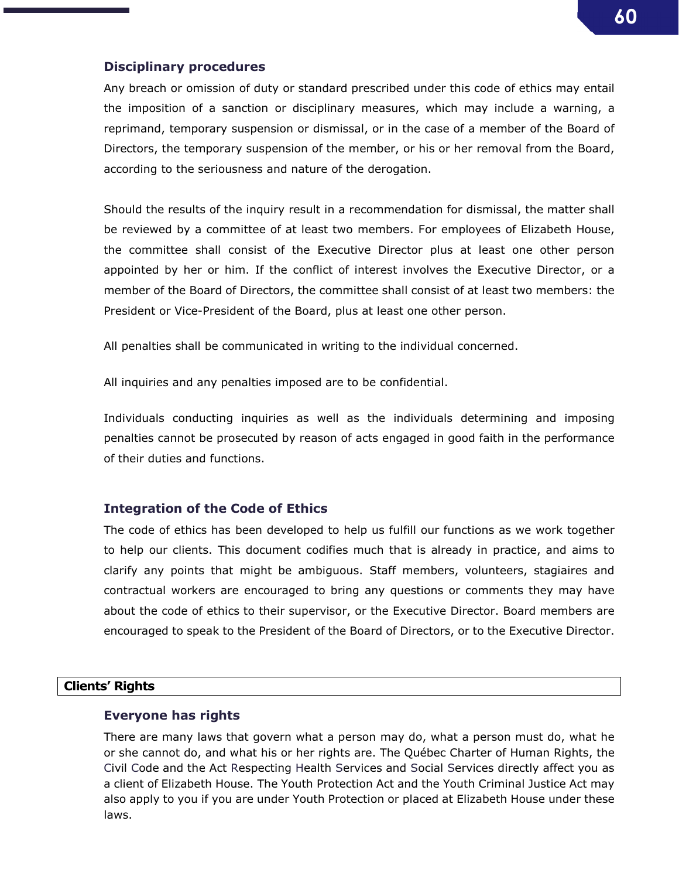### Disciplinary procedures

Any breach or omission of duty or standard prescribed under this code of ethics may entail the imposition of a sanction or disciplinary measures, which may include a warning, a reprimand, temporary suspension or dismissal, or in the case of a member of the Board of Directors, the temporary suspension of the member, or his or her removal from the Board, according to the seriousness and nature of the derogation.

Should the results of the inquiry result in a recommendation for dismissal, the matter shall be reviewed by a committee of at least two members. For employees of Elizabeth House, the committee shall consist of the Executive Director plus at least one other person appointed by her or him. If the conflict of interest involves the Executive Director, or a member of the Board of Directors, the committee shall consist of at least two members: the President or Vice-President of the Board, plus at least one other person.

All penalties shall be communicated in writing to the individual concerned.

All inquiries and any penalties imposed are to be confidential.

Individuals conducting inquiries as well as the individuals determining and imposing penalties cannot be prosecuted by reason of acts engaged in good faith in the performance of their duties and functions.

### Integration of the Code of Ethics

The code of ethics has been developed to help us fulfill our functions as we work together to help our clients. This document codifies much that is already in practice, and aims to clarify any points that might be ambiguous. Staff members, volunteers, stagiaires and contractual workers are encouraged to bring any questions or comments they may have about the code of ethics to their supervisor, or the Executive Director. Board members are encouraged to speak to the President of the Board of Directors, or to the Executive Director.

## Clients' Rights

### Everyone has rights

There are many laws that govern what a person may do, what a person must do, what he or she cannot do, and what his or her rights are. The Québec Charter of Human Rights, the Civil Code and the Act Respecting Health Services and Social Services directly affect you as a client of Elizabeth House. The Youth Protection Act and the Youth Criminal Justice Act may also apply to you if you are under Youth Protection or placed at Elizabeth House under these laws.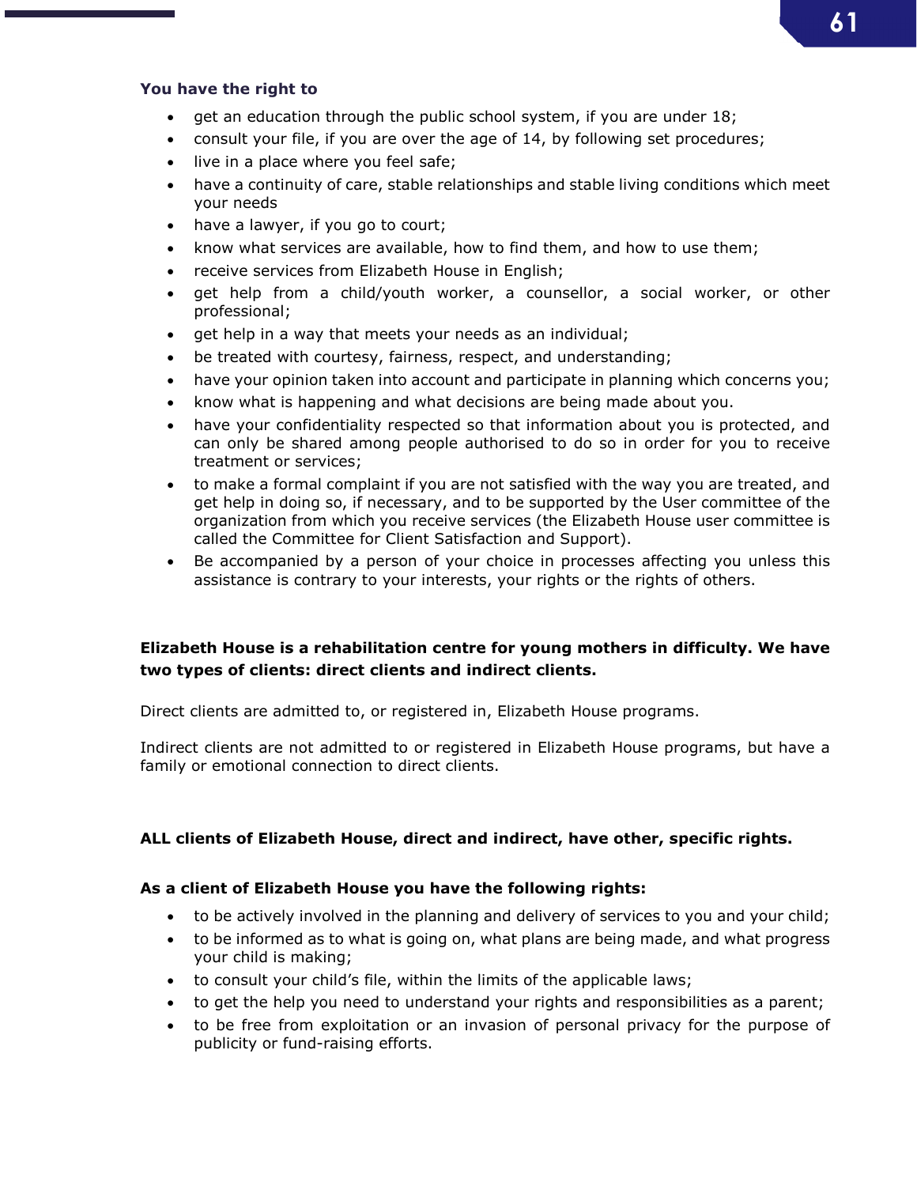**You have the right to**

- get an education through the public school system, if you are under 18;
- consult your file, if you are over the age of 14, by following set procedures;
- live in a place where you feel safe;
- have a continuity of care, stable relationships and stable living conditions which meet your needs
- have a lawyer, if you go to court;
- know what services are available, how to find them, and how to use them;
- receive services from Elizabeth House in English;
- get help from a child/youth worker, a counsellor, a social worker, or other professional;
- get help in a way that meets your needs as an individual;
- be treated with courtesy, fairness, respect, and understanding;
- have your opinion taken into account and participate in planning which concerns you;
- know what is happening and what decisions are being made about you.
- have your confidentiality respected so that information about you is protected, and can only be shared among people authorised to do so in order for you to receive treatment or services;
- to make a formal complaint if you are not satisfied with the way you are treated, and get help in doing so, if necessary, and to be supported by the User committee of the organization from which you receive services (the Elizabeth House user committee is called the Committee for Client Satisfaction and Support).
- Be accompanied by a person of your choice in processes affecting you unless this assistance is contrary to your interests, your rights or the rights of others.

**Elizabeth House is a rehabilitation centre for young mothers in difficulty. We have two types of clients: direct clients and indirect clients.**

Direct clients are admitted to, or registered in, Elizabeth House programs.

Indirect clients are not admitted to or registered in Elizabeth House programs, but have a family or emotional connection to direct clients.

**ALL clients of Elizabeth House, direct and indirect, have other, specific rights.**

**As a client of Elizabeth House you have the following rights:**

- to be actively involved in the planning and delivery of services to you and your child;
- to be informed as to what is going on, what plans are being made, and what progress your child is making;
- to consult your child's file, within the limits of the applicable laws;
- to get the help you need to understand your rights and responsibilities as a parent;
- to be free from exploitation or an invasion of personal privacy for the purpose of publicity or fund-raising efforts.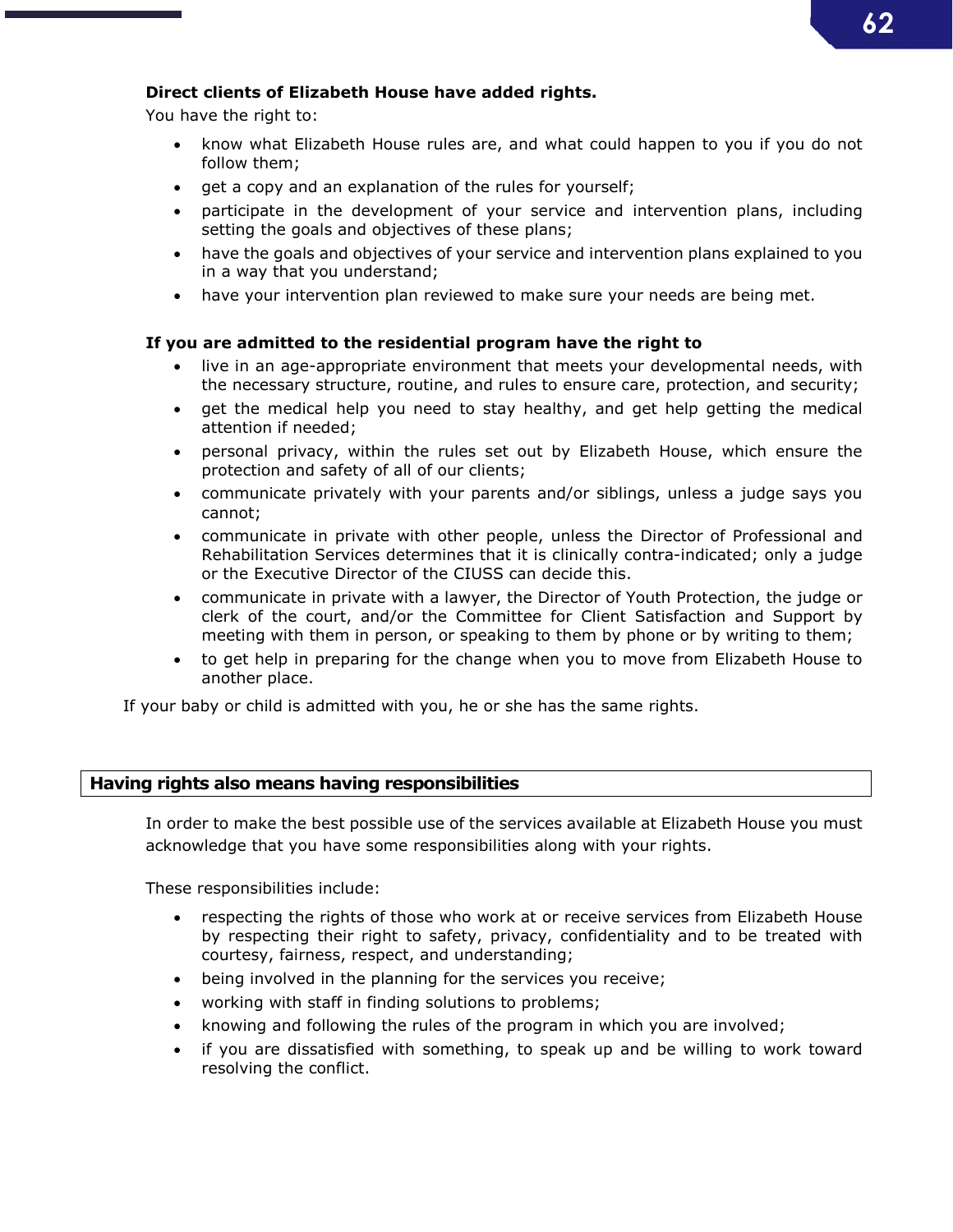**Direct clients of Elizabeth House have added rights.**

You have the right to:

- know what Elizabeth House rules are, and what could happen to you if you do not follow them;
- get a copy and an explanation of the rules for yourself;
- participate in the development of your service and intervention plans, including setting the goals and objectives of these plans;
- have the goals and objectives of your service and intervention plans explained to you in a way that you understand;
- have your intervention plan reviewed to make sure your needs are being met.

**If you are admitted to the residential program have the right to**

- live in an age-appropriate environment that meets your developmental needs, with the necessary structure, routine, and rules to ensure care, protection, and security;
- get the medical help you need to stay healthy, and get help getting the medical attention if needed;
- personal privacy, within the rules set out by Elizabeth House, which ensure the protection and safety of all of our clients;
- communicate privately with your parents and/or siblings, unless a judge says you cannot;
- communicate in private with other people, unless the Director of Professional and Rehabilitation Services determines that it is clinically contra-indicated; only a judge or the Executive Director of the CIUSS can decide this.
- communicate in private with a lawyer, the Director of Youth Protection, the judge or clerk of the court, and/or the Committee for Client Satisfaction and Support by meeting with them in person, or speaking to them by phone or by writing to them;
- to get help in preparing for the change when you to move from Elizabeth House to another place.

If your baby or child is admitted with you, he or she has the same rights.

## Having rights also means having responsibilities

In order to make the best possible use of the services available at Elizabeth House you must acknowledge that you have some responsibilities along with your rights.

These responsibilities include:

- respecting the rights of those who work at or receive services from Elizabeth House by respecting their right to safety, privacy, confidentiality and to be treated with courtesy, fairness, respect, and understanding;
- being involved in the planning for the services you receive;
- working with staff in finding solutions to problems;
- knowing and following the rules of the program in which you are involved;
- if you are dissatisfied with something, to speak up and be willing to work toward resolving the conflict.